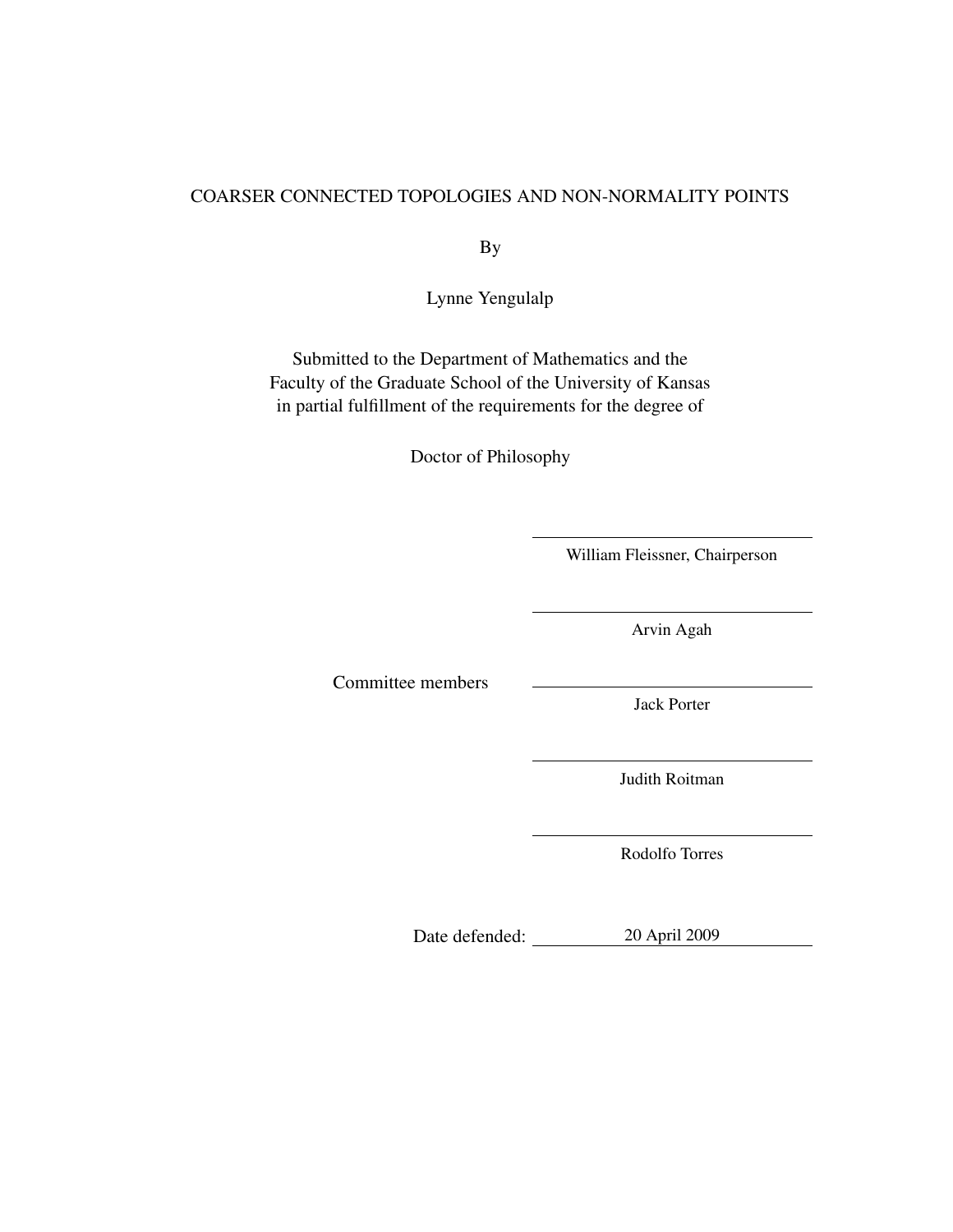# COARSER CONNECTED TOPOLOGIES AND NON-NORMALITY POINTS

By

Lynne Yengulalp

Submitted to the Department of Mathematics and the
Faculty of the Graduate School of the University of Kansas
in partial fulfillment of the requirements for the degree of

Doctor of Philosophy

William Fleissner, Chairperson

Committee members

Arvin Agah

Jack Porter

Judith Roitman

Rodolfo Torres

Date defended: 20 April 2009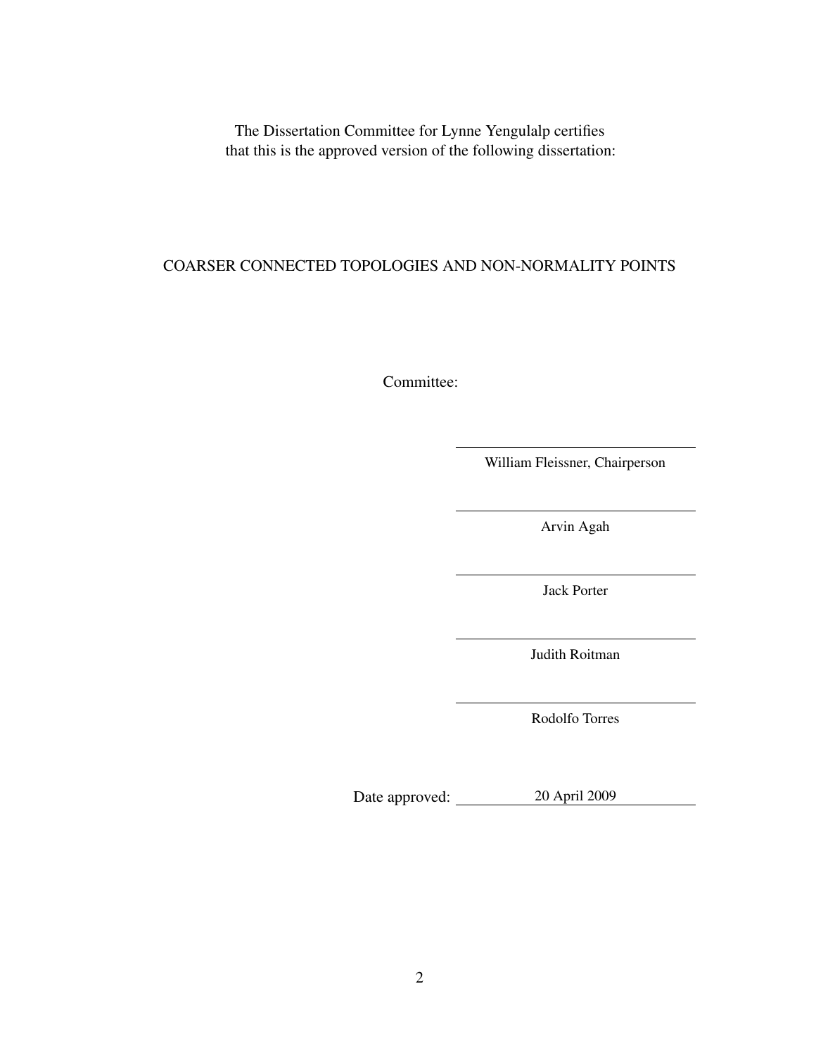The Dissertation Committee for Lynne Yengulalp certifies
that this is the approved version of the following dissertation:

COARSER CONNECTED TOPOLOGIES AND NON-NORMALITY POINTS

Committee:

William Fleissner, Chairperson

Arvin Agah

Jack Porter

Judith Roitman

Rodolfo Torres

Date approved: 20 April 2009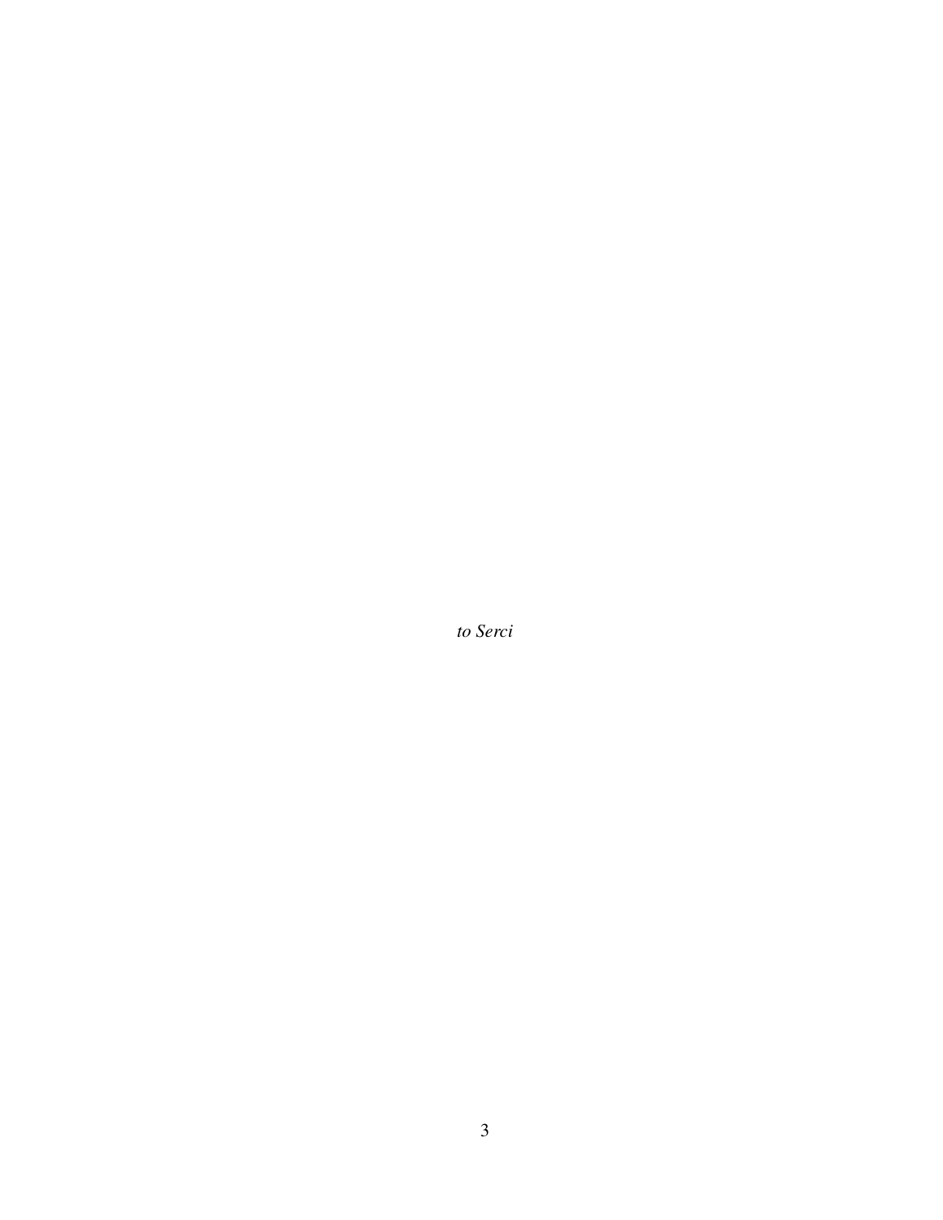*to Serci*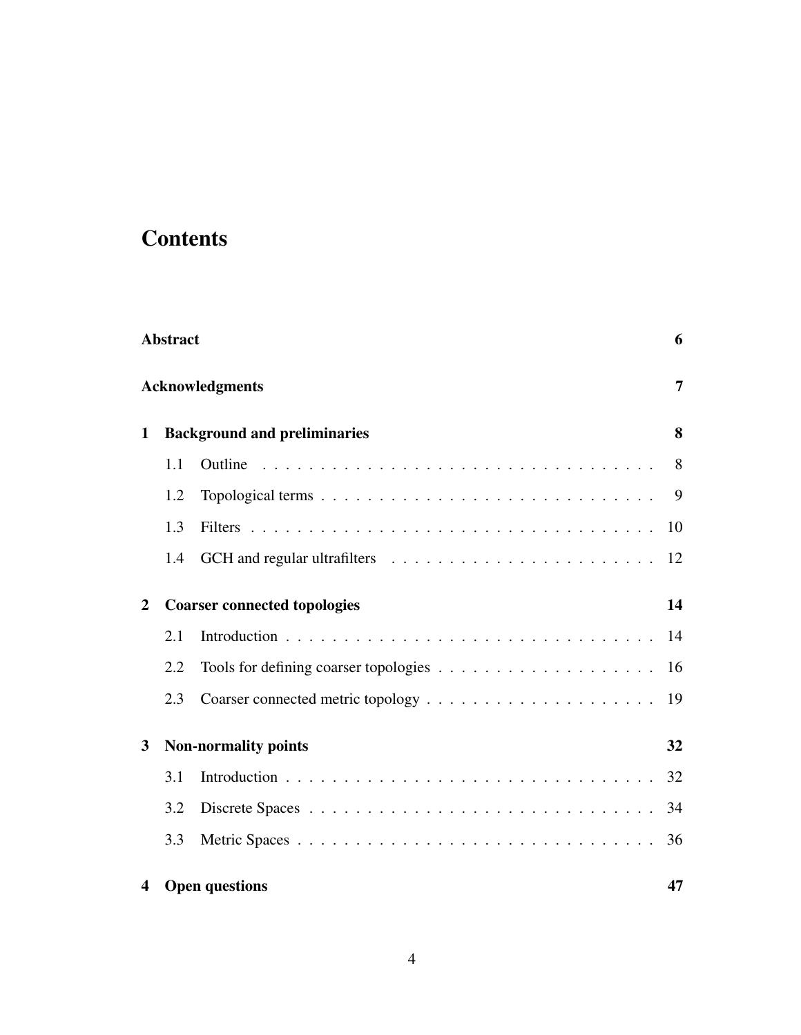# Contents

**Abstract** 6

**Acknowledgments** 7

**1 Background and preliminaries** 8

- 1.1 Outline . . . . . . . . . . . . . . . . . . . . . . . . . . . . . . . . . . 8
- 1.2 Topological terms . . . . . . . . . . . . . . . . . . . . . . . . . . . . . 9
- 1.3 Filters . . . . . . . . . . . . . . . . . . . . . . . . . . . . . . . . . . . 10
- 1.4 GCH and regular ultrafilters . . . . . . . . . . . . . . . . . . . . . . . 12

**2 Coarser connected topologies** 14

- 2.1 Introduction . . . . . . . . . . . . . . . . . . . . . . . . . . . . . . . . 14
- 2.2 Tools for defining coarser topologies . . . . . . . . . . . . . . . . . . . 16
- 2.3 Coarser connected metric topology . . . . . . . . . . . . . . . . . . . . 19

**3 Non-normality points** 32

- 3.1 Introduction . . . . . . . . . . . . . . . . . . . . . . . . . . . . . . . . 32
- 3.2 Discrete Spaces . . . . . . . . . . . . . . . . . . . . . . . . . . . . . . 34
- 3.3 Metric Spaces . . . . . . . . . . . . . . . . . . . . . . . . . . . . . . . 36

**4 Open questions** 47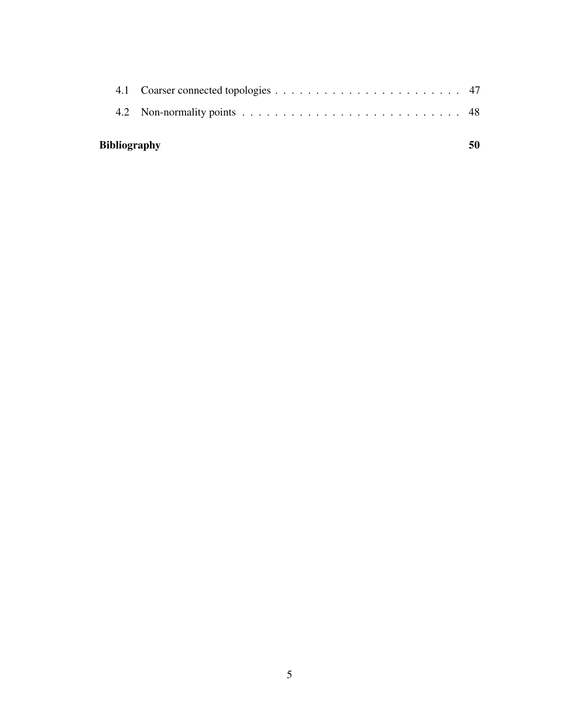4.1 Coarser connected topologies . . . . . . . . . . . . . . . . . . . . . . . 47

4.2 Non-normality points . . . . . . . . . . . . . . . . . . . . . . . . . . . 48

**Bibliography** **50**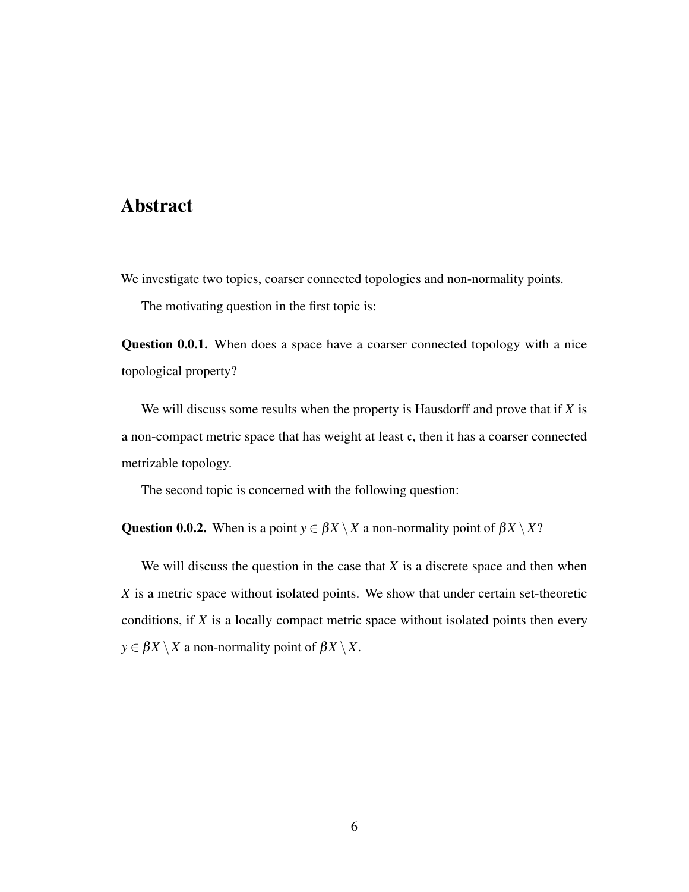# Abstract

We investigate two topics, coarser connected topologies and non-normality points.

The motivating question in the first topic is:

**Question 0.0.1.** When does a space have a coarser connected topology with a nice topological property?

We will discuss some results when the property is Hausdorff and prove that if $X$ is a non-compact metric space that has weight at least $\mathfrak{c}$, then it has a coarser connected metrizable topology.

The second topic is concerned with the following question:

**Question 0.0.2.** When is a point $y \in \beta X \setminus X$ a non-normality point of $\beta X \setminus X$?

We will discuss the question in the case that $X$ is a discrete space and then when $X$ is a metric space without isolated points. We show that under certain set-theoretic conditions, if $X$ is a locally compact metric space without isolated points then every $y \in \beta X \setminus X$ a non-normality point of $\beta X \setminus X$.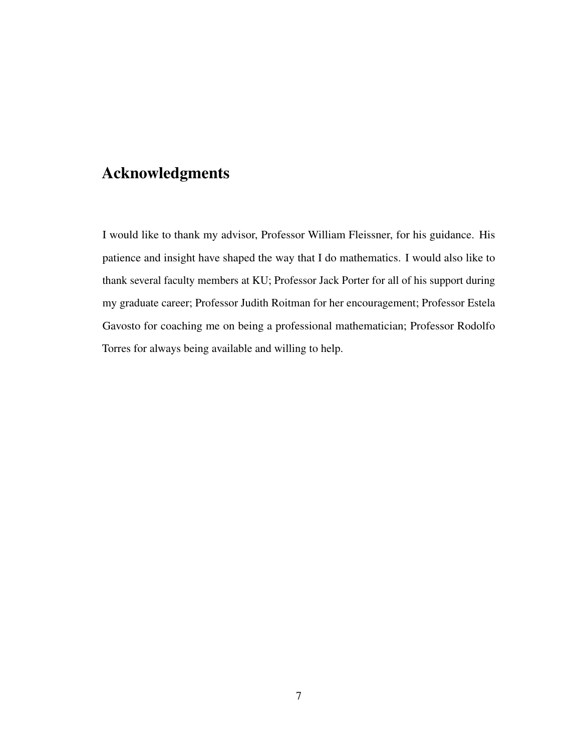# Acknowledgments

I would like to thank my advisor, Professor William Fleissner, for his guidance. His patience and insight have shaped the way that I do mathematics. I would also like to thank several faculty members at KU; Professor Jack Porter for all of his support during my graduate career; Professor Judith Roitman for her encouragement; Professor Estela Gavosto for coaching me on being a professional mathematician; Professor Rodolfo Torres for always being available and willing to help.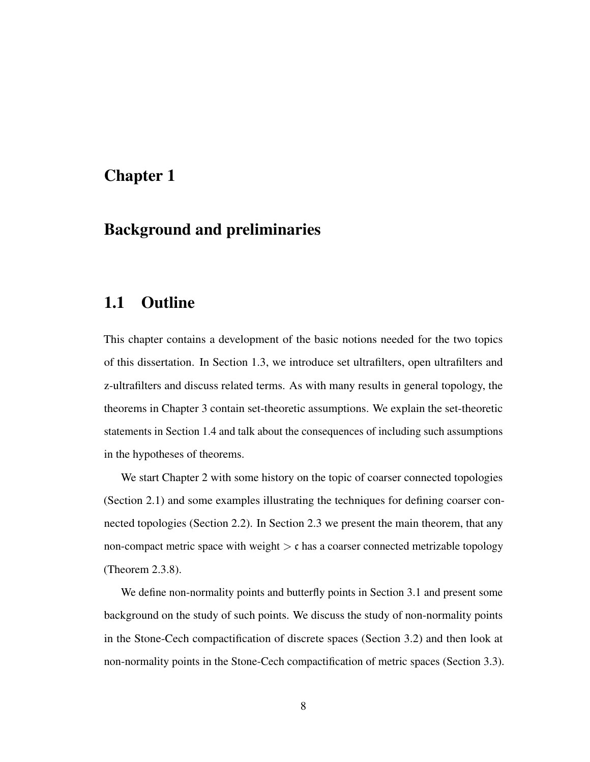# Chapter 1

# Background and preliminaries

## 1.1 Outline

This chapter contains a development of the basic notions needed for the two topics of this dissertation. In Section 1.3, we introduce set ultrafilters, open ultrafilters and z-ultrafilters and discuss related terms. As with many results in general topology, the theorems in Chapter 3 contain set-theoretic assumptions. We explain the set-theoretic statements in Section 1.4 and talk about the consequences of including such assumptions in the hypotheses of theorems.

We start Chapter 2 with some history on the topic of coarser connected topologies (Section 2.1) and some examples illustrating the techniques for defining coarser connected topologies (Section 2.2). In Section 2.3 we present the main theorem, that any non-compact metric space with weight $> \mathfrak{c}$ has a coarser connected metrizable topology (Theorem 2.3.8).

We define non-normality points and butterfly points in Section 3.1 and present some background on the study of such points. We discuss the study of non-normality points in the Stone-Cech compactification of discrete spaces (Section 3.2) and then look at non-normality points in the Stone-Cech compactification of metric spaces (Section 3.3).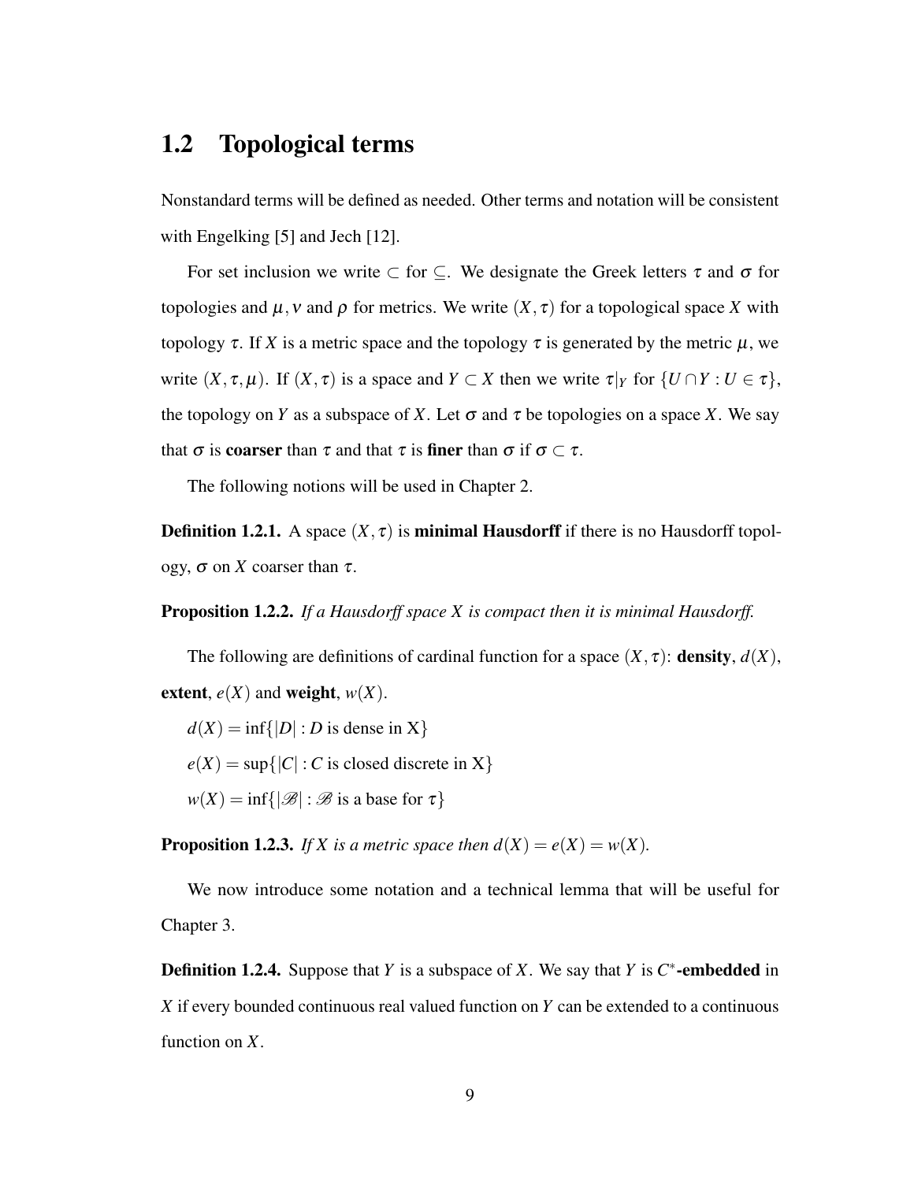## 1.2 Topological terms

Nonstandard terms will be defined as needed. Other terms and notation will be consistent with Engelking [5] and Jech [12].

For set inclusion we write $\subset$ for $\subseteq$. We designate the Greek letters $\tau$ and $\sigma$ for topologies and $\mu, \nu$ and $\rho$ for metrics. We write $(X, \tau)$ for a topological space $X$ with topology $\tau$. If $X$ is a metric space and the topology $\tau$ is generated by the metric $\mu$, we write $(X, \tau, \mu)$. If $(X, \tau)$ is a space and $Y \subset X$ then we write $\tau|_Y$ for $\{U \cap Y : U \in \tau\}$, the topology on $Y$ as a subspace of $X$. Let $\sigma$ and $\tau$ be topologies on a space $X$. We say that $\sigma$ is **coarser** than $\tau$ and that $\tau$ is **finer** than $\sigma$ if $\sigma \subset \tau$.

The following notions will be used in Chapter 2.

**Definition 1.2.1.** A space $(X, \tau)$ is **minimal Hausdorff** if there is no Hausdorff topology, $\sigma$ on $X$ coarser than $\tau$.

**Proposition 1.2.2.** *If a Hausdorff space $X$ is compact then it is minimal Hausdorff.*

The following are definitions of cardinal function for a space $(X, \tau)$: **density**, $d(X)$, **extent**, $e(X)$ and **weight**, $w(X)$.

$d(X) = \inf\{|D| : D \text{ is dense in X}\}$

$e(X) = \sup\{|C| : C \text{ is closed discrete in X}\}$

$w(X) = \inf\{|\mathscr{B}| : \mathscr{B} \text{ is a base for } \tau\}$

**Proposition 1.2.3.** *If $X$ is a metric space then $d(X) = e(X) = w(X)$.*

We now introduce some notation and a technical lemma that will be useful for Chapter 3.

**Definition 1.2.4.** Suppose that $Y$ is a subspace of $X$. We say that $Y$ is **$C^*$-embedded** in $X$ if every bounded continuous real valued function on $Y$ can be extended to a continuous function on $X$.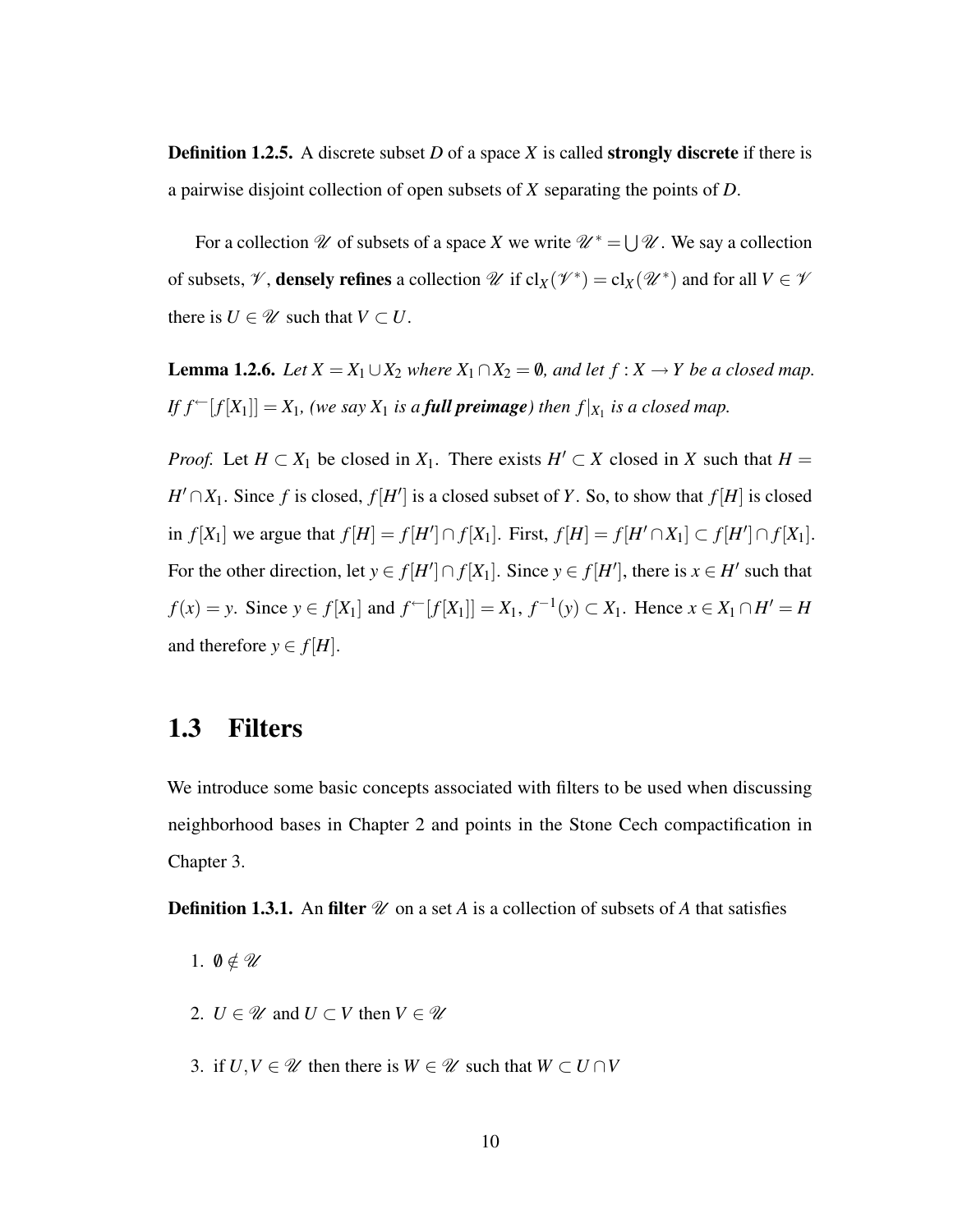**Definition 1.2.5.** A discrete subset $D$ of a space $X$ is called **strongly discrete** if there is a pairwise disjoint collection of open subsets of $X$ separating the points of $D$.

For a collection $\mathscr{U}$ of subsets of a space $X$ we write $\mathscr{U}^* = \bigcup \mathscr{U}$. We say a collection of subsets, $\mathscr{V}$, **densely refines** a collection $\mathscr{U}$ if $\text{cl}_X(\mathscr{V}^*) = \text{cl}_X(\mathscr{U}^*)$ and for all $V \in \mathscr{V}$ there is $U \in \mathscr{U}$ such that $V \subset U$.

**Lemma 1.2.6.** *Let $X = X_1 \cup X_2$ where $X_1 \cap X_2 = \emptyset$, and let $f : X \to Y$ be a closed map. If $f^{\leftarrow}[f[X_1]] = X_1$, (we say $X_1$ is a **full preimage**) then $f|_{X_1}$ is a closed map.*

*Proof.* Let $H \subset X_1$ be closed in $X_1$. There exists $H' \subset X$ closed in $X$ such that $H = H' \cap X_1$. Since $f$ is closed, $f[H']$ is a closed subset of $Y$. So, to show that $f[H]$ is closed in $f[X_1]$ we argue that $f[H] = f[H'] \cap f[X_1]$. First, $f[H] = f[H' \cap X_1] \subset f[H'] \cap f[X_1]$. For the other direction, let $y \in f[H'] \cap f[X_1]$. Since $y \in f[H']$, there is $x \in H'$ such that $f(x) = y$. Since $y \in f[X_1]$ and $f^{\leftarrow}[f[X_1]] = X_1$, $f^{-1}(y) \subset X_1$. Hence $x \in X_1 \cap H' = H$ and therefore $y \in f[H]$.

## 1.3 Filters

We introduce some basic concepts associated with filters to be used when discussing neighborhood bases in Chapter 2 and points in the Stone Cech compactification in Chapter 3.

**Definition 1.3.1.** An **filter** $\mathscr{U}$ on a set $A$ is a collection of subsets of $A$ that satisfies

1. $\emptyset \notin \mathscr{U}$
2. $U \in \mathscr{U}$ and $U \subset V$ then $V \in \mathscr{U}$
3. if $U, V \in \mathscr{U}$ then there is $W \in \mathscr{U}$ such that $W \subset U \cap V$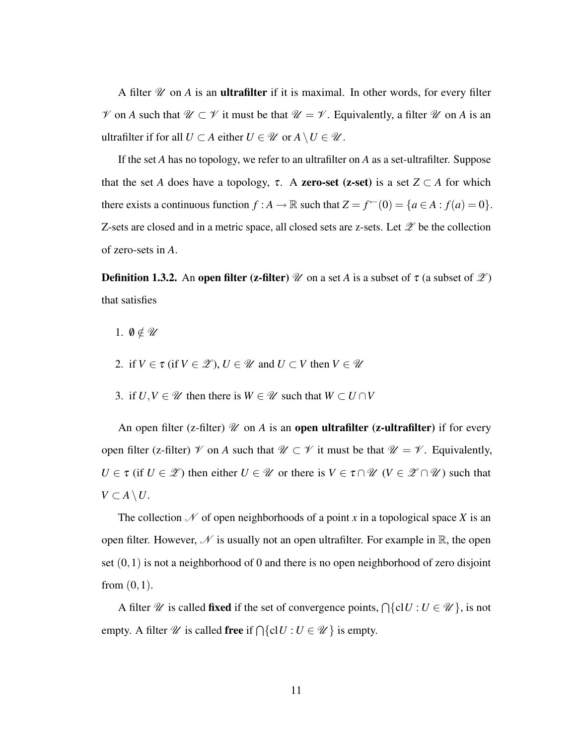A filter $\mathscr{U}$ on $A$ is an **ultrafilter** if it is maximal. In other words, for every filter $\mathscr{V}$ on $A$ such that $\mathscr{U} \subset \mathscr{V}$ it must be that $\mathscr{U} = \mathscr{V}$. Equivalently, a filter $\mathscr{U}$ on $A$ is an ultrafilter if for all $U \subset A$ either $U \in \mathscr{U}$ or $A \setminus U \in \mathscr{U}$.

If the set $A$ has no topology, we refer to an ultrafilter on $A$ as a set-ultrafilter. Suppose that the set $A$ does have a topology, $\tau$. A **zero-set (z-set)** is a set $Z \subset A$ for which there exists a continuous function $f : A \to \mathbb{R}$ such that $Z = f^{\leftarrow}(0) = \{a \in A : f(a) = 0\}$. Z-sets are closed and in a metric space, all closed sets are z-sets. Let $\mathscr{Z}$ be the collection of zero-sets in $A$.

**Definition 1.3.2.** An **open filter (z-filter)** $\mathscr{U}$ on a set $A$ is a subset of $\tau$ (a subset of $\mathscr{Z}$) that satisfies

1. $\emptyset \notin \mathscr{U}$
2. if $V \in \tau$ (if $V \in \mathscr{Z}$), $U \in \mathscr{U}$ and $U \subset V$ then $V \in \mathscr{U}$
3. if $U, V \in \mathscr{U}$ then there is $W \in \mathscr{U}$ such that $W \subset U \cap V$

An open filter (z-filter) $\mathscr{U}$ on $A$ is an **open ultrafilter (z-ultrafilter)** if for every open filter (z-filter) $\mathscr{V}$ on $A$ such that $\mathscr{U} \subset \mathscr{V}$ it must be that $\mathscr{U} = \mathscr{V}$. Equivalently, $U \in \tau$ (if $U \in \mathscr{Z}$) then either $U \in \mathscr{U}$ or there is $V \in \tau \cap \mathscr{U}$ ($V \in \mathscr{Z} \cap \mathscr{U}$) such that $V \subset A \setminus U$.

The collection $\mathscr{N}$ of open neighborhoods of a point $x$ in a topological space $X$ is an open filter. However, $\mathscr{N}$ is usually not an open ultrafilter. For example in $\mathbb{R}$, the open set $(0,1)$ is not a neighborhood of 0 and there is no open neighborhood of zero disjoint from $(0,1)$.

A filter $\mathscr{U}$ is called **fixed** if the set of convergence points, $\bigcap\{\mathrm{cl}\, U : U \in \mathscr{U}\}$, is not empty. A filter $\mathscr{U}$ is called **free** if $\bigcap\{\mathrm{cl}\, U : U \in \mathscr{U}\}$ is empty.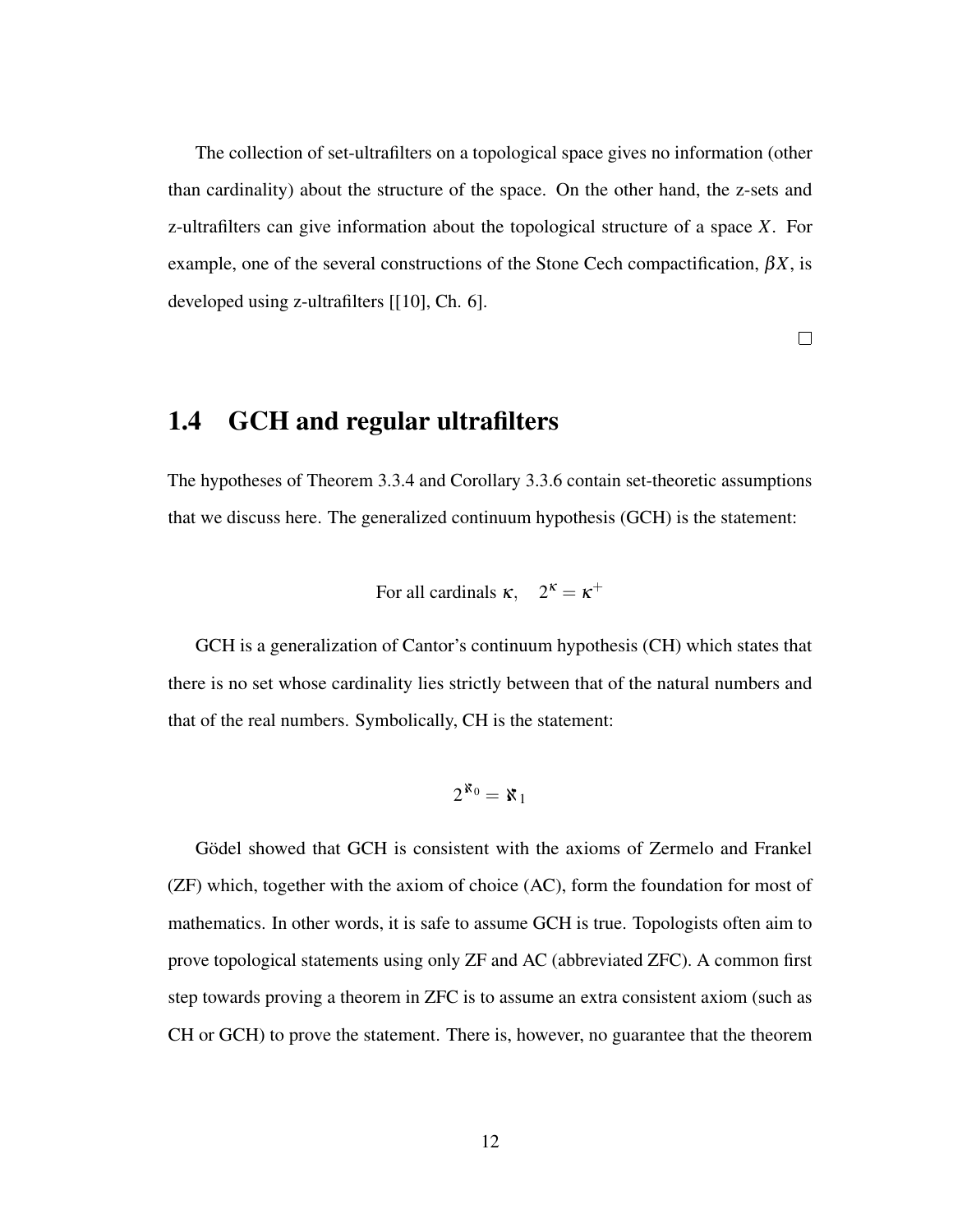The collection of set-ultrafilters on a topological space gives no information (other than cardinality) about the structure of the space. On the other hand, the z-sets and z-ultrafilters can give information about the topological structure of a space $X$. For example, one of the several constructions of the Stone Cech compactification, $\beta X$, is developed using z-ultrafilters [[10], Ch. 6].

□

## 1.4 GCH and regular ultrafilters

The hypotheses of Theorem 3.3.4 and Corollary 3.3.6 contain set-theoretic assumptions that we discuss here. The generalized continuum hypothesis (GCH) is the statement:

$$\text{For all cardinals } \kappa, \quad 2^{\kappa} = \kappa^{+}$$

GCH is a generalization of Cantor's continuum hypothesis (CH) which states that there is no set whose cardinality lies strictly between that of the natural numbers and that of the real numbers. Symbolically, CH is the statement:

$$2^{\aleph_0} = \aleph_1$$

Gödel showed that GCH is consistent with the axioms of Zermelo and Frankel (ZF) which, together with the axiom of choice (AC), form the foundation for most of mathematics. In other words, it is safe to assume GCH is true. Topologists often aim to prove topological statements using only ZF and AC (abbreviated ZFC). A common first step towards proving a theorem in ZFC is to assume an extra consistent axiom (such as CH or GCH) to prove the statement. There is, however, no guarantee that the theorem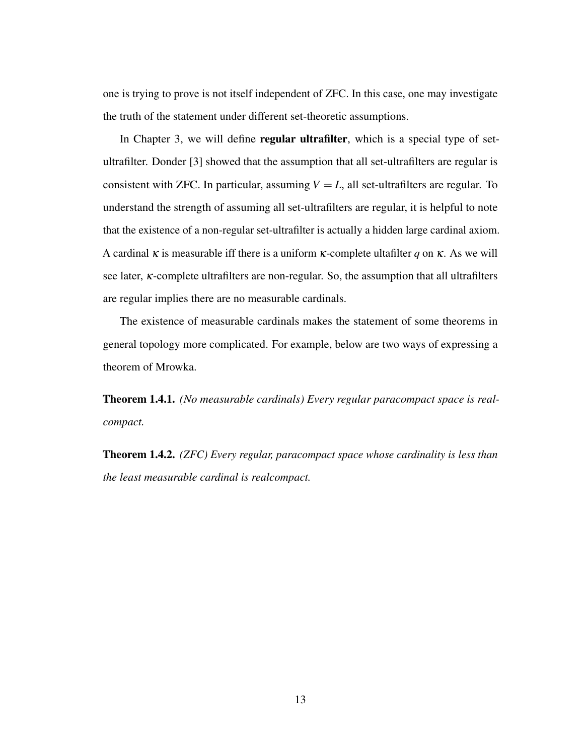one is trying to prove is not itself independent of ZFC. In this case, one may investigate the truth of the statement under different set-theoretic assumptions.

In Chapter 3, we will define **regular ultrafilter**, which is a special type of set-ultrafilter. Donder [3] showed that the assumption that all set-ultrafilters are regular is consistent with ZFC. In particular, assuming $V = L$, all set-ultrafilters are regular. To understand the strength of assuming all set-ultrafilters are regular, it is helpful to note that the existence of a non-regular set-ultrafilter is actually a hidden large cardinal axiom. A cardinal $\kappa$ is measurable iff there is a uniform $\kappa$-complete ultafilter $q$ on $\kappa$. As we will see later, $\kappa$-complete ultrafilters are non-regular. So, the assumption that all ultrafilters are regular implies there are no measurable cardinals.

The existence of measurable cardinals makes the statement of some theorems in general topology more complicated. For example, below are two ways of expressing a theorem of Mrowka.

**Theorem 1.4.1.** *(No measurable cardinals) Every regular paracompact space is realcompact.*

**Theorem 1.4.2.** *(ZFC) Every regular, paracompact space whose cardinality is less than the least measurable cardinal is realcompact.*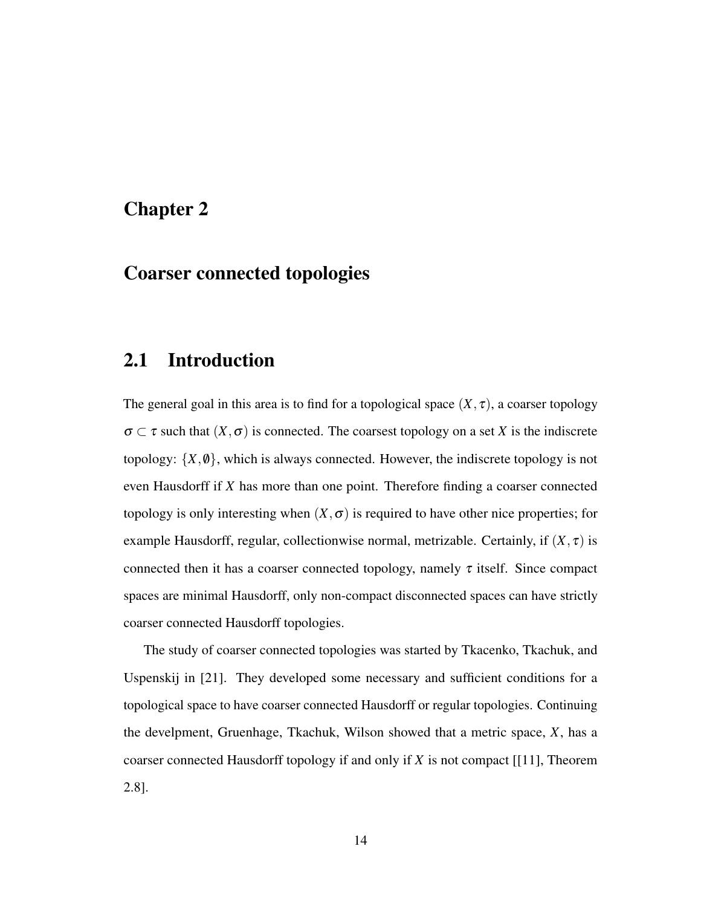# Chapter 2

# Coarser connected topologies

## 2.1 Introduction

The general goal in this area is to find for a topological space $(X, \tau)$, a coarser topology $\sigma \subset \tau$ such that $(X, \sigma)$ is connected. The coarsest topology on a set $X$ is the indiscrete topology: $\{X, \emptyset\}$, which is always connected. However, the indiscrete topology is not even Hausdorff if $X$ has more than one point. Therefore finding a coarser connected topology is only interesting when $(X, \sigma)$ is required to have other nice properties; for example Hausdorff, regular, collectionwise normal, metrizable. Certainly, if $(X, \tau)$ is connected then it has a coarser connected topology, namely $\tau$ itself. Since compact spaces are minimal Hausdorff, only non-compact disconnected spaces can have strictly coarser connected Hausdorff topologies.

The study of coarser connected topologies was started by Tkacenko, Tkachuk, and Uspenskij in [21]. They developed some necessary and sufficient conditions for a topological space to have coarser connected Hausdorff or regular topologies. Continuing the develpment, Gruenhage, Tkachuk, Wilson showed that a metric space, $X$, has a coarser connected Hausdorff topology if and only if $X$ is not compact [[11], Theorem 2.8].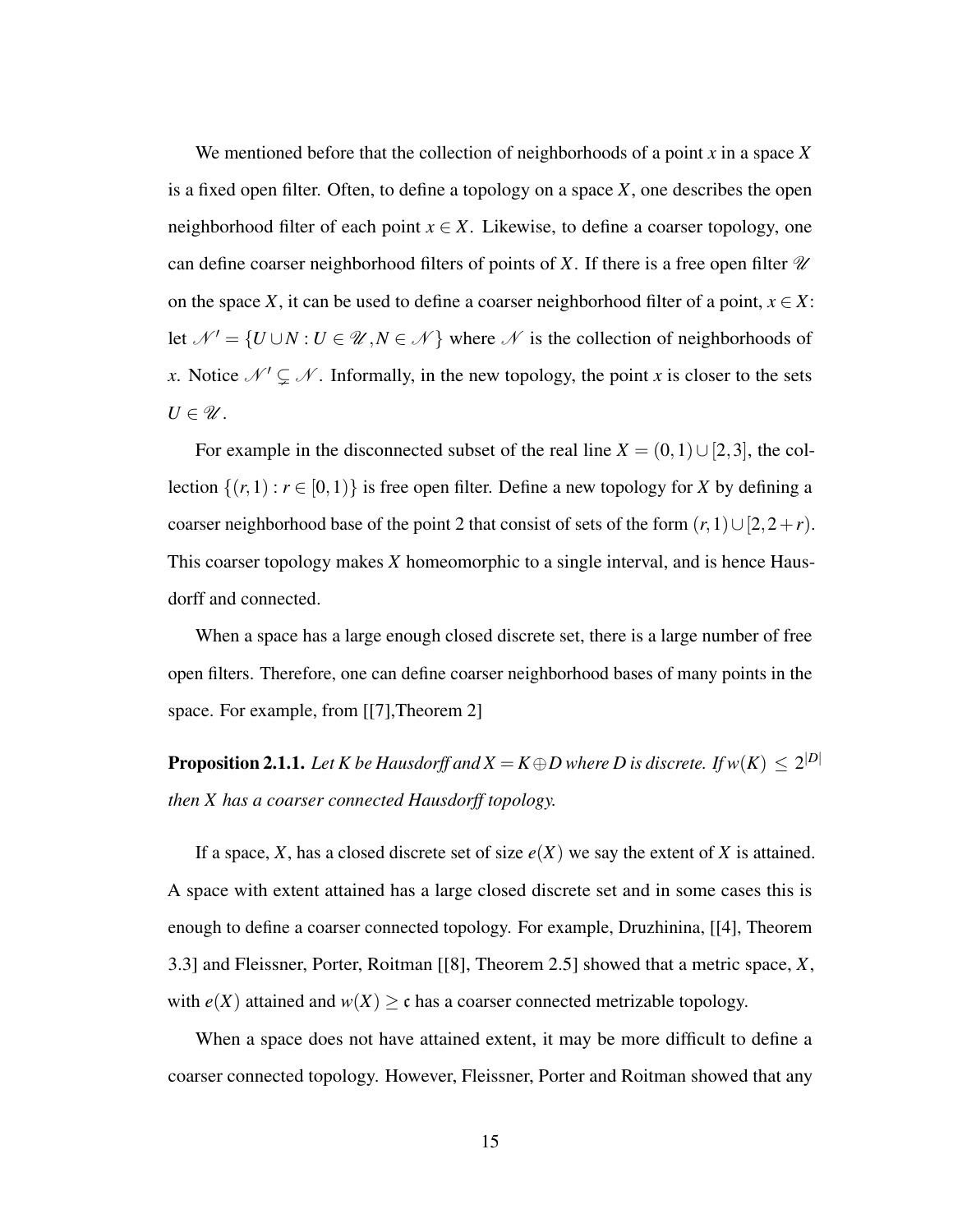We mentioned before that the collection of neighborhoods of a point $x$ in a space $X$ is a fixed open filter. Often, to define a topology on a space $X$, one describes the open neighborhood filter of each point $x \in X$. Likewise, to define a coarser topology, one can define coarser neighborhood filters of points of $X$. If there is a free open filter $\mathscr{U}$ on the space $X$, it can be used to define a coarser neighborhood filter of a point, $x \in X$: let $\mathscr{N}' = \{U \cup N : U \in \mathscr{U}, N \in \mathscr{N}\}$ where $\mathscr{N}$ is the collection of neighborhoods of $x$. Notice $\mathscr{N}' \subsetneq \mathscr{N}$. Informally, in the new topology, the point $x$ is closer to the sets $U \in \mathscr{U}$.

For example in the disconnected subset of the real line $X = (0,1) \cup [2,3]$, the collection $\{(r,1) : r \in [0,1)\}$ is free open filter. Define a new topology for $X$ by defining a coarser neighborhood base of the point 2 that consist of sets of the form $(r,1) \cup [2, 2+r)$. This coarser topology makes $X$ homeomorphic to a single interval, and is hence Hausdorff and connected.

When a space has a large enough closed discrete set, there is a large number of free open filters. Therefore, one can define coarser neighborhood bases of many points in the space. For example, from [[7],Theorem 2]

**Proposition 2.1.1.** *Let $K$ be Hausdorff and $X = K \oplus D$ where $D$ is discrete. If $w(K) \leq 2^{|D|}$ then $X$ has a coarser connected Hausdorff topology.*

If a space, $X$, has a closed discrete set of size $e(X)$ we say the extent of $X$ is attained. A space with extent attained has a large closed discrete set and in some cases this is enough to define a coarser connected topology. For example, Druzhinina, [[4], Theorem 3.3] and Fleissner, Porter, Roitman [[8], Theorem 2.5] showed that a metric space, $X$, with $e(X)$ attained and $w(X) \geq \mathfrak{c}$ has a coarser connected metrizable topology.

When a space does not have attained extent, it may be more difficult to define a coarser connected topology. However, Fleissner, Porter and Roitman showed that any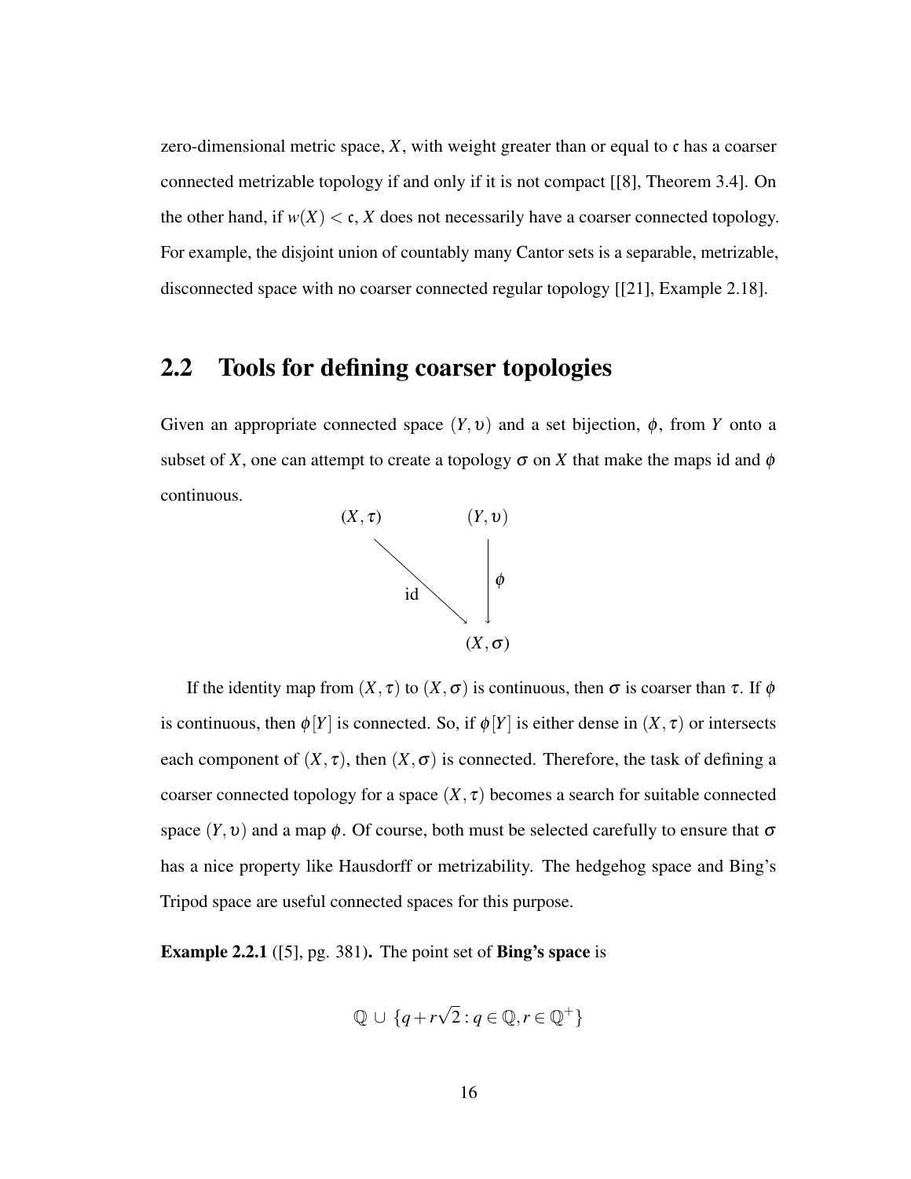zero-dimensional metric space, $X$, with weight greater than or equal to $\mathfrak{c}$ has a coarser connected metrizable topology if and only if it is not compact [[8], Theorem 3.4]. On the other hand, if $w(X) < \mathfrak{c}$, $X$ does not necessarily have a coarser connected topology. For example, the disjoint union of countably many Cantor sets is a separable, metrizable, disconnected space with no coarser connected regular topology [[21], Example 2.18].

## 2.2 Tools for defining coarser topologies

Given an appropriate connected space $(Y, \upsilon)$ and a set bijection, $\phi$, from $Y$ onto a subset of $X$, one can attempt to create a topology $\sigma$ on $X$ that make the maps id and $\phi$ continuous.

$$\begin{array}{ccc} (X,\tau) & & (Y,\upsilon) \\ & \searrow^{\text{id}} & \downarrow \phi \\ & & (X,\sigma) \end{array}$$

If the identity map from $(X, \tau)$ to $(X, \sigma)$ is continuous, then $\sigma$ is coarser than $\tau$. If $\phi$ is continuous, then $\phi[Y]$ is connected. So, if $\phi[Y]$ is either dense in $(X, \tau)$ or intersects each component of $(X, \tau)$, then $(X, \sigma)$ is connected. Therefore, the task of defining a coarser connected topology for a space $(X, \tau)$ becomes a search for suitable connected space $(Y, \upsilon)$ and a map $\phi$. Of course, both must be selected carefully to ensure that $\sigma$ has a nice property like Hausdorff or metrizability. The hedgehog space and Bing's Tripod space are useful connected spaces for this purpose.

**Example 2.2.1** ([5], pg. 381)**.** The point set of **Bing's space** is

$$\mathbb{Q} \cup \{q + r\sqrt{2} : q \in \mathbb{Q}, r \in \mathbb{Q}^+\}$$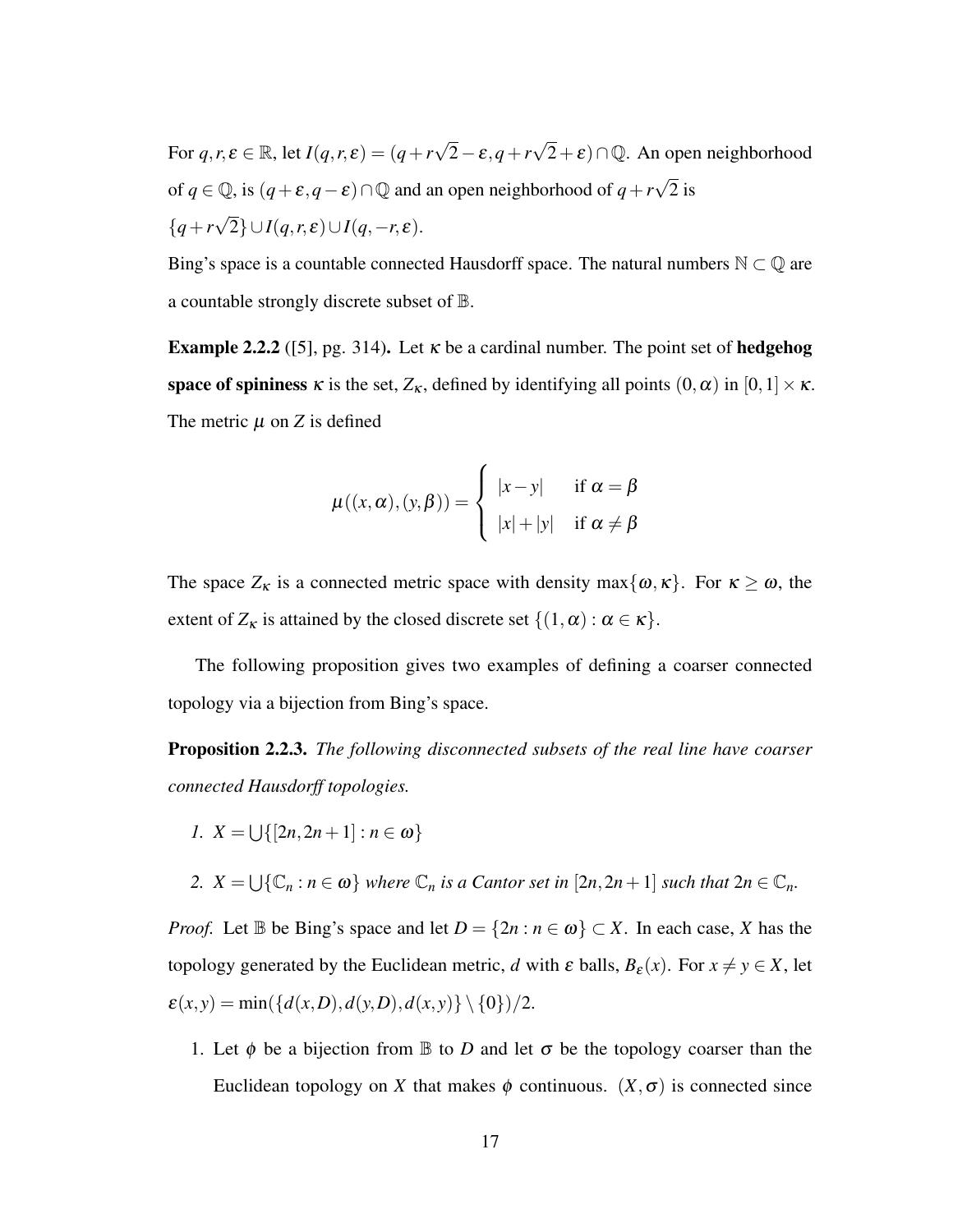For $q, r, \varepsilon \in \mathbb{R}$, let $I(q,r,\varepsilon) = (q + r\sqrt{2} - \varepsilon, q + r\sqrt{2} + \varepsilon) \cap \mathbb{Q}$. An open neighborhood of $q \in \mathbb{Q}$, is $(q + \varepsilon, q - \varepsilon) \cap \mathbb{Q}$ and an open neighborhood of $q + r\sqrt{2}$ is $\{q + r\sqrt{2}\} \cup I(q,r,\varepsilon) \cup I(q,-r,\varepsilon)$.

Bing's space is a countable connected Hausdorff space. The natural numbers $\mathbb{N} \subset \mathbb{Q}$ are a countable strongly discrete subset of $\mathbb{B}$.

**Example 2.2.2** ([5], pg. 314)**.** Let $\kappa$ be a cardinal number. The point set of **hedgehog space of spininess** $\kappa$ is the set, $Z_\kappa$, defined by identifying all points $(0,\alpha)$ in $[0,1] \times \kappa$. The metric $\mu$ on $Z$ is defined

$$\mu((x,\alpha),(y,\beta)) = \begin{cases} |x-y| & \text{if } \alpha = \beta \\ |x| + |y| & \text{if } \alpha \neq \beta \end{cases}$$

The space $Z_\kappa$ is a connected metric space with density $\max\{\omega, \kappa\}$. For $\kappa \geq \omega$, the extent of $Z_\kappa$ is attained by the closed discrete set $\{(1,\alpha) : \alpha \in \kappa\}$.

The following proposition gives two examples of defining a coarser connected topology via a bijection from Bing's space.

**Proposition 2.2.3.** *The following disconnected subsets of the real line have coarser connected Hausdorff topologies.*

1. $X = \bigcup\{[2n, 2n+1] : n \in \omega\}$
2. $X = \bigcup\{\mathbb{C}_n : n \in \omega\}$ *where* $\mathbb{C}_n$ *is a Cantor set in* $[2n, 2n+1]$ *such that* $2n \in \mathbb{C}_n$.

*Proof.* Let $\mathbb{B}$ be Bing's space and let $D = \{2n : n \in \omega\} \subset X$. In each case, $X$ has the topology generated by the Euclidean metric, $d$ with $\varepsilon$ balls, $B_\varepsilon(x)$. For $x \neq y \in X$, let $\varepsilon(x,y) = \min(\{d(x,D), d(y,D), d(x,y)\} \setminus \{0\})/2$.

1. Let $\phi$ be a bijection from $\mathbb{B}$ to $D$ and let $\sigma$ be the topology coarser than the Euclidean topology on $X$ that makes $\phi$ continuous. $(X, \sigma)$ is connected since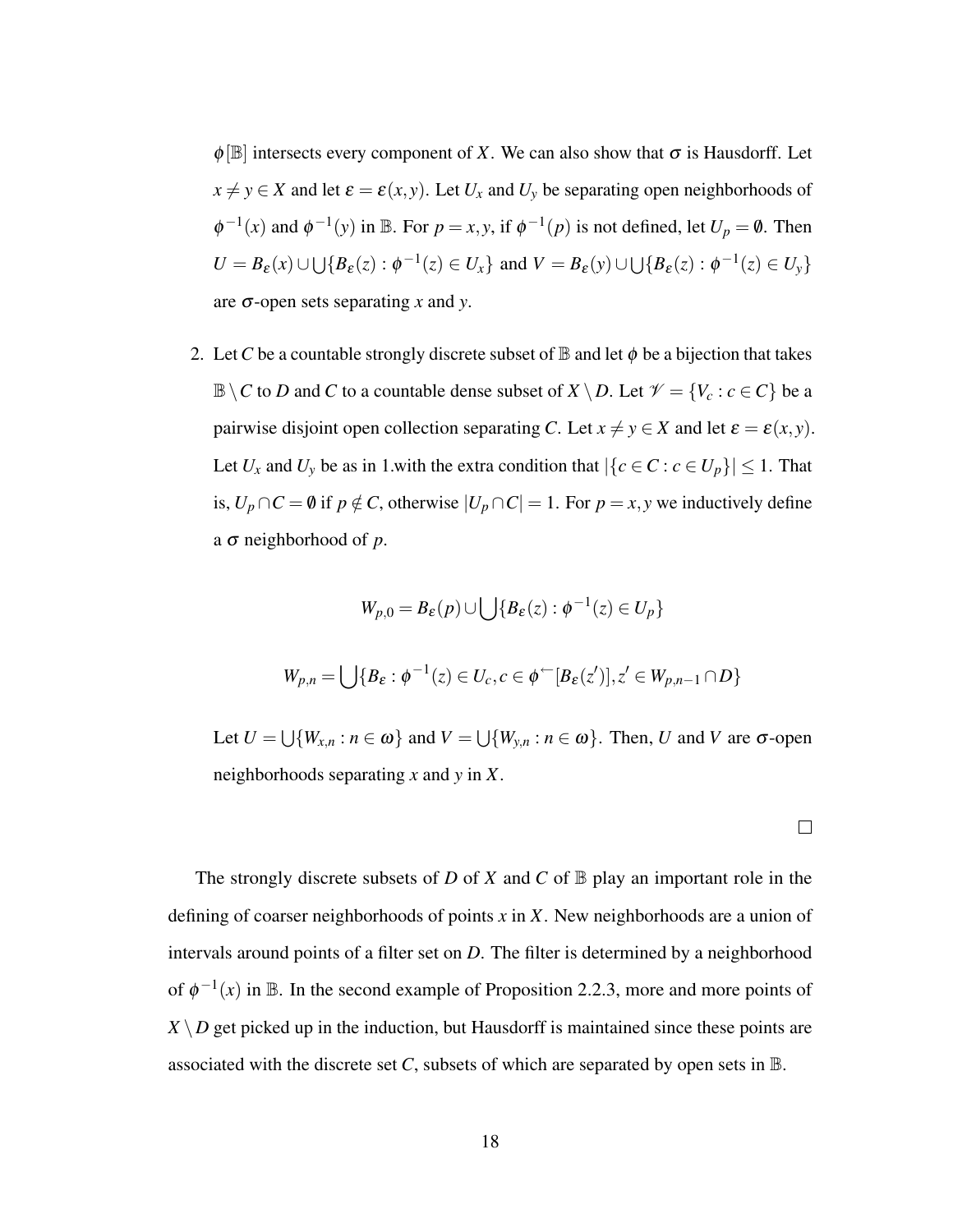$\phi[\mathbb{B}]$ intersects every component of $X$. We can also show that $\sigma$ is Hausdorff. Let $x \neq y \in X$ and let $\varepsilon = \varepsilon(x,y)$. Let $U_x$ and $U_y$ be separating open neighborhoods of $\phi^{-1}(x)$ and $\phi^{-1}(y)$ in $\mathbb{B}$. For $p = x, y$, if $\phi^{-1}(p)$ is not defined, let $U_p = \emptyset$. Then $U = B_\varepsilon(x) \cup \bigcup\{B_\varepsilon(z) : \phi^{-1}(z) \in U_x\}$ and $V = B_\varepsilon(y) \cup \bigcup\{B_\varepsilon(z) : \phi^{-1}(z) \in U_y\}$ are $\sigma$-open sets separating $x$ and $y$.

2. Let $C$ be a countable strongly discrete subset of $\mathbb{B}$ and let $\phi$ be a bijection that takes $\mathbb{B} \setminus C$ to $D$ and $C$ to a countable dense subset of $X \setminus D$. Let $\mathscr{V} = \{V_c : c \in C\}$ be a pairwise disjoint open collection separating $C$. Let $x \neq y \in X$ and let $\varepsilon = \varepsilon(x,y)$. Let $U_x$ and $U_y$ be as in 1.with the extra condition that $|\{c \in C : c \in U_p\}| \leq 1$. That is, $U_p \cap C = \emptyset$ if $p \notin C$, otherwise $|U_p \cap C| = 1$. For $p = x, y$ we inductively define a $\sigma$ neighborhood of $p$.

$$W_{p,0} = B_\varepsilon(p) \cup \bigcup\{B_\varepsilon(z) : \phi^{-1}(z) \in U_p\}$$

$$W_{p,n} = \bigcup\{B_\varepsilon : \phi^{-1}(z) \in U_c, c \in \phi^{\leftarrow}[B_\varepsilon(z')], z' \in W_{p,n-1} \cap D\}$$

Let $U = \bigcup\{W_{x,n} : n \in \omega\}$ and $V = \bigcup\{W_{y,n} : n \in \omega\}$. Then, $U$ and $V$ are $\sigma$-open neighborhoods separating $x$ and $y$ in $X$.

□

The strongly discrete subsets of $D$ of $X$ and $C$ of $\mathbb{B}$ play an important role in the defining of coarser neighborhoods of points $x$ in $X$. New neighborhoods are a union of intervals around points of a filter set on $D$. The filter is determined by a neighborhood of $\phi^{-1}(x)$ in $\mathbb{B}$. In the second example of Proposition 2.2.3, more and more points of $X \setminus D$ get picked up in the induction, but Hausdorff is maintained since these points are associated with the discrete set $C$, subsets of which are separated by open sets in $\mathbb{B}$.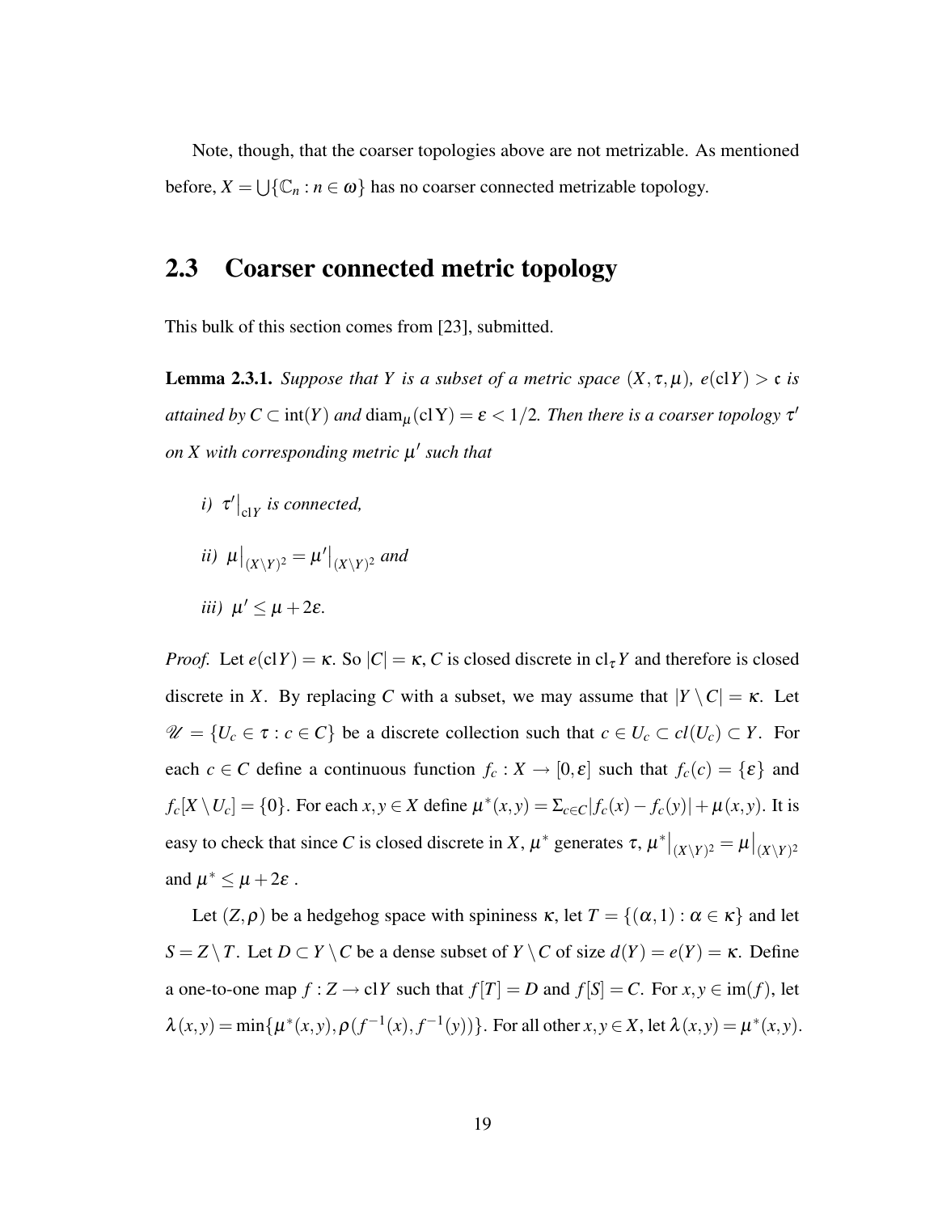Note, though, that the coarser topologies above are not metrizable. As mentioned before, $X = \bigcup\{\mathbb{C}_n : n \in \omega\}$ has no coarser connected metrizable topology.

## 2.3 Coarser connected metric topology

This bulk of this section comes from [23], submitted.

**Lemma 2.3.1.** *Suppose that $Y$ is a subset of a metric space $(X, \tau, \mu)$, $e(\mathrm{cl}\, Y) > \mathfrak{c}$ is attained by $C \subset \mathrm{int}(Y)$ and $\mathrm{diam}_\mu(\mathrm{cl}\, \mathrm{Y}) = \varepsilon < 1/2$. Then there is a coarser topology $\tau'$ on $X$ with corresponding metric $\mu'$ such that*

*i)* $\tau'\big|_{\mathrm{cl}\, Y}$ *is connected,*

*ii)* $\mu\big|_{(X\setminus Y)^2} = \mu'\big|_{(X\setminus Y)^2}$ *and*

*iii)* $\mu' \leq \mu + 2\varepsilon$.

*Proof.* Let $e(\mathrm{cl}\, Y) = \kappa$. So $|C| = \kappa$, $C$ is closed discrete in $\mathrm{cl}_\tau Y$ and therefore is closed discrete in $X$. By replacing $C$ with a subset, we may assume that $|Y \setminus C| = \kappa$. Let $\mathscr{U} = \{U_c \in \tau : c \in C\}$ be a discrete collection such that $c \in U_c \subset cl(U_c) \subset Y$. For each $c \in C$ define a continuous function $f_c : X \to [0, \varepsilon]$ such that $f_c(c) = \{\varepsilon\}$ and $f_c[X \setminus U_c] = \{0\}$. For each $x, y \in X$ define $\mu^*(x,y) = \Sigma_{c\in C}|f_c(x) - f_c(y)| + \mu(x,y)$. It is easy to check that since $C$ is closed discrete in $X$, $\mu^*$ generates $\tau$, $\mu^*\big|_{(X\setminus Y)^2} = \mu\big|_{(X\setminus Y)^2}$ and $\mu^* \leq \mu + 2\varepsilon$ .

Let $(Z, \rho)$ be a hedgehog space with spininess $\kappa$, let $T = \{(\alpha, 1) : \alpha \in \kappa\}$ and let $S = Z \setminus T$. Let $D \subset Y \setminus C$ be a dense subset of $Y \setminus C$ of size $d(Y) = e(Y) = \kappa$. Define a one-to-one map $f : Z \to \mathrm{cl}\, Y$ such that $f[T] = D$ and $f[S] = C$. For $x, y \in \mathrm{im}(f)$, let $\lambda(x,y) = \min\{\mu^*(x,y), \rho(f^{-1}(x), f^{-1}(y))\}$. For all other $x, y \in X$, let $\lambda(x,y) = \mu^*(x,y)$.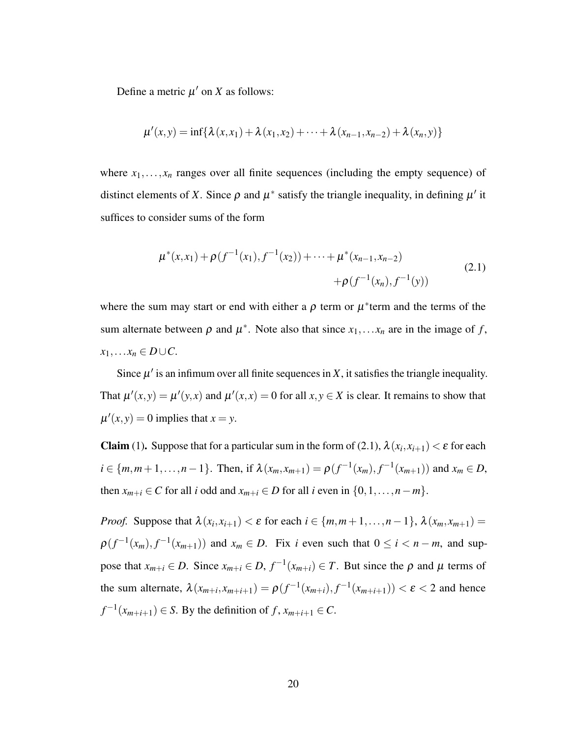Define a metric $\mu'$ on $X$ as follows:

$$\mu'(x,y) = \inf\{\lambda(x,x_1) + \lambda(x_1,x_2) + \cdots + \lambda(x_{n-1},x_{n-2}) + \lambda(x_n,y)\}$$

where $x_1,\ldots,x_n$ ranges over all finite sequences (including the empty sequence) of distinct elements of $X$. Since $\rho$ and $\mu^*$ satisfy the triangle inequality, in defining $\mu'$ it suffices to consider sums of the form

$$\begin{aligned}\mu^*(x,x_1) + \rho(f^{-1}(x_1), f^{-1}(x_2)) + \cdots + \mu^*(x_{n-1},x_{n-2}) \\ + \rho(f^{-1}(x_n), f^{-1}(y))\end{aligned} \tag{2.1}$$

where the sum may start or end with either a $\rho$ term or $\mu^*$term and the terms of the sum alternate between $\rho$ and $\mu^*$. Note also that since $x_1,\ldots x_n$ are in the image of $f$, $x_1,\ldots x_n \in D \cup C$.

Since $\mu'$ is an infimum over all finite sequences in $X$, it satisfies the triangle inequality. That $\mu'(x,y) = \mu'(y,x)$ and $\mu'(x,x) = 0$ for all $x,y \in X$ is clear. It remains to show that $\mu'(x,y) = 0$ implies that $x = y$.

**Claim** (1)**.** Suppose that for a particular sum in the form of (2.1), $\lambda(x_i,x_{i+1}) < \varepsilon$ for each $i \in \{m, m+1, \ldots, n-1\}$. Then, if $\lambda(x_m,x_{m+1}) = \rho(f^{-1}(x_m), f^{-1}(x_{m+1}))$ and $x_m \in D$, then $x_{m+i} \in C$ for all $i$ odd and $x_{m+i} \in D$ for all $i$ even in $\{0,1,\ldots,n-m\}$.

*Proof.* Suppose that $\lambda(x_i,x_{i+1}) < \varepsilon$ for each $i \in \{m,m+1,\ldots,n-1\}$, $\lambda(x_m,x_{m+1}) = \rho(f^{-1}(x_m), f^{-1}(x_{m+1}))$ and $x_m \in D$. Fix $i$ even such that $0 \leq i < n-m$, and suppose that $x_{m+i} \in D$. Since $x_{m+i} \in D$, $f^{-1}(x_{m+i}) \in T$. But since the $\rho$ and $\mu$ terms of the sum alternate, $\lambda(x_{m+i},x_{m+i+1}) = \rho(f^{-1}(x_{m+i}), f^{-1}(x_{m+i+1})) < \varepsilon < 2$ and hence $f^{-1}(x_{m+i+1}) \in S$. By the definition of $f$, $x_{m+i+1} \in C$.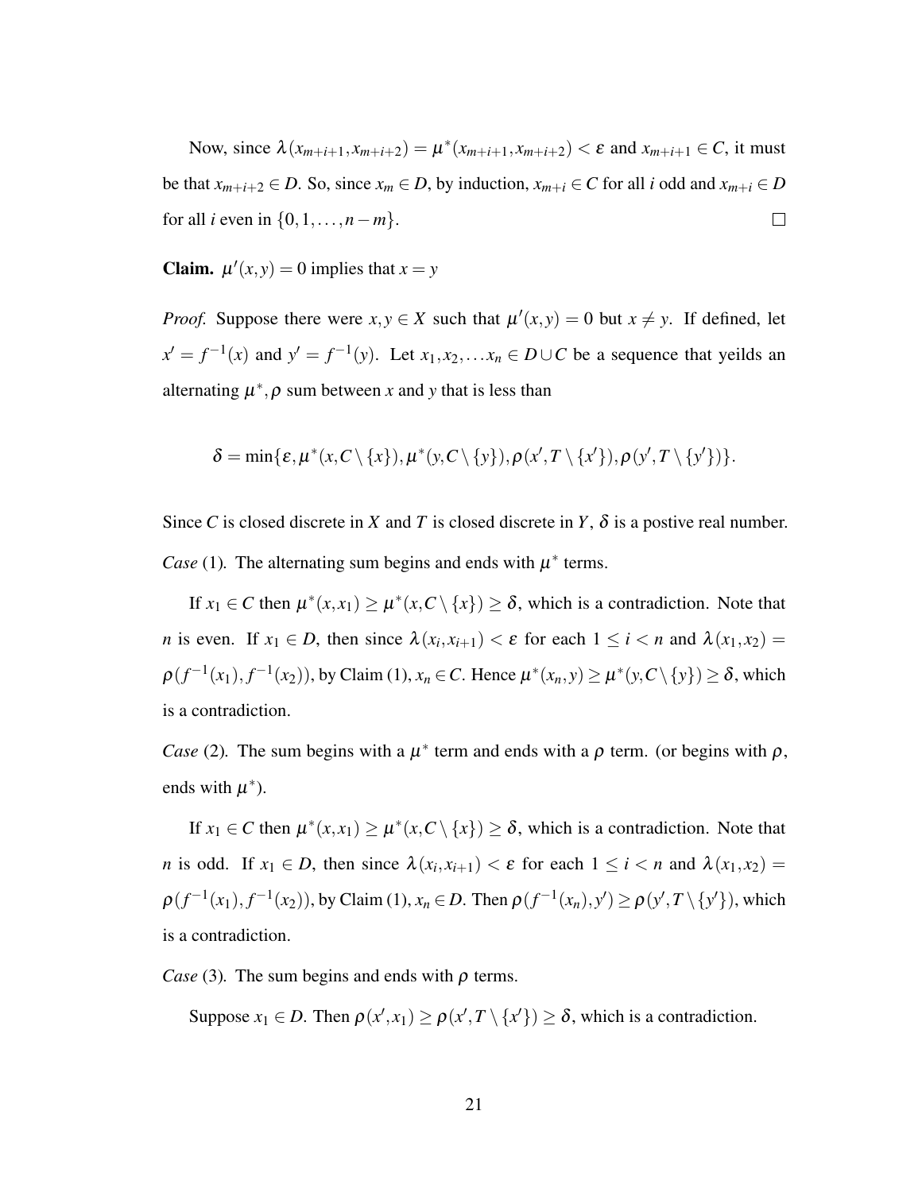Now, since $\lambda(x_{m+i+1}, x_{m+i+2}) = \mu^*(x_{m+i+1}, x_{m+i+2}) < \varepsilon$ and $x_{m+i+1} \in C$, it must be that $x_{m+i+2} \in D$. So, since $x_m \in D$, by induction, $x_{m+i} \in C$ for all $i$ odd and $x_{m+i} \in D$ for all $i$ even in $\{0, 1, \ldots, n-m\}$. □

**Claim.** $\mu'(x,y) = 0$ implies that $x = y$

*Proof.* Suppose there were $x, y \in X$ such that $\mu'(x,y) = 0$ but $x \neq y$. If defined, let $x' = f^{-1}(x)$ and $y' = f^{-1}(y)$. Let $x_1, x_2, \ldots x_n \in D \cup C$ be a sequence that yeilds an alternating $\mu^*, \rho$ sum between $x$ and $y$ that is less than

$$\delta = \min\{\varepsilon, \mu^*(x, C \setminus \{x\}), \mu^*(y, C \setminus \{y\}), \rho(x', T \setminus \{x'\}), \rho(y', T \setminus \{y'\})\}.$$

Since $C$ is closed discrete in $X$ and $T$ is closed discrete in $Y$, $\delta$ is a postive real number.

*Case* (1). The alternating sum begins and ends with $\mu^*$ terms.

If $x_1 \in C$ then $\mu^*(x, x_1) \geq \mu^*(x, C \setminus \{x\}) \geq \delta$, which is a contradiction. Note that $n$ is even. If $x_1 \in D$, then since $\lambda(x_i, x_{i+1}) < \varepsilon$ for each $1 \leq i < n$ and $\lambda(x_1, x_2) = \rho(f^{-1}(x_1), f^{-1}(x_2))$, by Claim (1), $x_n \in C$. Hence $\mu^*(x_n, y) \geq \mu^*(y, C \setminus \{y\}) \geq \delta$, which is a contradiction.

*Case* (2). The sum begins with a $\mu^*$ term and ends with a $\rho$ term. (or begins with $\rho$, ends with $\mu^*$).

If $x_1 \in C$ then $\mu^*(x, x_1) \geq \mu^*(x, C \setminus \{x\}) \geq \delta$, which is a contradiction. Note that $n$ is odd. If $x_1 \in D$, then since $\lambda(x_i, x_{i+1}) < \varepsilon$ for each $1 \leq i < n$ and $\lambda(x_1, x_2) = \rho(f^{-1}(x_1), f^{-1}(x_2))$, by Claim (1), $x_n \in D$. Then $\rho(f^{-1}(x_n), y') \geq \rho(y', T \setminus \{y'\})$, which is a contradiction.

*Case* (3). The sum begins and ends with $\rho$ terms.

Suppose $x_1 \in D$. Then $\rho(x', x_1) \geq \rho(x', T \setminus \{x'\}) \geq \delta$, which is a contradiction.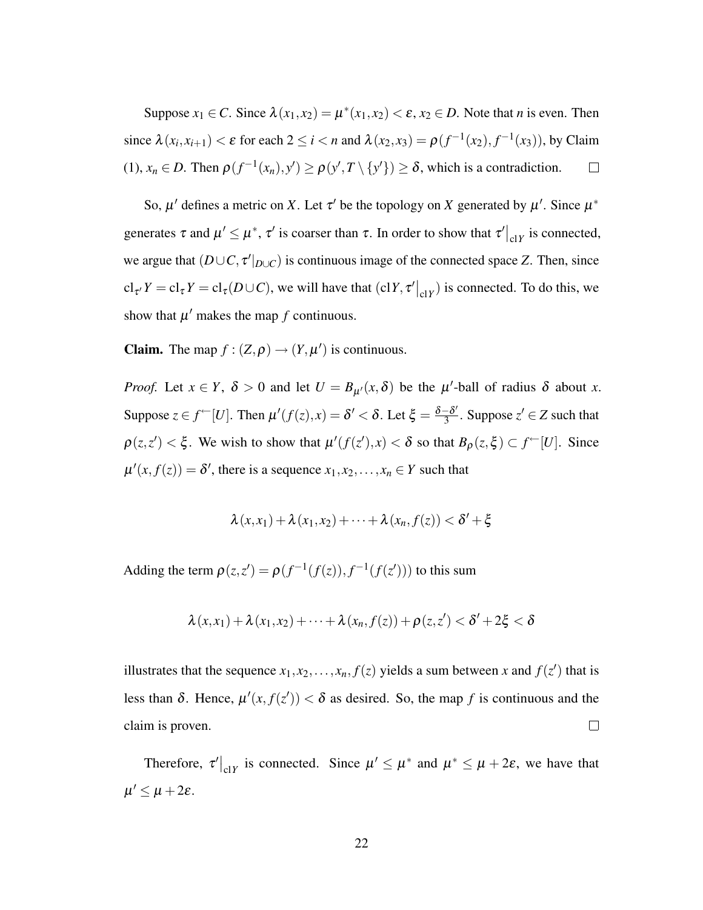Suppose $x_1 \in C$. Since $\lambda(x_1,x_2) = \mu^*(x_1,x_2) < \varepsilon$, $x_2 \in D$. Note that $n$ is even. Then since $\lambda(x_i,x_{i+1}) < \varepsilon$ for each $2 \leq i < n$ and $\lambda(x_2,x_3) = \rho(f^{-1}(x_2), f^{-1}(x_3))$, by Claim (1), $x_n \in D$. Then $\rho(f^{-1}(x_n), y') \geq \rho(y', T \setminus \{y'\}) \geq \delta$, which is a contradiction. $\square$

So, $\mu'$ defines a metric on $X$. Let $\tau'$ be the topology on $X$ generated by $\mu'$. Since $\mu^*$ generates $\tau$ and $\mu' \leq \mu^*$, $\tau'$ is coarser than $\tau$. In order to show that $\tau'\big|_{\text{cl}Y}$ is connected, we argue that $(D \cup C, \tau'|_{D\cup C})$ is continuous image of the connected space $Z$. Then, since $\text{cl}_{\tau'} Y = \text{cl}_\tau Y = \text{cl}_\tau(D \cup C)$, we will have that $(\text{cl}Y, \tau'\big|_{\text{cl}Y})$ is connected. To do this, we show that $\mu'$ makes the map $f$ continuous.

**Claim.** The map $f : (Z,\rho) \to (Y,\mu')$ is continuous.

*Proof.* Let $x \in Y$, $\delta > 0$ and let $U = B_{\mu'}(x,\delta)$ be the $\mu'$-ball of radius $\delta$ about $x$. Suppose $z \in f^{\leftarrow}[U]$. Then $\mu'(f(z),x) = \delta' < \delta$. Let $\xi = \frac{\delta - \delta'}{3}$. Suppose $z' \in Z$ such that $\rho(z,z') < \xi$. We wish to show that $\mu'(f(z'),x) < \delta$ so that $B_\rho(z,\xi) \subset f^{\leftarrow}[U]$. Since $\mu'(x, f(z)) = \delta'$, there is a sequence $x_1, x_2, \ldots, x_n \in Y$ such that

$$\lambda(x,x_1) + \lambda(x_1,x_2) + \cdots + \lambda(x_n, f(z)) < \delta' + \xi$$

Adding the term $\rho(z,z') = \rho(f^{-1}(f(z)), f^{-1}(f(z')))$ to this sum

$$\lambda(x,x_1) + \lambda(x_1,x_2) + \cdots + \lambda(x_n, f(z)) + \rho(z,z') < \delta' + 2\xi < \delta$$

illustrates that the sequence $x_1, x_2, \ldots, x_n, f(z)$ yields a sum between $x$ and $f(z')$ that is less than $\delta$. Hence, $\mu'(x, f(z')) < \delta$ as desired. So, the map $f$ is continuous and the claim is proven. $\square$

Therefore, $\tau'\big|_{\text{cl}Y}$ is connected. Since $\mu' \leq \mu^*$ and $\mu^* \leq \mu + 2\varepsilon$, we have that $\mu' \leq \mu + 2\varepsilon$.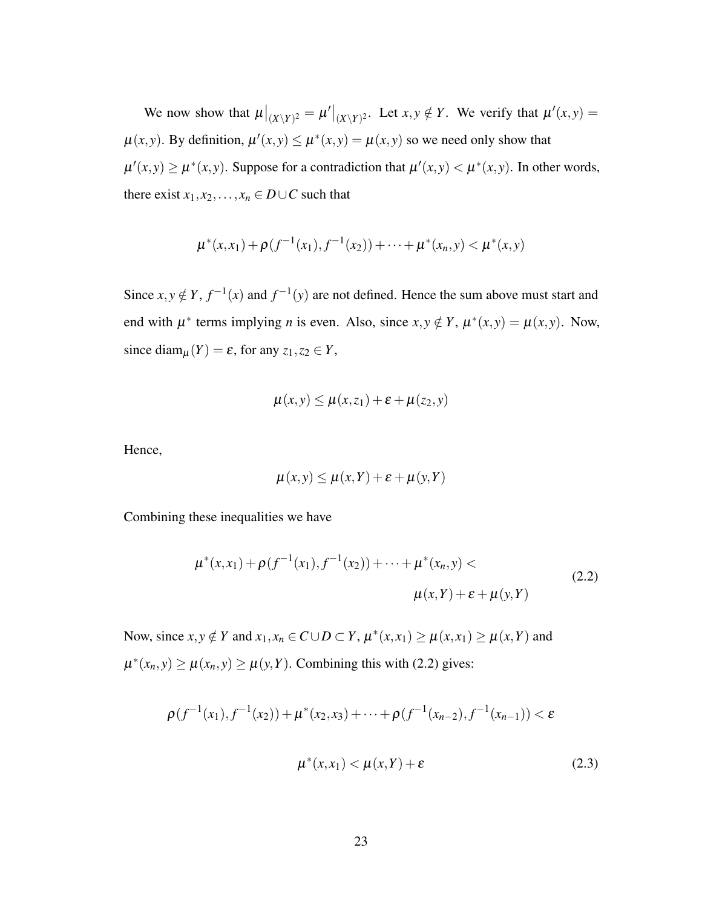We now show that $\mu\big|_{(X\setminus Y)^2} = \mu'\big|_{(X\setminus Y)^2}$. Let $x, y \notin Y$. We verify that $\mu'(x,y) = \mu(x,y)$. By definition, $\mu'(x,y) \leq \mu^*(x,y) = \mu(x,y)$ so we need only show that $\mu'(x,y) \geq \mu^*(x,y)$. Suppose for a contradiction that $\mu'(x,y) < \mu^*(x,y)$. In other words, there exist $x_1, x_2, \ldots, x_n \in D \cup C$ such that

$$\mu^*(x,x_1) + \rho(f^{-1}(x_1), f^{-1}(x_2)) + \cdots + \mu^*(x_n,y) < \mu^*(x,y)$$

Since $x, y \notin Y$, $f^{-1}(x)$ and $f^{-1}(y)$ are not defined. Hence the sum above must start and end with $\mu^*$ terms implying $n$ is even. Also, since $x, y \notin Y$, $\mu^*(x,y) = \mu(x,y)$. Now, since $\operatorname{diam}_\mu(Y) = \varepsilon$, for any $z_1, z_2 \in Y$,

$$\mu(x,y) \leq \mu(x,z_1) + \varepsilon + \mu(z_2,y)$$

Hence,

$$\mu(x,y) \leq \mu(x,Y) + \varepsilon + \mu(y,Y)$$

Combining these inequalities we have

$$\begin{aligned} \mu^*(x,x_1) + \rho(f^{-1}(x_1), f^{-1}(x_2)) + \cdots + \mu^*(x_n,y) < \\ \mu(x,Y) + \varepsilon + \mu(y,Y) \end{aligned} \tag{2.2}$$

Now, since $x, y \notin Y$ and $x_1, x_n \in C \cup D \subset Y$, $\mu^*(x,x_1) \geq \mu(x,x_1) \geq \mu(x,Y)$ and $\mu^*(x_n,y) \geq \mu(x_n,y) \geq \mu(y,Y)$. Combining this with (2.2) gives:

$$\rho(f^{-1}(x_1), f^{-1}(x_2)) + \mu^*(x_2,x_3) + \cdots + \rho(f^{-1}(x_{n-2}), f^{-1}(x_{n-1})) < \varepsilon$$

$$\mu^*(x,x_1) < \mu(x,Y) + \varepsilon \tag{2.3}$$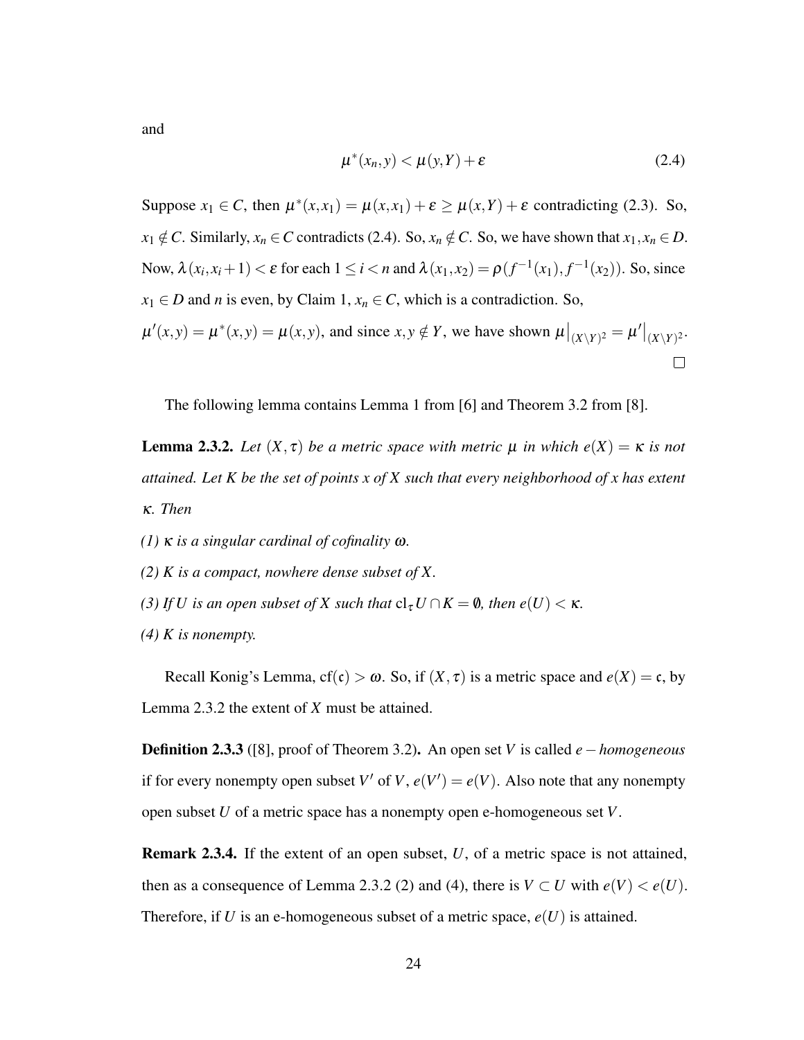and

$$\mu^*(x_n, y) < \mu(y, Y) + \varepsilon \tag{2.4}$$

Suppose $x_1 \in C$, then $\mu^*(x, x_1) = \mu(x, x_1) + \varepsilon \geq \mu(x, Y) + \varepsilon$ contradicting (2.3). So, $x_1 \notin C$. Similarly, $x_n \in C$ contradicts (2.4). So, $x_n \notin C$. So, we have shown that $x_1, x_n \in D$. Now, $\lambda(x_i, x_i + 1) < \varepsilon$ for each $1 \leq i < n$ and $\lambda(x_1, x_2) = \rho(f^{-1}(x_1), f^{-1}(x_2))$. So, since $x_1 \in D$ and $n$ is even, by Claim 1, $x_n \in C$, which is a contradiction. So, $\mu'(x, y) = \mu^*(x, y) = \mu(x, y)$, and since $x, y \notin Y$, we have shown $\mu\big|_{(X \setminus Y)^2} = \mu'\big|_{(X \setminus Y)^2}$. $\square$

The following lemma contains Lemma 1 from [6] and Theorem 3.2 from [8].

**Lemma 2.3.2.** *Let $(X, \tau)$ be a metric space with metric $\mu$ in which $e(X) = \kappa$ is not attained. Let $K$ be the set of points $x$ of $X$ such that every neighborhood of $x$ has extent $\kappa$. Then*

*(1) $\kappa$ is a singular cardinal of cofinality $\omega$.*

*(2) $K$ is a compact, nowhere dense subset of $X$.*

*(3) If $U$ is an open subset of $X$ such that $\mathrm{cl}_\tau U \cap K = \emptyset$, then $e(U) < \kappa$.*

*(4) $K$ is nonempty.*

Recall Konig's Lemma, $\mathrm{cf}(\mathfrak{c}) > \omega$. So, if $(X, \tau)$ is a metric space and $e(X) = \mathfrak{c}$, by Lemma 2.3.2 the extent of $X$ must be attained.

**Definition 2.3.3** ([8], proof of Theorem 3.2)**.** An open set $V$ is called *$e-$homogeneous* if for every nonempty open subset $V'$ of $V$, $e(V') = e(V)$. Also note that any nonempty open subset $U$ of a metric space has a nonempty open e-homogeneous set $V$.

**Remark 2.3.4.** If the extent of an open subset, $U$, of a metric space is not attained, then as a consequence of Lemma 2.3.2 (2) and (4), there is $V \subset U$ with $e(V) < e(U)$. Therefore, if $U$ is an e-homogeneous subset of a metric space, $e(U)$ is attained.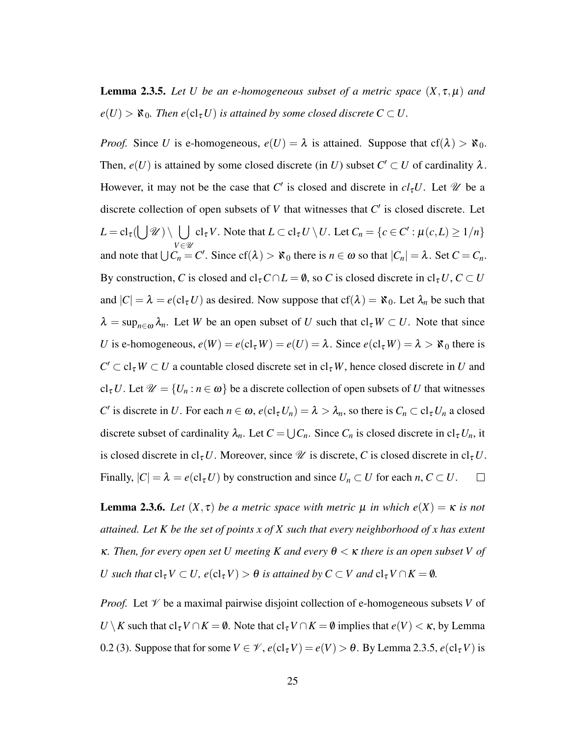**Lemma 2.3.5.** *Let $U$ be an e-homogeneous subset of a metric space $(X,\tau,\mu)$ and $e(U) > \aleph_0$. Then $e(\mathrm{cl}_\tau U)$ is attained by some closed discrete $C \subset U$.*

*Proof.* Since $U$ is e-homogeneous, $e(U) = \lambda$ is attained. Suppose that $\mathrm{cf}(\lambda) > \aleph_0$. Then, $e(U)$ is attained by some closed discrete (in $U$) subset $C' \subset U$ of cardinality $\lambda$. However, it may not be the case that $C'$ is closed and discrete in $cl_\tau U$. Let $\mathscr{U}$ be a discrete collection of open subsets of $V$ that witnesses that $C'$ is closed discrete. Let $L = \mathrm{cl}_\tau(\bigcup \mathscr{U}) \setminus \bigcup_{V \in \mathscr{U}} \mathrm{cl}_\tau V$. Note that $L \subset \mathrm{cl}_\tau U \setminus U$. Let $C_n = \{c \in C' : \mu(c,L) \geq 1/n\}$ and note that $\bigcup C_n = C'$. Since $\mathrm{cf}(\lambda) > \aleph_0$ there is $n \in \omega$ so that $|C_n| = \lambda$. Set $C = C_n$. By construction, $C$ is closed and $\mathrm{cl}_\tau C \cap L = \emptyset$, so $C$ is closed discrete in $\mathrm{cl}_\tau U$, $C \subset U$ and $|C| = \lambda = e(\mathrm{cl}_\tau U)$ as desired. Now suppose that $\mathrm{cf}(\lambda) = \aleph_0$. Let $\lambda_n$ be such that $\lambda = \sup_{n \in \omega} \lambda_n$. Let $W$ be an open subset of $U$ such that $\mathrm{cl}_\tau W \subset U$. Note that since $U$ is e-homogeneous, $e(W) = e(\mathrm{cl}_\tau W) = e(U) = \lambda$. Since $e(\mathrm{cl}_\tau W) = \lambda > \aleph_0$ there is $C' \subset \mathrm{cl}_\tau W \subset U$ a countable closed discrete set in $\mathrm{cl}_\tau W$, hence closed discrete in $U$ and $\mathrm{cl}_\tau U$. Let $\mathscr{U} = \{U_n : n \in \omega\}$ be a discrete collection of open subsets of $U$ that witnesses $C'$ is discrete in $U$. For each $n \in \omega$, $e(\mathrm{cl}_\tau U_n) = \lambda > \lambda_n$, so there is $C_n \subset \mathrm{cl}_\tau U_n$ a closed discrete subset of cardinality $\lambda_n$. Let $C = \bigcup C_n$. Since $C_n$ is closed discrete in $\mathrm{cl}_\tau U_n$, it is closed discrete in $\mathrm{cl}_\tau U$. Moreover, since $\mathscr{U}$ is discrete, $C$ is closed discrete in $\mathrm{cl}_\tau U$. Finally, $|C| = \lambda = e(\mathrm{cl}_\tau U)$ by construction and since $U_n \subset U$ for each $n$, $C \subset U$. $\square$

**Lemma 2.3.6.** *Let $(X,\tau)$ be a metric space with metric $\mu$ in which $e(X) = \kappa$ is not attained. Let $K$ be the set of points $x$ of $X$ such that every neighborhood of $x$ has extent $\kappa$. Then, for every open set $U$ meeting $K$ and every $\theta < \kappa$ there is an open subset $V$ of $U$ such that $\mathrm{cl}_\tau V \subset U$, $e(\mathrm{cl}_\tau V) > \theta$ is attained by $C \subset V$ and $\mathrm{cl}_\tau V \cap K = \emptyset$.*

*Proof.* Let $\mathscr{V}$ be a maximal pairwise disjoint collection of e-homogeneous subsets $V$ of $U \setminus K$ such that $\mathrm{cl}_\tau V \cap K = \emptyset$. Note that $\mathrm{cl}_\tau V \cap K = \emptyset$ implies that $e(V) < \kappa$, by Lemma 0.2 (3). Suppose that for some $V \in \mathscr{V}$, $e(\mathrm{cl}_\tau V) = e(V) > \theta$. By Lemma 2.3.5, $e(\mathrm{cl}_\tau V)$ is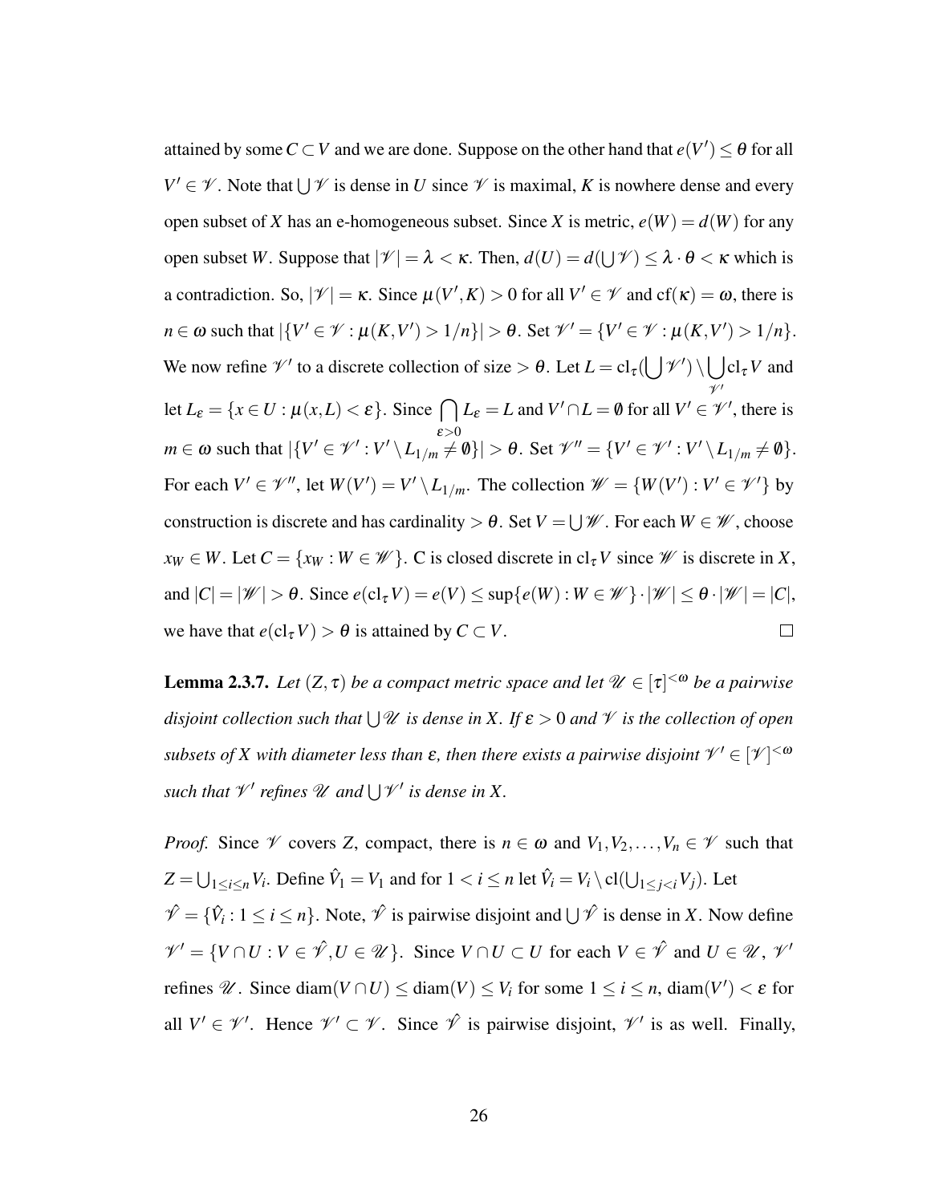attained by some $C \subset V$ and we are done. Suppose on the other hand that $e(V') \leq \theta$ for all $V' \in \mathscr{V}$. Note that $\bigcup \mathscr{V}$ is dense in $U$ since $\mathscr{V}$ is maximal, $K$ is nowhere dense and every open subset of $X$ has an e-homogeneous subset. Since $X$ is metric, $e(W) = d(W)$ for any open subset $W$. Suppose that $|\mathscr{V}| = \lambda < \kappa$. Then, $d(U) = d(\bigcup \mathscr{V}) \leq \lambda \cdot \theta < \kappa$ which is a contradiction. So, $|\mathscr{V}| = \kappa$. Since $\mu(V', K) > 0$ for all $V' \in \mathscr{V}$ and $\mathrm{cf}(\kappa) = \omega$, there is $n \in \omega$ such that $|\{V' \in \mathscr{V} : \mu(K, V') > 1/n\}| > \theta$. Set $\mathscr{V}' = \{V' \in \mathscr{V} : \mu(K, V') > 1/n\}$. We now refine $\mathscr{V}'$ to a discrete collection of size $> \theta$. Let $L = \mathrm{cl}_\tau(\bigcup \mathscr{V}') \setminus \bigcup_{\mathscr{V}'} \mathrm{cl}_\tau V$ and let $L_\varepsilon = \{x \in U : \mu(x, L) < \varepsilon\}$. Since $\bigcap_{\varepsilon > 0} L_\varepsilon = L$ and $V' \cap L = \emptyset$ for all $V' \in \mathscr{V}'$, there is $m \in \omega$ such that $|\{V' \in \mathscr{V}' : V' \setminus L_{1/m} \neq \emptyset\}| > \theta$. Set $\mathscr{V}'' = \{V' \in \mathscr{V}' : V' \setminus L_{1/m} \neq \emptyset\}$. For each $V' \in \mathscr{V}''$, let $W(V') = V' \setminus L_{1/m}$. The collection $\mathscr{W} = \{W(V') : V' \in \mathscr{V}'\}$ by construction is discrete and has cardinality $> \theta$. Set $V = \bigcup \mathscr{W}$. For each $W \in \mathscr{W}$, choose $x_W \in W$. Let $C = \{x_W : W \in \mathscr{W}\}$. C is closed discrete in $\mathrm{cl}_\tau V$ since $\mathscr{W}$ is discrete in $X$, and $|C| = |\mathscr{W}| > \theta$. Since $e(\mathrm{cl}_\tau V) = e(V) \leq \sup\{e(W) : W \in \mathscr{W}\} \cdot |\mathscr{W}| \leq \theta \cdot |\mathscr{W}| = |C|$, we have that $e(\mathrm{cl}_\tau V) > \theta$ is attained by $C \subset V$. □

**Lemma 2.3.7.** *Let $(Z, \tau)$ be a compact metric space and let $\mathscr{U} \in [\tau]^{<\omega}$ be a pairwise disjoint collection such that $\bigcup \mathscr{U}$ is dense in $X$. If $\varepsilon > 0$ and $\mathscr{V}$ is the collection of open subsets of $X$ with diameter less than $\varepsilon$, then there exists a pairwise disjoint $\mathscr{V}' \in [\mathscr{V}]^{<\omega}$ such that $\mathscr{V}'$ refines $\mathscr{U}$ and $\bigcup \mathscr{V}'$ is dense in $X$.*

*Proof.* Since $\mathscr{V}$ covers $Z$, compact, there is $n \in \omega$ and $V_1, V_2, \ldots, V_n \in \mathscr{V}$ such that $Z = \bigcup_{1 \leq i \leq n} V_i$. Define $\hat{V}_1 = V_1$ and for $1 < i \leq n$ let $\hat{V}_i = V_i \setminus \mathrm{cl}(\bigcup_{1 \leq j < i} V_j)$. Let $\hat{\mathscr{V}} = \{\hat{V}_i : 1 \leq i \leq n\}$. Note, $\hat{\mathscr{V}}$ is pairwise disjoint and $\bigcup \hat{\mathscr{V}}$ is dense in $X$. Now define $\mathscr{V}' = \{V \cap U : V \in \hat{\mathscr{V}}, U \in \mathscr{U}\}$. Since $V \cap U \subset U$ for each $V \in \hat{\mathscr{V}}$ and $U \in \mathscr{U}$, $\mathscr{V}'$ refines $\mathscr{U}$. Since $\mathrm{diam}(V \cap U) \leq \mathrm{diam}(V) \leq V_i$ for some $1 \leq i \leq n$, $\mathrm{diam}(V') < \varepsilon$ for all $V' \in \mathscr{V}'$. Hence $\mathscr{V}' \subset \mathscr{V}$. Since $\hat{\mathscr{V}}$ is pairwise disjoint, $\mathscr{V}'$ is as well. Finally,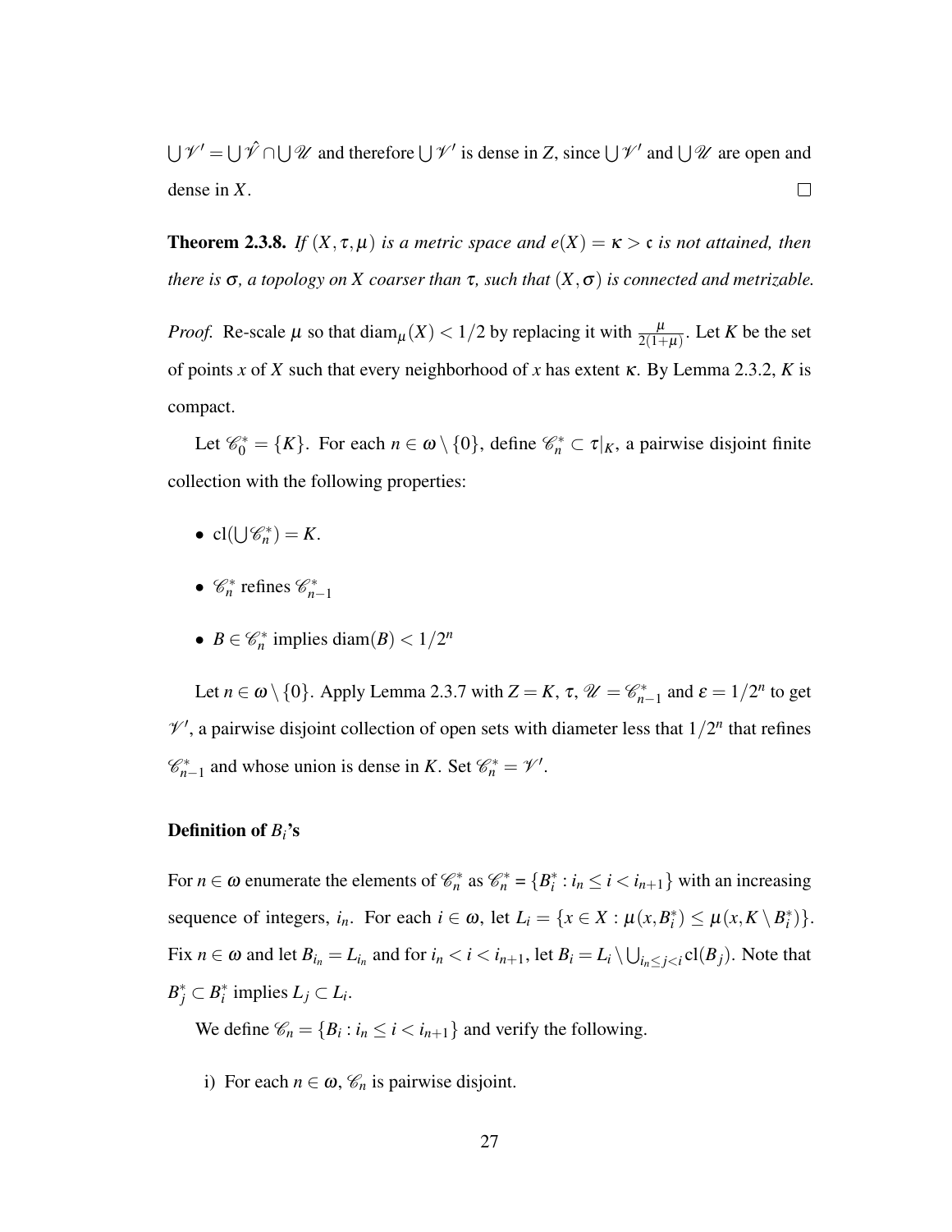$\bigcup \mathscr{V}' = \bigcup \hat{\mathscr{V}} \cap \bigcup \mathscr{U}$ and therefore $\bigcup \mathscr{V}'$ is dense in $Z$, since $\bigcup \mathscr{V}'$ and $\bigcup \mathscr{U}$ are open and dense in $X$. □

**Theorem 2.3.8.** *If $(X, \tau, \mu)$ is a metric space and $e(X) = \kappa > \mathfrak{c}$ is not attained, then there is $\sigma$, a topology on $X$ coarser than $\tau$, such that $(X, \sigma)$ is connected and metrizable.*

*Proof.* Re-scale $\mu$ so that $\operatorname{diam}_\mu(X) < 1/2$ by replacing it with $\frac{\mu}{2(1+\mu)}$. Let $K$ be the set of points $x$ of $X$ such that every neighborhood of $x$ has extent $\kappa$. By Lemma 2.3.2, $K$ is compact.

Let $\mathscr{C}_0^* = \{K\}$. For each $n \in \omega \setminus \{0\}$, define $\mathscr{C}_n^* \subset \tau|_K$, a pairwise disjoint finite collection with the following properties:

- $\operatorname{cl}(\bigcup \mathscr{C}_n^*) = K$.
- $\mathscr{C}_n^*$ refines $\mathscr{C}_{n-1}^*$
- $B \in \mathscr{C}_n^*$ implies $\operatorname{diam}(B) < 1/2^n$

Let $n \in \omega \setminus \{0\}$. Apply Lemma 2.3.7 with $Z = K$, $\tau$, $\mathscr{U} = \mathscr{C}_{n-1}^*$ and $\varepsilon = 1/2^n$ to get $\mathscr{V}'$, a pairwise disjoint collection of open sets with diameter less that $1/2^n$ that refines $\mathscr{C}_{n-1}^*$ and whose union is dense in $K$. Set $\mathscr{C}_n^* = \mathscr{V}'$.

**Definition of $B_i$'s**

For $n \in \omega$ enumerate the elements of $\mathscr{C}_n^*$ as $\mathscr{C}_n^* = \{B_i^* : i_n \leq i < i_{n+1}\}$ with an increasing sequence of integers, $i_n$. For each $i \in \omega$, let $L_i = \{x \in X : \mu(x, B_i^*) \leq \mu(x, K \setminus B_i^*)\}$. Fix $n \in \omega$ and let $B_{i_n} = L_{i_n}$ and for $i_n < i < i_{n+1}$, let $B_i = L_i \setminus \bigcup_{i_n \leq j < i} \operatorname{cl}(B_j)$. Note that $B_j^* \subset B_i^*$ implies $L_j \subset L_i$.

We define $\mathscr{C}_n = \{B_i : i_n \leq i < i_{n+1}\}$ and verify the following.

i) For each $n \in \omega$, $\mathscr{C}_n$ is pairwise disjoint.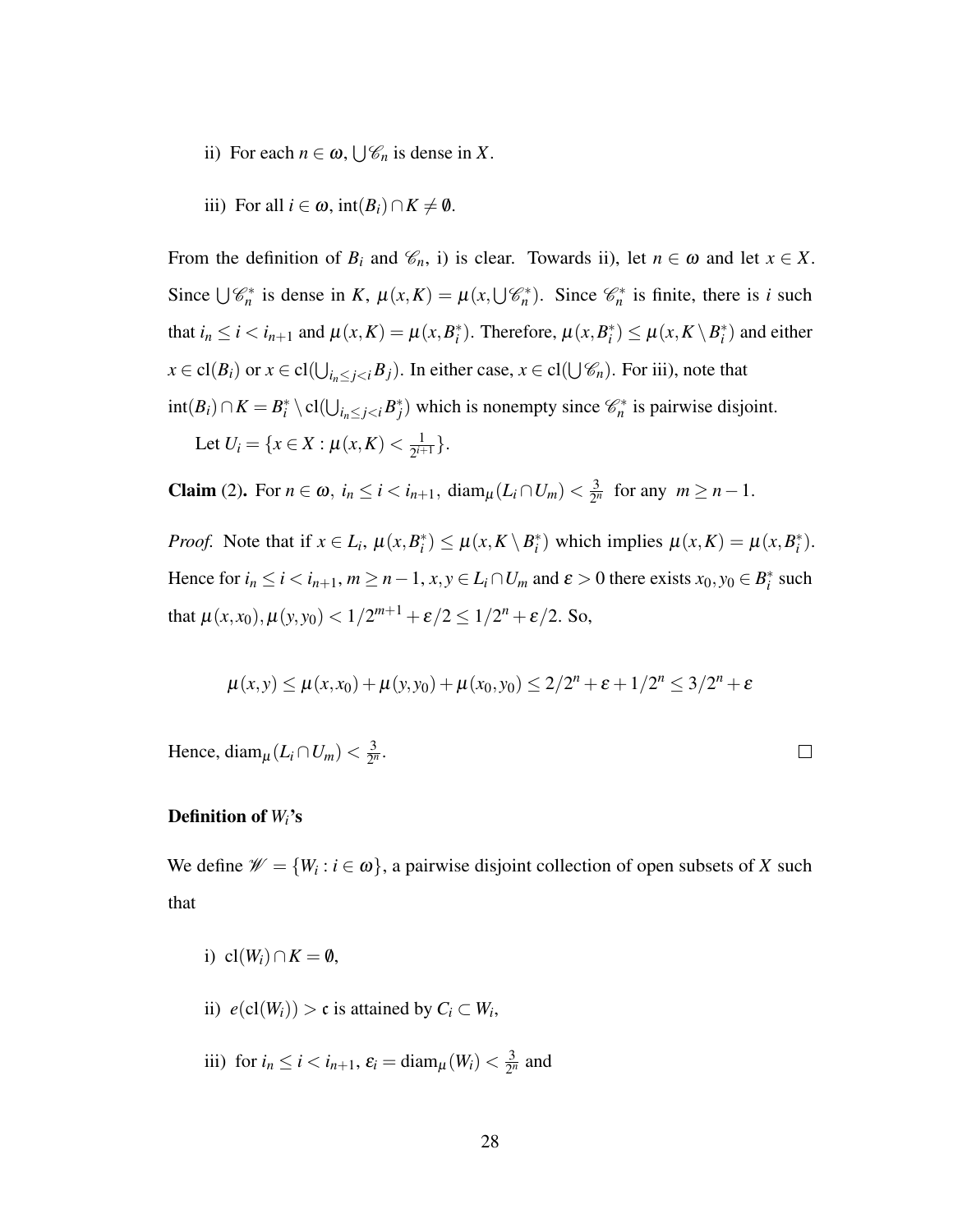ii) For each $n \in \omega$, $\bigcup \mathscr{C}_n$ is dense in $X$.

iii) For all $i \in \omega$, $\text{int}(B_i) \cap K \neq \emptyset$.

From the definition of $B_i$ and $\mathscr{C}_n$, i) is clear. Towards ii), let $n \in \omega$ and let $x \in X$. Since $\bigcup \mathscr{C}_n^*$ is dense in $K$, $\mu(x,K) = \mu(x, \bigcup \mathscr{C}_n^*)$. Since $\mathscr{C}_n^*$ is finite, there is $i$ such that $i_n \leq i < i_{n+1}$ and $\mu(x,K) = \mu(x, B_i^*)$. Therefore, $\mu(x, B_i^*) \leq \mu(x, K \setminus B_i^*)$ and either $x \in \text{cl}(B_i)$ or $x \in \text{cl}(\bigcup_{i_n \leq j < i} B_j)$. In either case, $x \in \text{cl}(\bigcup \mathscr{C}_n)$. For iii), note that $\text{int}(B_i) \cap K = B_i^* \setminus \text{cl}(\bigcup_{i_n \leq j < i} B_j^*)$ which is nonempty since $\mathscr{C}_n^*$ is pairwise disjoint.

Let $U_i = \{x \in X : \mu(x,K) < \frac{1}{2^{i+1}}\}$.

**Claim** (2)**.** For $n \in \omega$, $i_n \leq i < i_{n+1}$, $\text{diam}_\mu(L_i \cap U_m) < \frac{3}{2^n}$ for any $m \geq n-1$.

*Proof.* Note that if $x \in L_i$, $\mu(x, B_i^*) \leq \mu(x, K \setminus B_i^*)$ which implies $\mu(x,K) = \mu(x, B_i^*)$. Hence for $i_n \leq i < i_{n+1}$, $m \geq n-1$, $x, y \in L_i \cap U_m$ and $\varepsilon > 0$ there exists $x_0, y_0 \in B_i^*$ such that $\mu(x, x_0), \mu(y, y_0) < 1/2^{m+1} + \varepsilon/2 \leq 1/2^n + \varepsilon/2$. So,

$$\mu(x,y) \leq \mu(x,x_0) + \mu(y,y_0) + \mu(x_0,y_0) \leq 2/2^n + \varepsilon + 1/2^n \leq 3/2^n + \varepsilon$$

Hence, $\text{diam}_\mu(L_i \cap U_m) < \frac{3}{2^n}$. $\square$

**Definition of $W_i$'s**

We define $\mathscr{W} = \{W_i : i \in \omega\}$, a pairwise disjoint collection of open subsets of $X$ such that

i) $\text{cl}(W_i) \cap K = \emptyset$,

ii) $e(\text{cl}(W_i)) > \mathfrak{c}$ is attained by $C_i \subset W_i$,

iii) for $i_n \leq i < i_{n+1}$, $\varepsilon_i = \text{diam}_\mu(W_i) < \frac{3}{2^n}$ and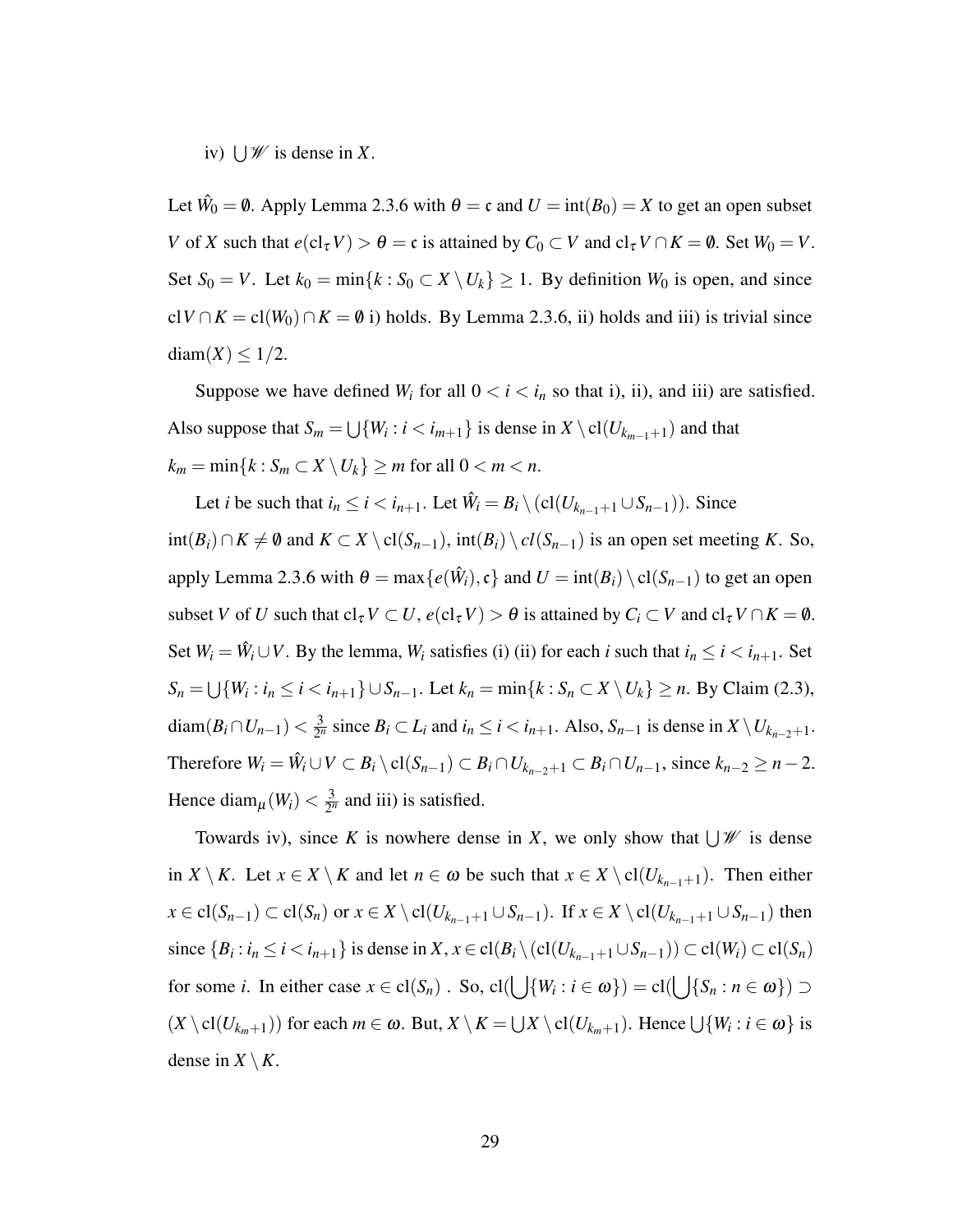iv) $\bigcup \mathscr{W}$ is dense in $X$.

Let $\hat{W}_0 = \emptyset$. Apply Lemma 2.3.6 with $\theta = \mathfrak{c}$ and $U = \operatorname{int}(B_0) = X$ to get an open subset $V$ of $X$ such that $e(\operatorname{cl}_\tau V) > \theta = \mathfrak{c}$ is attained by $C_0 \subset V$ and $\operatorname{cl}_\tau V \cap K = \emptyset$. Set $W_0 = V$. Set $S_0 = V$. Let $k_0 = \min\{k : S_0 \subset X \setminus U_k\} \geq 1$. By definition $W_0$ is open, and since $\operatorname{cl} V \cap K = \operatorname{cl}(W_0) \cap K = \emptyset$ i) holds. By Lemma 2.3.6, ii) holds and iii) is trivial since $\operatorname{diam}(X) \leq 1/2$.

Suppose we have defined $W_i$ for all $0 < i < i_n$ so that i), ii), and iii) are satisfied. Also suppose that $S_m = \bigcup\{W_i : i < i_{m+1}\}$ is dense in $X \setminus \operatorname{cl}(U_{k_{m-1}+1})$ and that $k_m = \min\{k : S_m \subset X \setminus U_k\} \geq m$ for all $0 < m < n$.

Let $i$ be such that $i_n \leq i < i_{n+1}$. Let $\hat{W}_i = B_i \setminus (\operatorname{cl}(U_{k_{n-1}+1} \cup S_{n-1}))$. Since $\operatorname{int}(B_i) \cap K \neq \emptyset$ and $K \subset X \setminus \operatorname{cl}(S_{n-1})$, $\operatorname{int}(B_i) \setminus cl(S_{n-1})$ is an open set meeting $K$. So, apply Lemma 2.3.6 with $\theta = \max\{e(\hat{W}_i), \mathfrak{c}\}$ and $U = \operatorname{int}(B_i) \setminus \operatorname{cl}(S_{n-1})$ to get an open subset $V$ of $U$ such that $\operatorname{cl}_\tau V \subset U$, $e(\operatorname{cl}_\tau V) > \theta$ is attained by $C_i \subset V$ and $\operatorname{cl}_\tau V \cap K = \emptyset$. Set $W_i = \hat{W}_i \cup V$. By the lemma, $W_i$ satisfies (i) (ii) for each $i$ such that $i_n \leq i < i_{n+1}$. Set $S_n = \bigcup\{W_i : i_n \leq i < i_{n+1}\} \cup S_{n-1}$. Let $k_n = \min\{k : S_n \subset X \setminus U_k\} \geq n$. By Claim (2.3), $\operatorname{diam}(B_i \cap U_{n-1}) < \frac{3}{2^n}$ since $B_i \subset L_i$ and $i_n \leq i < i_{n+1}$. Also, $S_{n-1}$ is dense in $X \setminus U_{k_{n-2}+1}$. Therefore $W_i = \hat{W}_i \cup V \subset B_i \setminus \operatorname{cl}(S_{n-1}) \subset B_i \cap U_{k_{n-2}+1} \subset B_i \cap U_{n-1}$, since $k_{n-2} \geq n-2$. Hence $\operatorname{diam}_\mu(W_i) < \frac{3}{2^n}$ and iii) is satisfied.

Towards iv), since $K$ is nowhere dense in $X$, we only show that $\bigcup \mathscr{W}$ is dense in $X \setminus K$. Let $x \in X \setminus K$ and let $n \in \omega$ be such that $x \in X \setminus \operatorname{cl}(U_{k_{n-1}+1})$. Then either $x \in \operatorname{cl}(S_{n-1}) \subset \operatorname{cl}(S_n)$ or $x \in X \setminus \operatorname{cl}(U_{k_{n-1}+1} \cup S_{n-1})$. If $x \in X \setminus \operatorname{cl}(U_{k_{n-1}+1} \cup S_{n-1})$ then since $\{B_i : i_n \leq i < i_{n+1}\}$ is dense in $X$, $x \in \operatorname{cl}(B_i \setminus (\operatorname{cl}(U_{k_{n-1}+1} \cup S_{n-1})) \subset \operatorname{cl}(W_i) \subset \operatorname{cl}(S_n)$ for some $i$. In either case $x \in \operatorname{cl}(S_n)$ . So, $\operatorname{cl}(\bigcup\{W_i : i \in \omega\}) = \operatorname{cl}(\bigcup\{S_n : n \in \omega\}) \supset (X \setminus \operatorname{cl}(U_{k_m+1}))$ for each $m \in \omega$. But, $X \setminus K = \bigcup X \setminus \operatorname{cl}(U_{k_m+1})$. Hence $\bigcup\{W_i : i \in \omega\}$ is dense in $X \setminus K$.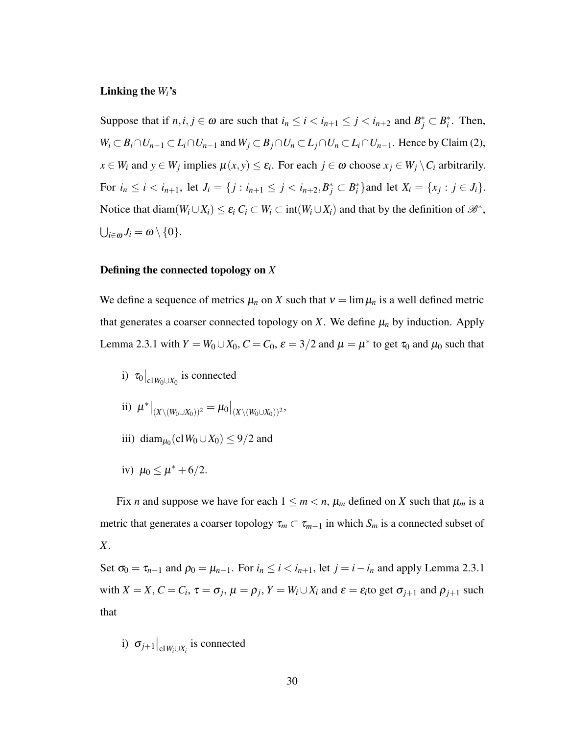**Linking the $W_i$'s**

Suppose that if $n, i, j \in \omega$ are such that $i_n \leq i < i_{n+1} \leq j < i_{n+2}$ and $B^*_j \subset B^*_i$. Then, $W_i \subset B_i \cap U_{n-1} \subset L_i \cap U_{n-1}$ and $W_j \subset B_j \cap U_n \subset L_j \cap U_n \subset L_i \cap U_{n-1}$. Hence by Claim (2), $x \in W_i$ and $y \in W_j$ implies $\mu(x,y) \leq \varepsilon_i$. For each $j \in \omega$ choose $x_j \in W_j \setminus C_i$ arbitrarily. For $i_n \leq i < i_{n+1}$, let $J_i = \{j : i_{n+1} \leq j < i_{n+2}, B^*_j \subset B^*_i\}$and let $X_i = \{x_j : j \in J_i\}$. Notice that $\text{diam}(W_i \cup X_i) \leq \varepsilon_i$ $C_i \subset W_i \subset \text{int}(W_i \cup X_i)$ and that by the definition of $\mathscr{B}^*$, $\bigcup_{i \in \omega} J_i = \omega \setminus \{0\}$.

**Defining the connected topology on $X$**

We define a sequence of metrics $\mu_n$ on $X$ such that $\nu = \lim \mu_n$ is a well defined metric that generates a coarser connected topology on $X$. We define $\mu_n$ by induction. Apply Lemma 2.3.1 with $Y = W_0 \cup X_0$, $C = C_0$, $\varepsilon = 3/2$ and $\mu = \mu^*$ to get $\tau_0$ and $\mu_0$ such that

i) $\tau_0\big|_{\text{cl} W_0 \cup X_0}$ is connected

ii) $\mu^*\big|_{(X \setminus (W_0 \cup X_0))^2} = \mu_0\big|_{(X \setminus (W_0 \cup X_0))^2}$,

iii) $\text{diam}_{\mu_0}(\text{cl} W_0 \cup X_0) \leq 9/2$ and

iv) $\mu_0 \leq \mu^* + 6/2$.

Fix $n$ and suppose we have for each $1 \leq m < n$, $\mu_m$ defined on $X$ such that $\mu_m$ is a metric that generates a coarser topology $\tau_m \subset \tau_{m-1}$ in which $S_m$ is a connected subset of $X$.

Set $\sigma_0 = \tau_{n-1}$ and $\rho_0 = \mu_{n-1}$. For $i_n \leq i < i_{n+1}$, let $j = i - i_n$ and apply Lemma 2.3.1 with $X = X$, $C = C_i$, $\tau = \sigma_j$, $\mu = \rho_j$, $Y = W_i \cup X_i$ and $\varepsilon = \varepsilon_i$to get $\sigma_{j+1}$ and $\rho_{j+1}$ such that

i) $\sigma_{j+1}\big|_{\text{cl} W_i \cup X_i}$ is connected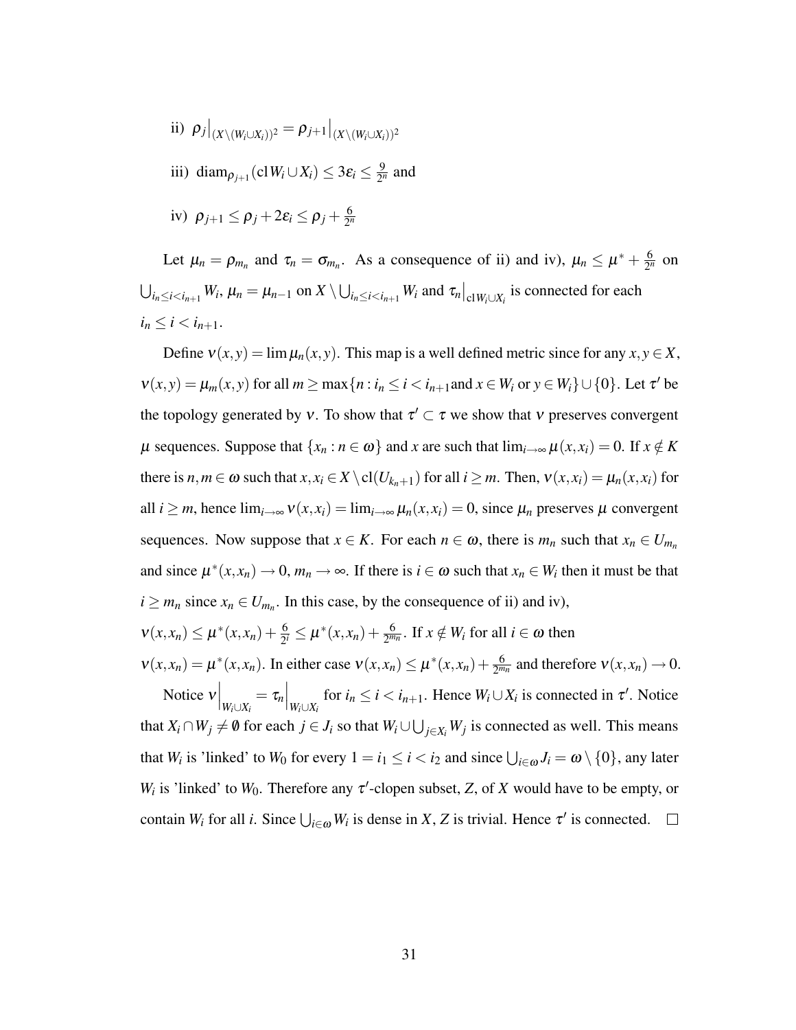ii) $\rho_j\big|_{(X\setminus(W_i\cup X_i))^2} = \rho_{j+1}\big|_{(X\setminus(W_i\cup X_i))^2}$

iii) $\operatorname{diam}_{\rho_{j+1}}(\operatorname{cl} W_i \cup X_i) \le 3\varepsilon_i \le \frac{9}{2^n}$ and

iv) $\rho_{j+1} \le \rho_j + 2\varepsilon_i \le \rho_j + \frac{6}{2^n}$

Let $\mu_n = \rho_{m_n}$ and $\tau_n = \sigma_{m_n}$. As a consequence of ii) and iv), $\mu_n \le \mu^* + \frac{6}{2^n}$ on $\bigcup_{i_n \le i < i_{n+1}} W_i$, $\mu_n = \mu_{n-1}$ on $X \setminus \bigcup_{i_n \le i < i_{n+1}} W_i$ and $\tau_n\big|_{\operatorname{cl} W_i \cup X_i}$ is connected for each $i_n \le i < i_{n+1}$.

Define $\nu(x,y) = \lim \mu_n(x,y)$. This map is a well defined metric since for any $x, y \in X$, $\nu(x,y) = \mu_m(x,y)$ for all $m \ge \max\{n : i_n \le i < i_{n+1} \text{and } x \in W_i \text{ or } y \in W_i\} \cup \{0\}$. Let $\tau'$ be the topology generated by $\nu$. To show that $\tau' \subset \tau$ we show that $\nu$ preserves convergent $\mu$ sequences. Suppose that $\{x_n : n \in \omega\}$ and $x$ are such that $\lim_{i\to\infty} \mu(x, x_i) = 0$. If $x \notin K$ there is $n, m \in \omega$ such that $x, x_i \in X \setminus \operatorname{cl}(U_{k_n+1})$ for all $i \ge m$. Then, $\nu(x, x_i) = \mu_n(x, x_i)$ for all $i \ge m$, hence $\lim_{i\to\infty} \nu(x, x_i) = \lim_{i\to\infty} \mu_n(x, x_i) = 0$, since $\mu_n$ preserves $\mu$ convergent sequences. Now suppose that $x \in K$. For each $n \in \omega$, there is $m_n$ such that $x_n \in U_{m_n}$ and since $\mu^*(x, x_n) \to 0$, $m_n \to \infty$. If there is $i \in \omega$ such that $x_n \in W_i$ then it must be that $i \ge m_n$ since $x_n \in U_{m_n}$. In this case, by the consequence of ii) and iv), $\nu(x, x_n) \le \mu^*(x, x_n) + \frac{6}{2^i} \le \mu^*(x, x_n) + \frac{6}{2^{m_n}}$. If $x \notin W_i$ for all $i \in \omega$ then $\nu(x, x_n) = \mu^*(x, x_n)$. In either case $\nu(x, x_n) \le \mu^*(x, x_n) + \frac{6}{2^{m_n}}$ and therefore $\nu(x, x_n) \to 0$.

Notice $\nu\Big|_{W_i \cup X_i} = \tau_n\Big|_{W_i \cup X_i}$ for $i_n \le i < i_{n+1}$. Hence $W_i \cup X_i$ is connected in $\tau'$. Notice that $X_i \cap W_j \ne \emptyset$ for each $j \in J_i$ so that $W_i \cup \bigcup_{j \in X_i} W_j$ is connected as well. This means that $W_i$ is 'linked' to $W_0$ for every $1 = i_1 \le i < i_2$ and since $\bigcup_{i\in\omega} J_i = \omega \setminus \{0\}$, any later $W_i$ is 'linked' to $W_0$. Therefore any $\tau'$-clopen subset, $Z$, of $X$ would have to be empty, or contain $W_i$ for all $i$. Since $\bigcup_{i\in\omega} W_i$ is dense in $X$, $Z$ is trivial. Hence $\tau'$ is connected. $\square$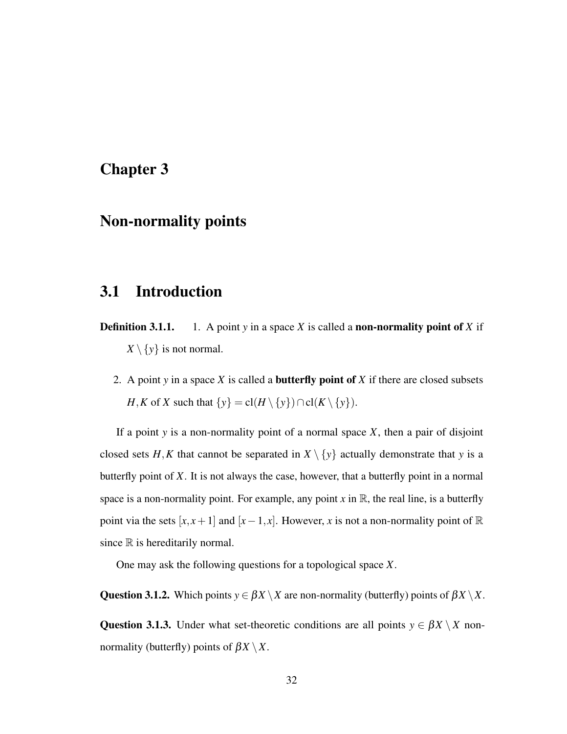# Chapter 3

# Non-normality points

## 3.1 Introduction

**Definition 3.1.1.** 1. A point $y$ in a space $X$ is called a **non-normality point of** $X$ if $X \setminus \{y\}$ is not normal.

2. A point $y$ in a space $X$ is called a **butterfly point of** $X$ if there are closed subsets $H, K$ of $X$ such that $\{y\} = \mathrm{cl}(H \setminus \{y\}) \cap \mathrm{cl}(K \setminus \{y\})$.

If a point $y$ is a non-normality point of a normal space $X$, then a pair of disjoint closed sets $H, K$ that cannot be separated in $X \setminus \{y\}$ actually demonstrate that $y$ is a butterfly point of $X$. It is not always the case, however, that a butterfly point in a normal space is a non-normality point. For example, any point $x$ in $\mathbb{R}$, the real line, is a butterfly point via the sets $[x, x+1]$ and $[x-1, x]$. However, $x$ is not a non-normality point of $\mathbb{R}$ since $\mathbb{R}$ is hereditarily normal.

One may ask the following questions for a topological space $X$.

**Question 3.1.2.** Which points $y \in \beta X \setminus X$ are non-normality (butterfly) points of $\beta X \setminus X$.

**Question 3.1.3.** Under what set-theoretic conditions are all points $y \in \beta X \setminus X$ non-normality (butterfly) points of $\beta X \setminus X$.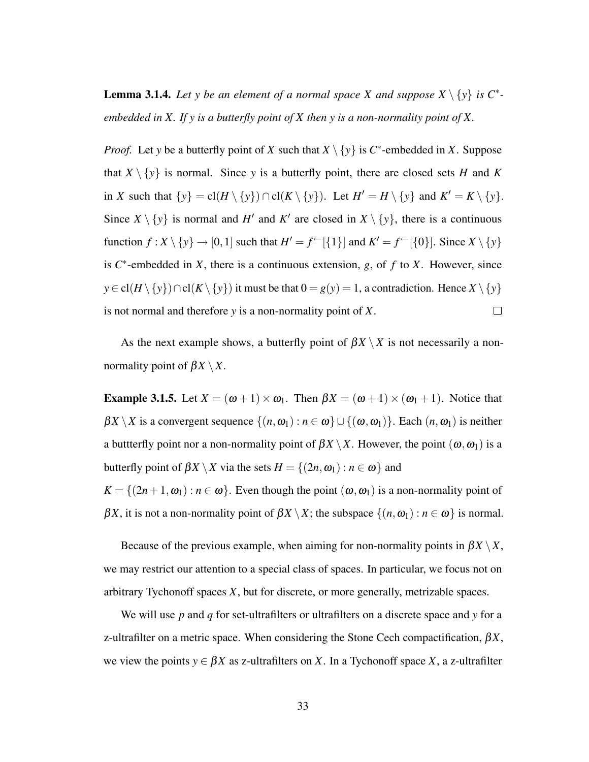**Lemma 3.1.4.** *Let $y$ be an element of a normal space $X$ and suppose $X \setminus \{y\}$ is $C^*$-embedded in $X$. If $y$ is a butterfly point of $X$ then $y$ is a non-normality point of $X$.*

*Proof.* Let $y$ be a butterfly point of $X$ such that $X \setminus \{y\}$ is $C^*$-embedded in $X$. Suppose that $X \setminus \{y\}$ is normal. Since $y$ is a butterfly point, there are closed sets $H$ and $K$ in $X$ such that $\{y\} = \text{cl}(H \setminus \{y\}) \cap \text{cl}(K \setminus \{y\})$. Let $H' = H \setminus \{y\}$ and $K' = K \setminus \{y\}$. Since $X \setminus \{y\}$ is normal and $H'$ and $K'$ are closed in $X \setminus \{y\}$, there is a continuous function $f : X \setminus \{y\} \to [0,1]$ such that $H' = f^{\leftarrow}[\{1\}]$ and $K' = f^{\leftarrow}[\{0\}]$. Since $X \setminus \{y\}$ is $C^*$-embedded in $X$, there is a continuous extension, $g$, of $f$ to $X$. However, since $y \in \text{cl}(H \setminus \{y\}) \cap \text{cl}(K \setminus \{y\})$ it must be that $0 = g(y) = 1$, a contradiction. Hence $X \setminus \{y\}$ is not normal and therefore $y$ is a non-normality point of $X$. $\square$

As the next example shows, a butterfly point of $\beta X \setminus X$ is not necessarily a non-normality point of $\beta X \setminus X$.

**Example 3.1.5.** Let $X = (\omega + 1) \times \omega_1$. Then $\beta X = (\omega + 1) \times (\omega_1 + 1)$. Notice that $\beta X \setminus X$ is a convergent sequence $\{(n, \omega_1) : n \in \omega\} \cup \{(\omega, \omega_1)\}$. Each $(n, \omega_1)$ is neither a buttterfly point nor a non-normality point of $\beta X \setminus X$. However, the point $(\omega, \omega_1)$ is a butterfly point of $\beta X \setminus X$ via the sets $H = \{(2n, \omega_1) : n \in \omega\}$ and $K = \{(2n+1, \omega_1) : n \in \omega\}$. Even though the point $(\omega, \omega_1)$ is a non-normality point of $\beta X$, it is not a non-normality point of $\beta X \setminus X$; the subspace $\{(n, \omega_1) : n \in \omega\}$ is normal.

Because of the previous example, when aiming for non-normality points in $\beta X \setminus X$, we may restrict our attention to a special class of spaces. In particular, we focus not on arbitrary Tychonoff spaces $X$, but for discrete, or more generally, metrizable spaces.

We will use $p$ and $q$ for set-ultrafilters or ultrafilters on a discrete space and $y$ for a z-ultrafilter on a metric space. When considering the Stone Cech compactification, $\beta X$, we view the points $y \in \beta X$ as z-ultrafilters on $X$. In a Tychonoff space $X$, a z-ultrafilter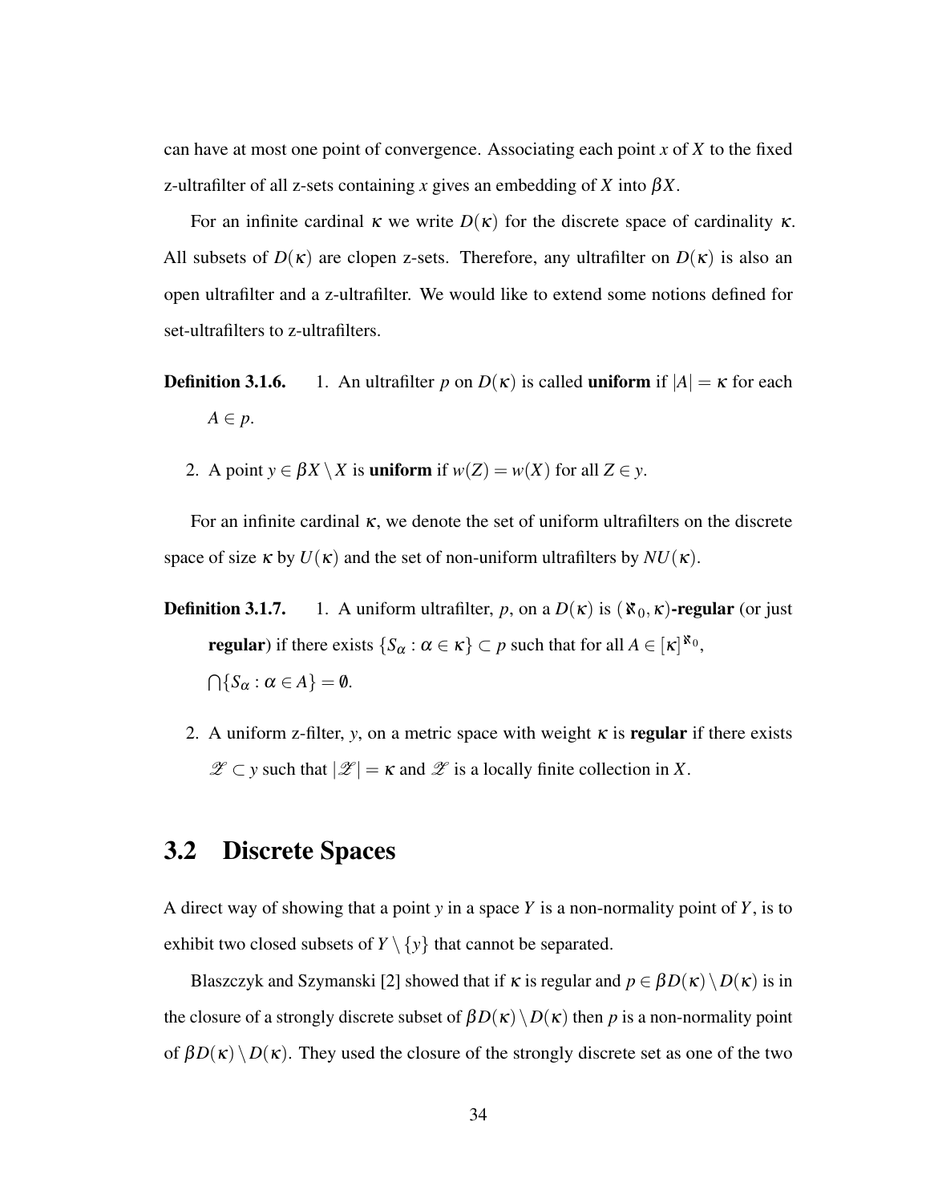can have at most one point of convergence. Associating each point $x$ of $X$ to the fixed z-ultrafilter of all z-sets containing $x$ gives an embedding of $X$ into $\beta X$.

For an infinite cardinal $\kappa$ we write $D(\kappa)$ for the discrete space of cardinality $\kappa$. All subsets of $D(\kappa)$ are clopen z-sets. Therefore, any ultrafilter on $D(\kappa)$ is also an open ultrafilter and a z-ultrafilter. We would like to extend some notions defined for set-ultrafilters to z-ultrafilters.

**Definition 3.1.6.**

1. An ultrafilter $p$ on $D(\kappa)$ is called **uniform** if $|A| = \kappa$ for each $A \in p$.
2. A point $y \in \beta X \setminus X$ is **uniform** if $w(Z) = w(X)$ for all $Z \in y$.

For an infinite cardinal $\kappa$, we denote the set of uniform ultrafilters on the discrete space of size $\kappa$ by $U(\kappa)$ and the set of non-uniform ultrafilters by $NU(\kappa)$.

**Definition 3.1.7.**

1. A uniform ultrafilter, $p$, on a $D(\kappa)$ is $(\aleph_0, \kappa)$**-regular** (or just **regular**) if there exists $\{S_\alpha : \alpha \in \kappa\} \subset p$ such that for all $A \in [\kappa]^{\aleph_0}$, $\bigcap\{S_\alpha : \alpha \in A\} = \emptyset$.
2. A uniform z-filter, $y$, on a metric space with weight $\kappa$ is **regular** if there exists $\mathscr{Z} \subset y$ such that $|\mathscr{Z}| = \kappa$ and $\mathscr{Z}$ is a locally finite collection in $X$.

## 3.2 Discrete Spaces

A direct way of showing that a point $y$ in a space $Y$ is a non-normality point of $Y$, is to exhibit two closed subsets of $Y \setminus \{y\}$ that cannot be separated.

Blaszczyk and Szymanski [2] showed that if $\kappa$ is regular and $p \in \beta D(\kappa) \setminus D(\kappa)$ is in the closure of a strongly discrete subset of $\beta D(\kappa) \setminus D(\kappa)$ then $p$ is a non-normality point of $\beta D(\kappa) \setminus D(\kappa)$. They used the closure of the strongly discrete set as one of the two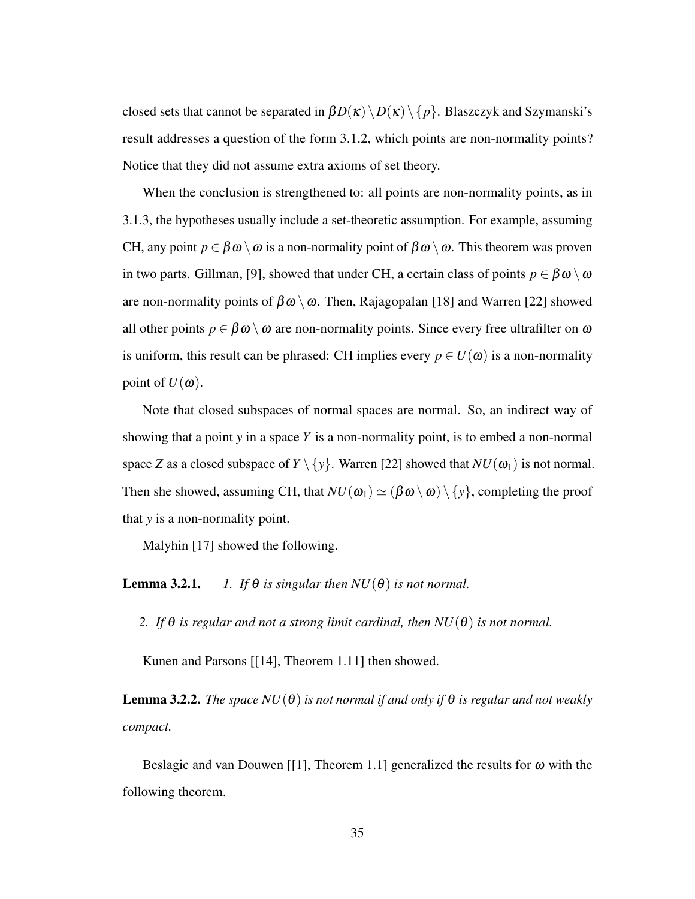closed sets that cannot be separated in $\beta D(\kappa) \setminus D(\kappa) \setminus \{p\}$. Blaszczyk and Szymanski's result addresses a question of the form 3.1.2, which points are non-normality points? Notice that they did not assume extra axioms of set theory.

When the conclusion is strengthened to: all points are non-normality points, as in 3.1.3, the hypotheses usually include a set-theoretic assumption. For example, assuming CH, any point $p \in \beta\omega \setminus \omega$ is a non-normality point of $\beta\omega \setminus \omega$. This theorem was proven in two parts. Gillman, [9], showed that under CH, a certain class of points $p \in \beta\omega \setminus \omega$ are non-normality points of $\beta\omega \setminus \omega$. Then, Rajagopalan [18] and Warren [22] showed all other points $p \in \beta\omega \setminus \omega$ are non-normality points. Since every free ultrafilter on $\omega$ is uniform, this result can be phrased: CH implies every $p \in U(\omega)$ is a non-normality point of $U(\omega)$.

Note that closed subspaces of normal spaces are normal. So, an indirect way of showing that a point $y$ in a space $Y$ is a non-normality point, is to embed a non-normal space $Z$ as a closed subspace of $Y \setminus \{y\}$. Warren [22] showed that $NU(\omega_1)$ is not normal. Then she showed, assuming CH, that $NU(\omega_1) \simeq (\beta\omega \setminus \omega) \setminus \{y\}$, completing the proof that $y$ is a non-normality point.

Malyhin [17] showed the following.

**Lemma 3.2.1.** *1. If $\theta$ is singular then $NU(\theta)$ is not normal.*

*2. If $\theta$ is regular and not a strong limit cardinal, then $NU(\theta)$ is not normal.*

Kunen and Parsons [[14], Theorem 1.11] then showed.

**Lemma 3.2.2.** *The space $NU(\theta)$ is not normal if and only if $\theta$ is regular and not weakly compact.*

Beslagic and van Douwen [[1], Theorem 1.1] generalized the results for $\omega$ with the following theorem.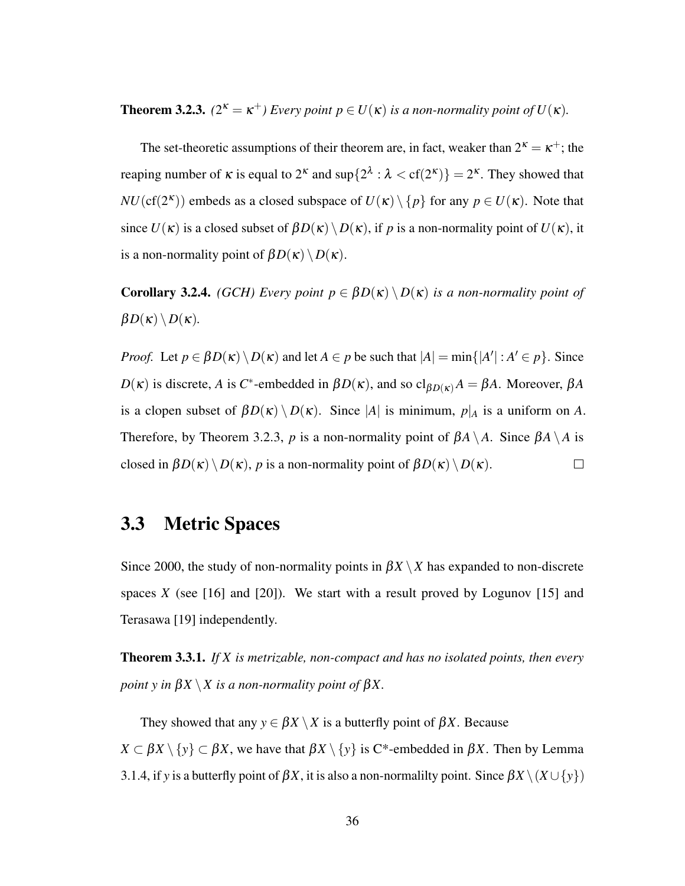**Theorem 3.2.3.** *($2^\kappa = \kappa^+$) Every point $p \in U(\kappa)$ is a non-normality point of $U(\kappa)$.*

The set-theoretic assumptions of their theorem are, in fact, weaker than $2^\kappa = \kappa^+$; the reaping number of $\kappa$ is equal to $2^\kappa$ and $\sup\{2^\lambda : \lambda < \mathrm{cf}(2^\kappa)\} = 2^\kappa$. They showed that $NU(\mathrm{cf}(2^\kappa))$ embeds as a closed subspace of $U(\kappa) \setminus \{p\}$ for any $p \in U(\kappa)$. Note that since $U(\kappa)$ is a closed subset of $\beta D(\kappa) \setminus D(\kappa)$, if $p$ is a non-normality point of $U(\kappa)$, it is a non-normality point of $\beta D(\kappa) \setminus D(\kappa)$.

**Corollary 3.2.4.** *(GCH) Every point $p \in \beta D(\kappa) \setminus D(\kappa)$ is a non-normality point of $\beta D(\kappa) \setminus D(\kappa)$.*

*Proof.* Let $p \in \beta D(\kappa) \setminus D(\kappa)$ and let $A \in p$ be such that $|A| = \min\{|A'| : A' \in p\}$. Since $D(\kappa)$ is discrete, $A$ is $C^*$-embedded in $\beta D(\kappa)$, and so $\mathrm{cl}_{\beta D(\kappa)} A = \beta A$. Moreover, $\beta A$ is a clopen subset of $\beta D(\kappa) \setminus D(\kappa)$. Since $|A|$ is minimum, $p|_A$ is a uniform on $A$. Therefore, by Theorem 3.2.3, $p$ is a non-normality point of $\beta A \setminus A$. Since $\beta A \setminus A$ is closed in $\beta D(\kappa) \setminus D(\kappa)$, $p$ is a non-normality point of $\beta D(\kappa) \setminus D(\kappa)$. $\square$

## 3.3 Metric Spaces

Since 2000, the study of non-normality points in $\beta X \setminus X$ has expanded to non-discrete spaces $X$ (see [16] and [20]). We start with a result proved by Logunov [15] and Terasawa [19] independently.

**Theorem 3.3.1.** *If $X$ is metrizable, non-compact and has no isolated points, then every point $y$ in $\beta X \setminus X$ is a non-normality point of $\beta X$.*

They showed that any $y \in \beta X \setminus X$ is a butterfly point of $\beta X$. Because $X \subset \beta X \setminus \{y\} \subset \beta X$, we have that $\beta X \setminus \{y\}$ is C*-embedded in $\beta X$. Then by Lemma 3.1.4, if $y$ is a butterfly point of $\beta X$, it is also a non-normalilty point. Since $\beta X \setminus (X \cup \{y\})$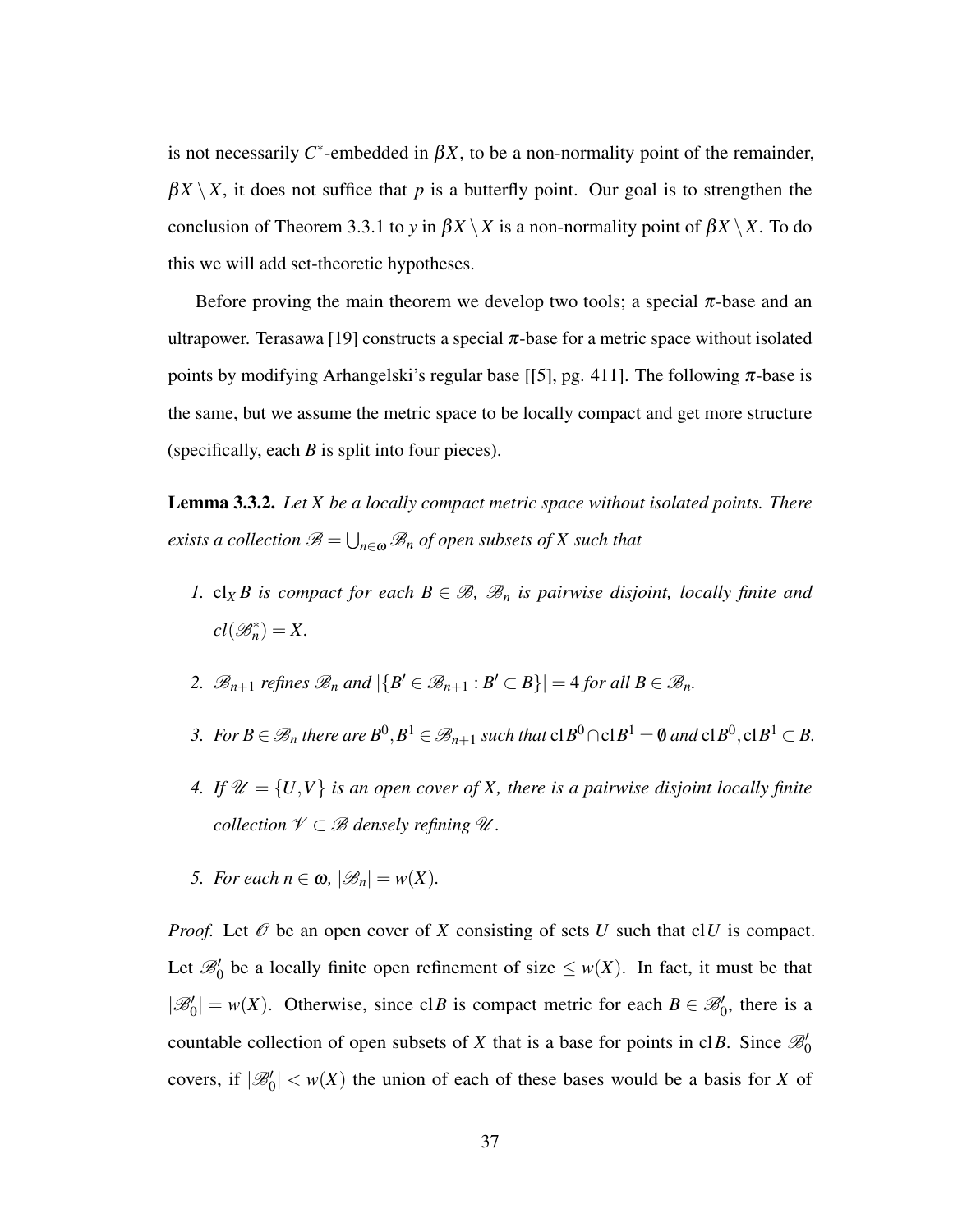is not necessarily $C^*$-embedded in $\beta X$, to be a non-normality point of the remainder, $\beta X \setminus X$, it does not suffice that $p$ is a butterfly point. Our goal is to strengthen the conclusion of Theorem 3.3.1 to $y$ in $\beta X \setminus X$ is a non-normality point of $\beta X \setminus X$. To do this we will add set-theoretic hypotheses.

Before proving the main theorem we develop two tools; a special $\pi$-base and an ultrapower. Terasawa [19] constructs a special $\pi$-base for a metric space without isolated points by modifying Arhangelski's regular base [[5], pg. 411]. The following $\pi$-base is the same, but we assume the metric space to be locally compact and get more structure (specifically, each $B$ is split into four pieces).

**Lemma 3.3.2.** *Let $X$ be a locally compact metric space without isolated points. There exists a collection $\mathscr{B} = \bigcup_{n\in\omega} \mathscr{B}_n$ of open subsets of $X$ such that*

1. *$\mathrm{cl}_X B$ is compact for each $B \in \mathscr{B}$, $\mathscr{B}_n$ is pairwise disjoint, locally finite and $cl(\mathscr{B}_n^*) = X$.*
2. *$\mathscr{B}_{n+1}$ refines $\mathscr{B}_n$ and $|\{B' \in \mathscr{B}_{n+1} : B' \subset B\}| = 4$ for all $B \in \mathscr{B}_n$.*
3. *For $B \in \mathscr{B}_n$ there are $B^0, B^1 \in \mathscr{B}_{n+1}$ such that $\mathrm{cl}\, B^0 \cap \mathrm{cl}\, B^1 = \emptyset$ and $\mathrm{cl}\, B^0, \mathrm{cl}\, B^1 \subset B$.*
4. *If $\mathscr{U} = \{U, V\}$ is an open cover of $X$, there is a pairwise disjoint locally finite collection $\mathscr{V} \subset \mathscr{B}$ densely refining $\mathscr{U}$.*
5. *For each $n \in \omega$, $|\mathscr{B}_n| = w(X)$.*

*Proof.* Let $\mathscr{O}$ be an open cover of $X$ consisting of sets $U$ such that $\mathrm{cl}\, U$ is compact. Let $\mathscr{B}'_0$ be a locally finite open refinement of size $\leq w(X)$. In fact, it must be that $|\mathscr{B}'_0| = w(X)$. Otherwise, since $\mathrm{cl}\, B$ is compact metric for each $B \in \mathscr{B}'_0$, there is a countable collection of open subsets of $X$ that is a base for points in $\mathrm{cl}\, B$. Since $\mathscr{B}'_0$ covers, if $|\mathscr{B}'_0| < w(X)$ the union of each of these bases would be a basis for $X$ of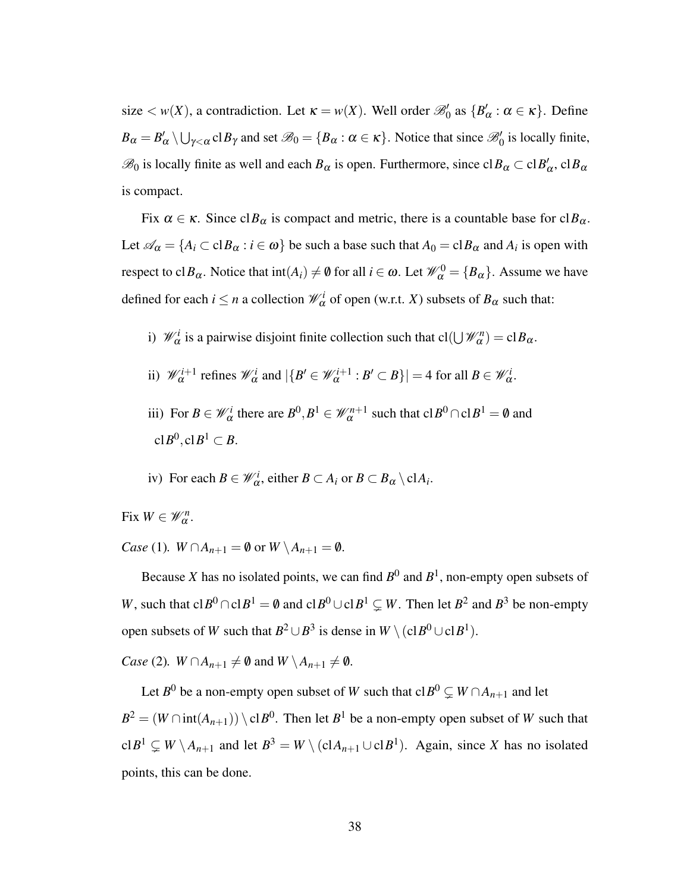size $< w(X)$, a contradiction. Let $\kappa = w(X)$. Well order $\mathscr{B}_0'$ as $\{B_\alpha' : \alpha \in \kappa\}$. Define $B_\alpha = B_\alpha' \setminus \bigcup_{\gamma<\alpha} \operatorname{cl} B_\gamma$ and set $\mathscr{B}_0 = \{B_\alpha : \alpha \in \kappa\}$. Notice that since $\mathscr{B}_0'$ is locally finite, $\mathscr{B}_0$ is locally finite as well and each $B_\alpha$ is open. Furthermore, since $\operatorname{cl} B_\alpha \subset \operatorname{cl} B_\alpha'$, $\operatorname{cl} B_\alpha$ is compact.

Fix $\alpha \in \kappa$. Since $\operatorname{cl} B_\alpha$ is compact and metric, there is a countable base for $\operatorname{cl} B_\alpha$. Let $\mathscr{A}_\alpha = \{A_i \subset \operatorname{cl} B_\alpha : i \in \omega\}$ be such a base such that $A_0 = \operatorname{cl} B_\alpha$ and $A_i$ is open with respect to $\operatorname{cl} B_\alpha$. Notice that $\operatorname{int}(A_i) \neq \emptyset$ for all $i \in \omega$. Let $\mathscr{W}_\alpha^0 = \{B_\alpha\}$. Assume we have defined for each $i \leq n$ a collection $\mathscr{W}_\alpha^i$ of open (w.r.t. $X$) subsets of $B_\alpha$ such that:

i) $\mathscr{W}_\alpha^i$ is a pairwise disjoint finite collection such that $\operatorname{cl}(\bigcup \mathscr{W}_\alpha^n) = \operatorname{cl} B_\alpha$.

ii) $\mathscr{W}_\alpha^{i+1}$ refines $\mathscr{W}_\alpha^i$ and $|\{B' \in \mathscr{W}_\alpha^{i+1} : B' \subset B\}| = 4$ for all $B \in \mathscr{W}_\alpha^i$.

iii) For $B \in \mathscr{W}_\alpha^i$ there are $B^0, B^1 \in \mathscr{W}_\alpha^{n+1}$ such that $\operatorname{cl} B^0 \cap \operatorname{cl} B^1 = \emptyset$ and $\operatorname{cl} B^0, \operatorname{cl} B^1 \subset B$.

iv) For each $B \in \mathscr{W}_\alpha^i$, either $B \subset A_i$ or $B \subset B_\alpha \setminus \operatorname{cl} A_i$.

Fix $W \in \mathscr{W}_\alpha^n$.

*Case* (1). $W \cap A_{n+1} = \emptyset$ or $W \setminus A_{n+1} = \emptyset$.

Because $X$ has no isolated points, we can find $B^0$ and $B^1$, non-empty open subsets of $W$, such that $\operatorname{cl} B^0 \cap \operatorname{cl} B^1 = \emptyset$ and $\operatorname{cl} B^0 \cup \operatorname{cl} B^1 \subsetneq W$. Then let $B^2$ and $B^3$ be non-empty open subsets of $W$ such that $B^2 \cup B^3$ is dense in $W \setminus (\operatorname{cl} B^0 \cup \operatorname{cl} B^1)$.

*Case* (2). $W \cap A_{n+1} \neq \emptyset$ and $W \setminus A_{n+1} \neq \emptyset$.

Let $B^0$ be a non-empty open subset of $W$ such that $\operatorname{cl} B^0 \subsetneq W \cap A_{n+1}$ and let $B^2 = (W \cap \operatorname{int}(A_{n+1})) \setminus \operatorname{cl} B^0$. Then let $B^1$ be a non-empty open subset of $W$ such that $\operatorname{cl} B^1 \subsetneq W \setminus A_{n+1}$ and let $B^3 = W \setminus (\operatorname{cl} A_{n+1} \cup \operatorname{cl} B^1)$. Again, since $X$ has no isolated points, this can be done.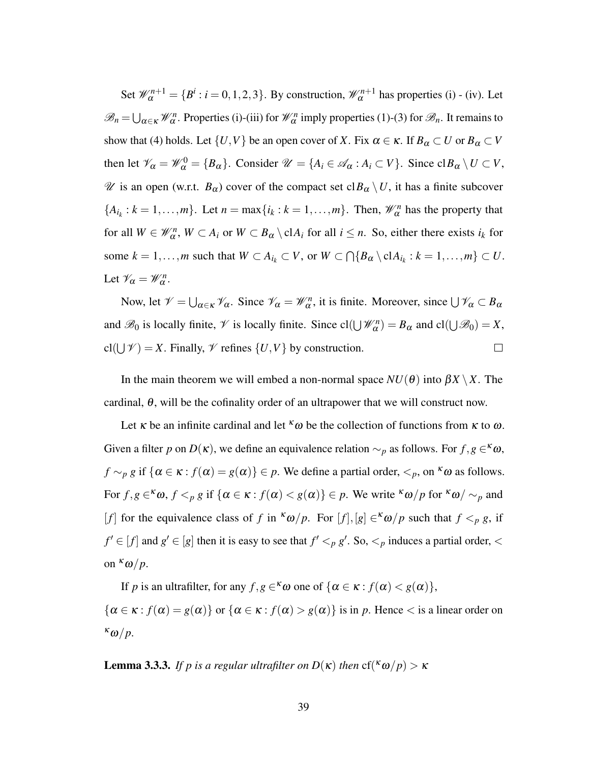Set $\mathscr{W}_\alpha^{n+1} = \{B^i : i = 0,1,2,3\}$. By construction, $\mathscr{W}_\alpha^{n+1}$ has properties (i) - (iv). Let $\mathscr{B}_n = \bigcup_{\alpha\in\kappa} \mathscr{W}_\alpha^n$. Properties (i)-(iii) for $\mathscr{W}_\alpha^n$ imply properties (1)-(3) for $\mathscr{B}_n$. It remains to show that (4) holds. Let $\{U,V\}$ be an open cover of $X$. Fix $\alpha \in \kappa$. If $B_\alpha \subset U$ or $B_\alpha \subset V$ then let $\mathscr{V}_\alpha = \mathscr{W}_\alpha^0 = \{B_\alpha\}$. Consider $\mathscr{U} = \{A_i \in \mathscr{A}_\alpha : A_i \subset V\}$. Since $\mathrm{cl} B_\alpha \setminus U \subset V$, $\mathscr{U}$ is an open (w.r.t. $B_\alpha$) cover of the compact set $\mathrm{cl} B_\alpha \setminus U$, it has a finite subcover $\{A_{i_k} : k = 1,\dots,m\}$. Let $n = \max\{i_k : k = 1,\dots,m\}$. Then, $\mathscr{W}_\alpha^n$ has the property that for all $W \in \mathscr{W}_\alpha^n$, $W \subset A_i$ or $W \subset B_\alpha \setminus \mathrm{cl} A_i$ for all $i \le n$. So, either there exists $i_k$ for some $k = 1,\dots,m$ such that $W \subset A_{i_k} \subset V$, or $W \subset \bigcap\{B_\alpha \setminus \mathrm{cl} A_{i_k} : k = 1,\dots,m\} \subset U$. Let $\mathscr{V}_\alpha = \mathscr{W}_\alpha^n$.

Now, let $\mathscr{V} = \bigcup_{\alpha\in\kappa} \mathscr{V}_\alpha$. Since $\mathscr{V}_\alpha = \mathscr{W}_\alpha^n$, it is finite. Moreover, since $\bigcup \mathscr{V}_\alpha \subset B_\alpha$ and $\mathscr{B}_0$ is locally finite, $\mathscr{V}$ is locally finite. Since $\mathrm{cl}(\bigcup \mathscr{W}_\alpha^n) = B_\alpha$ and $\mathrm{cl}(\bigcup \mathscr{B}_0) = X$, $\mathrm{cl}(\bigcup \mathscr{V}) = X$. Finally, $\mathscr{V}$ refines $\{U,V\}$ by construction. $\square$

In the main theorem we will embed a non-normal space $NU(\theta)$ into $\beta X \setminus X$. The cardinal, $\theta$, will be the cofinality order of an ultrapower that we will construct now.

Let $\kappa$ be an infinite cardinal and let ${}^\kappa\omega$ be the collection of functions from $\kappa$ to $\omega$. Given a filter $p$ on $D(\kappa)$, we define an equivalence relation $\sim_p$ as follows. For $f, g \in {}^\kappa\omega$, $f \sim_p g$ if $\{\alpha \in \kappa : f(\alpha) = g(\alpha)\} \in p$. We define a partial order, $<_p$, on ${}^\kappa\omega$ as follows. For $f, g \in {}^\kappa\omega$, $f <_p g$ if $\{\alpha \in \kappa : f(\alpha) < g(\alpha)\} \in p$. We write ${}^\kappa\omega/p$ for ${}^\kappa\omega/\sim_p$ and $[f]$ for the equivalence class of $f$ in ${}^\kappa\omega/p$. For $[f],[g] \in {}^\kappa\omega/p$ such that $f <_p g$, if $f' \in [f]$ and $g' \in [g]$ then it is easy to see that $f' <_p g'$. So, $<_p$ induces a partial order, $<$ on ${}^\kappa\omega/p$.

If $p$ is an ultrafilter, for any $f, g \in {}^\kappa\omega$ one of $\{\alpha \in \kappa : f(\alpha) < g(\alpha)\}$, $\{\alpha \in \kappa : f(\alpha) = g(\alpha)\}$ or $\{\alpha \in \kappa : f(\alpha) > g(\alpha)\}$ is in $p$. Hence $<$ is a linear order on ${}^\kappa\omega/p$.

**Lemma 3.3.3.** *If $p$ is a regular ultrafilter on $D(\kappa)$ then* $\mathrm{cf}({}^\kappa\omega/p) > \kappa$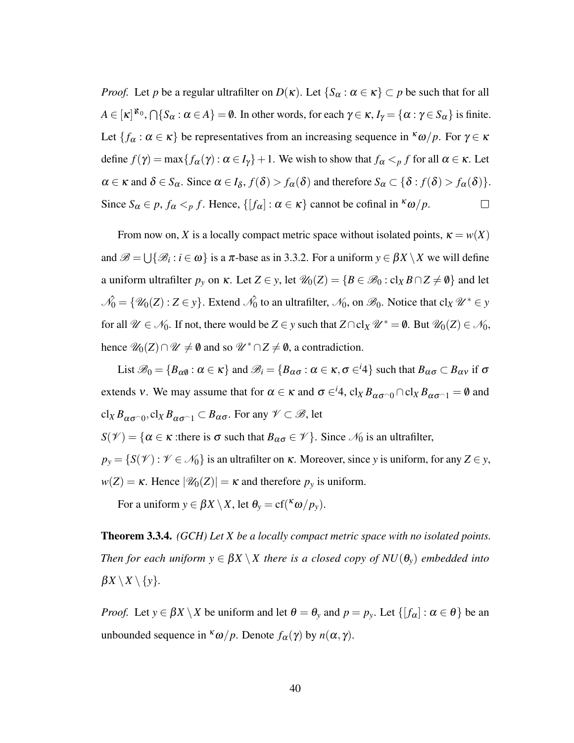*Proof.* Let $p$ be a regular ultrafilter on $D(\kappa)$. Let $\{S_\alpha : \alpha \in \kappa\} \subset p$ be such that for all $A \in [\kappa]^{\aleph_0}$, $\bigcap\{S_\alpha : \alpha \in A\} = \emptyset$. In other words, for each $\gamma \in \kappa$, $I_\gamma = \{\alpha : \gamma \in S_\alpha\}$ is finite. Let $\{f_\alpha : \alpha \in \kappa\}$ be representatives from an increasing sequence in ${}^\kappa\omega/p$. For $\gamma \in \kappa$ define $f(\gamma) = \max\{f_\alpha(\gamma) : \alpha \in I_\gamma\} + 1$. We wish to show that $f_\alpha <_p f$ for all $\alpha \in \kappa$. Let $\alpha \in \kappa$ and $\delta \in S_\alpha$. Since $\alpha \in I_\delta$, $f(\delta) > f_\alpha(\delta)$ and therefore $S_\alpha \subset \{\delta : f(\delta) > f_\alpha(\delta)\}$. Since $S_\alpha \in p$, $f_\alpha <_p f$. Hence, $\{[f_\alpha] : \alpha \in \kappa\}$ cannot be cofinal in ${}^\kappa\omega/p$. $\square$

From now on, $X$ is a locally compact metric space without isolated points, $\kappa = w(X)$ and $\mathscr{B} = \bigcup\{\mathscr{B}_i : i \in \omega\}$ is a $\pi$-base as in 3.3.2. For a uniform $y \in \beta X \setminus X$ we will define a uniform ultrafilter $p_y$ on $\kappa$. Let $Z \in y$, let $\mathscr{U}_0(Z) = \{B \in \mathscr{B}_0 : \text{cl}_X B \cap Z \neq \emptyset\}$ and let $\hat{\mathscr{N}_0} = \{\mathscr{U}_0(Z) : Z \in y\}$. Extend $\hat{\mathscr{N}_0}$ to an ultrafilter, $\mathscr{N}_0$, on $\mathscr{B}_0$. Notice that $\text{cl}_X \mathscr{U}^* \in y$ for all $\mathscr{U} \in \mathscr{N}_0$. If not, there would be $Z \in y$ such that $Z \cap \text{cl}_X \mathscr{U}^* = \emptyset$. But $\mathscr{U}_0(Z) \in \mathscr{N}_0$, hence $\mathscr{U}_0(Z) \cap \mathscr{U} \neq \emptyset$ and so $\mathscr{U}^* \cap Z \neq \emptyset$, a contradiction.

List $\mathscr{B}_0 = \{B_{\alpha\emptyset} : \alpha \in \kappa\}$ and $\mathscr{B}_i = \{B_{\alpha\sigma} : \alpha \in \kappa, \sigma \in {}^i 4\}$ such that $B_{\alpha\sigma} \subset B_{\alpha\nu}$ if $\sigma$ extends $\nu$. We may assume that for $\alpha \in \kappa$ and $\sigma \in {}^i 4$, $\text{cl}_X B_{\alpha\sigma^\frown 0} \cap \text{cl}_X B_{\alpha\sigma^\frown 1} = \emptyset$ and $\text{cl}_X B_{\alpha\sigma^\frown 0}, \text{cl}_X B_{\alpha\sigma^\frown 1} \subset B_{\alpha\sigma}$. For any $\mathscr{V} \subset \mathscr{B}$, let

$S(\mathscr{V}) = \{\alpha \in \kappa : \text{there is } \sigma \text{ such that } B_{\alpha\sigma} \in \mathscr{V}\}$. Since $\mathscr{N}_0$ is an ultrafilter,

$p_y = \{S(\mathscr{V}) : \mathscr{V} \in \mathscr{N}_0\}$ is an ultrafilter on $\kappa$. Moreover, since $y$ is uniform, for any $Z \in y$, $w(Z) = \kappa$. Hence $|\mathscr{U}_0(Z)| = \kappa$ and therefore $p_y$ is uniform.

For a uniform $y \in \beta X \setminus X$, let $\theta_y = \text{cf}({}^\kappa\omega/p_y)$.

**Theorem 3.3.4.** *(GCH) Let $X$ be a locally compact metric space with no isolated points. Then for each uniform $y \in \beta X \setminus X$ there is a closed copy of $NU(\theta_y)$ embedded into $\beta X \setminus X \setminus \{y\}$.*

*Proof.* Let $y \in \beta X \setminus X$ be uniform and let $\theta = \theta_y$ and $p = p_y$. Let $\{[f_\alpha] : \alpha \in \theta\}$ be an unbounded sequence in ${}^\kappa\omega/p$. Denote $f_\alpha(\gamma)$ by $n(\alpha, \gamma)$.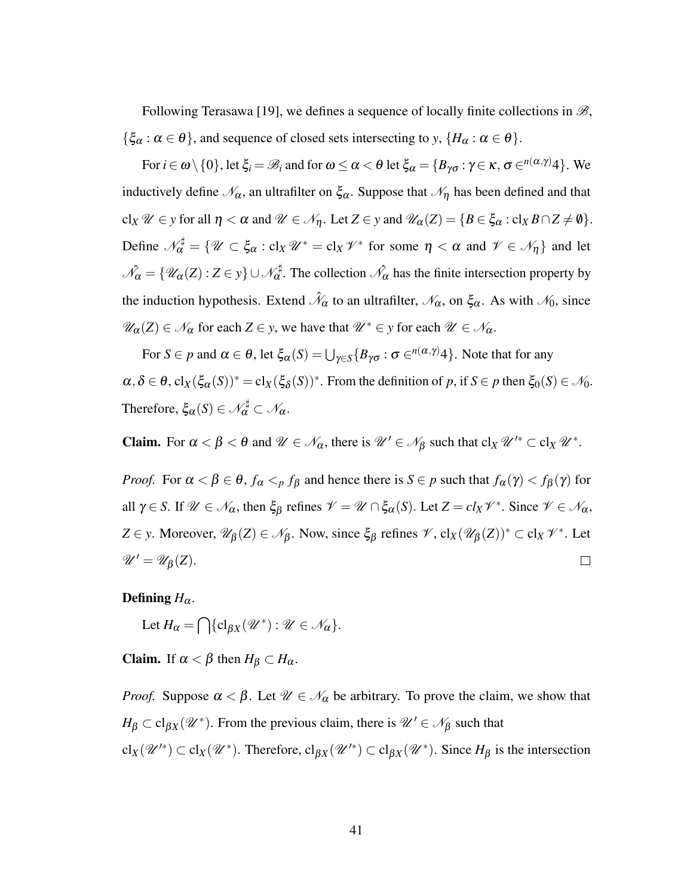Following Terasawa [19], we defines a sequence of locally finite collections in $\mathscr{B}$, $\{\xi_\alpha : \alpha \in \theta\}$, and sequence of closed sets intersecting to $y$, $\{H_\alpha : \alpha \in \theta\}$.

For $i \in \omega \setminus \{0\}$, let $\xi_i = \mathscr{B}_i$ and for $\omega \le \alpha < \theta$ let $\xi_\alpha = \{B_{\gamma\sigma} : \gamma \in \kappa, \sigma \in^{n(\alpha,\gamma)} 4\}$. We inductively define $\mathscr{N}_\alpha$, an ultrafilter on $\xi_\alpha$. Suppose that $\mathscr{N}_\eta$ has been defined and that $\mathrm{cl}_X \mathscr{U} \in y$ for all $\eta < \alpha$ and $\mathscr{U} \in \mathscr{N}_\eta$. Let $Z \in y$ and $\mathscr{U}_\alpha(Z) = \{B \in \xi_\alpha : \mathrm{cl}_X B \cap Z \neq \emptyset\}$. Define $\mathscr{N}_\alpha^\sharp = \{\mathscr{U} \subset \xi_\alpha : \mathrm{cl}_X \mathscr{U}^* = \mathrm{cl}_X \mathscr{V}^*$ for some $\eta < \alpha$ and $\mathscr{V} \in \mathscr{N}_\eta\}$ and let $\hat{\mathscr{N}_\alpha} = \{\mathscr{U}_\alpha(Z) : Z \in y\} \cup \mathscr{N}_\alpha^\sharp$. The collection $\hat{\mathscr{N}_\alpha}$ has the finite intersection property by the induction hypothesis. Extend $\hat{\mathscr{N}}_\alpha$ to an ultrafilter, $\mathscr{N}_\alpha$, on $\xi_\alpha$. As with $\mathscr{N}_0$, since $\mathscr{U}_\alpha(Z) \in \mathscr{N}_\alpha$ for each $Z \in y$, we have that $\mathscr{U}^* \in y$ for each $\mathscr{U} \in \mathscr{N}_\alpha$.

For $S \in p$ and $\alpha \in \theta$, let $\xi_\alpha(S) = \bigcup_{\gamma \in S} \{B_{\gamma\sigma} : \sigma \in^{n(\alpha,\gamma)} 4\}$. Note that for any $\alpha, \delta \in \theta$, $\mathrm{cl}_X(\xi_\alpha(S))^* = \mathrm{cl}_X(\xi_\delta(S))^*$. From the definition of $p$, if $S \in p$ then $\xi_0(S) \in \mathscr{N}_0$. Therefore, $\xi_\alpha(S) \in \mathscr{N}_\alpha^\sharp \subset \mathscr{N}_\alpha$.

**Claim.** For $\alpha < \beta < \theta$ and $\mathscr{U} \in \mathscr{N}_\alpha$, there is $\mathscr{U}' \in \mathscr{N}_\beta$ such that $\mathrm{cl}_X \mathscr{U}'^* \subset \mathrm{cl}_X \mathscr{U}^*$.

*Proof.* For $\alpha < \beta \in \theta$, $f_\alpha <_p f_\beta$ and hence there is $S \in p$ such that $f_\alpha(\gamma) < f_\beta(\gamma)$ for all $\gamma \in S$. If $\mathscr{U} \in \mathscr{N}_\alpha$, then $\xi_\beta$ refines $\mathscr{V} = \mathscr{U} \cap \xi_\alpha(S)$. Let $Z = cl_X \mathscr{V}^*$. Since $\mathscr{V} \in \mathscr{N}_\alpha$, $Z \in y$. Moreover, $\mathscr{U}_\beta(Z) \in \mathscr{N}_\beta$. Now, since $\xi_\beta$ refines $\mathscr{V}$, $\mathrm{cl}_X(\mathscr{U}_\beta(Z))^* \subset \mathrm{cl}_X \mathscr{V}^*$. Let $\mathscr{U}' = \mathscr{U}_\beta(Z)$. □

**Defining $H_\alpha$.**

Let $H_\alpha = \bigcap \{\mathrm{cl}_{\beta X}(\mathscr{U}^*) : \mathscr{U} \in \mathscr{N}_\alpha\}$.

**Claim.** If $\alpha < \beta$ then $H_\beta \subset H_\alpha$.

*Proof.* Suppose $\alpha < \beta$. Let $\mathscr{U} \in \mathscr{N}_\alpha$ be arbitrary. To prove the claim, we show that $H_\beta \subset \mathrm{cl}_{\beta X}(\mathscr{U}^*)$. From the previous claim, there is $\mathscr{U}' \in \mathscr{N}_\beta$ such that $\mathrm{cl}_X(\mathscr{U}'^*) \subset \mathrm{cl}_X(\mathscr{U}^*)$. Therefore, $\mathrm{cl}_{\beta X}(\mathscr{U}'^*) \subset \mathrm{cl}_{\beta X}(\mathscr{U}^*)$. Since $H_\beta$ is the intersection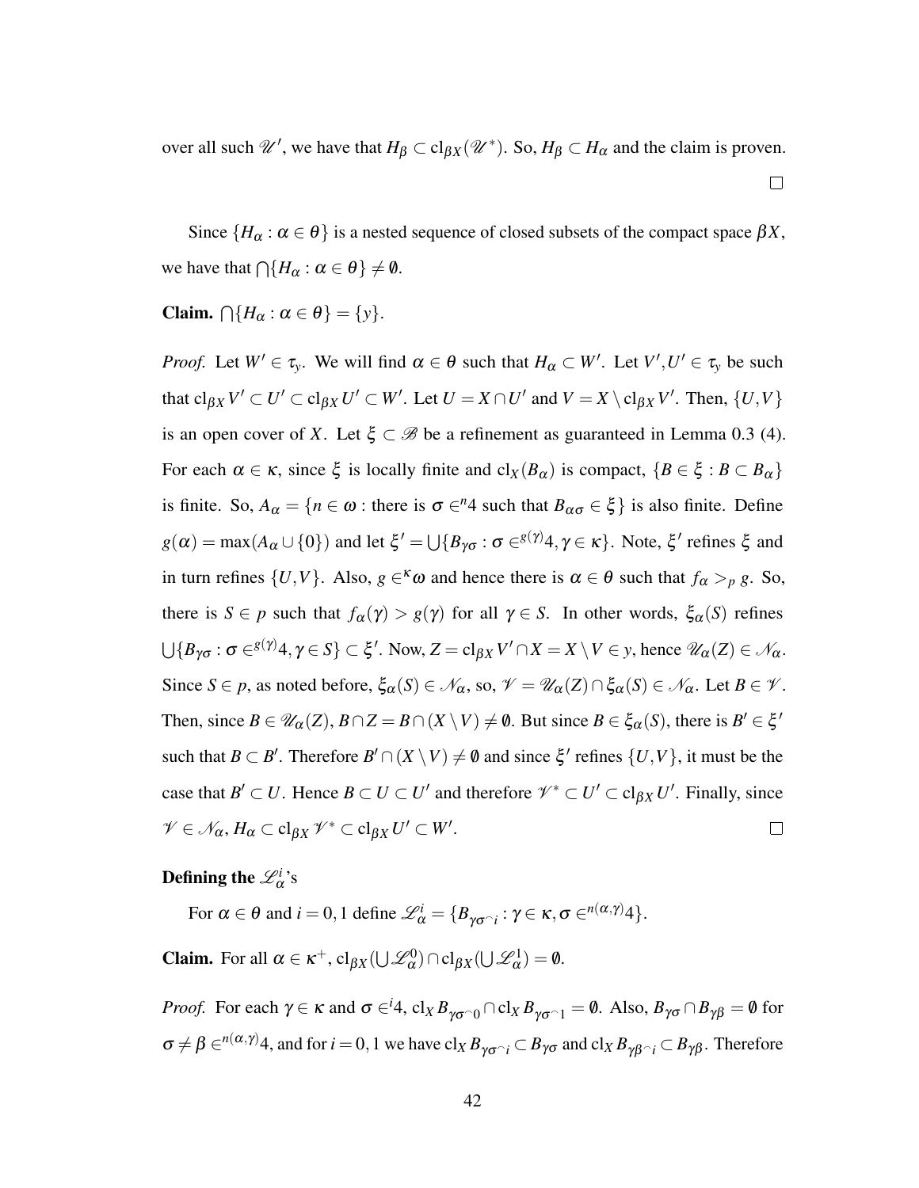over all such $\mathscr{U}'$, we have that $H_\beta \subset \mathrm{cl}_{\beta X}(\mathscr{U}^*)$. So, $H_\beta \subset H_\alpha$ and the claim is proven. $\square$

Since $\{H_\alpha : \alpha \in \theta\}$ is a nested sequence of closed subsets of the compact space $\beta X$, we have that $\bigcap\{H_\alpha : \alpha \in \theta\} \neq \emptyset$.

**Claim.** $\bigcap\{H_\alpha : \alpha \in \theta\} = \{y\}$.

*Proof.* Let $W' \in \tau_y$. We will find $\alpha \in \theta$ such that $H_\alpha \subset W'$. Let $V', U' \in \tau_y$ be such that $\mathrm{cl}_{\beta X} V' \subset U' \subset \mathrm{cl}_{\beta X} U' \subset W'$. Let $U = X \cap U'$ and $V = X \setminus \mathrm{cl}_{\beta X} V'$. Then, $\{U, V\}$ is an open cover of $X$. Let $\xi \subset \mathscr{B}$ be a refinement as guaranteed in Lemma 0.3 (4). For each $\alpha \in \kappa$, since $\xi$ is locally finite and $\mathrm{cl}_X(B_\alpha)$ is compact, $\{B \in \xi : B \subset B_\alpha\}$ is finite. So, $A_\alpha = \{n \in \omega : \text{there is } \sigma \in {}^n 4 \text{ such that } B_{\alpha\sigma} \in \xi\}$ is also finite. Define $g(\alpha) = \max(A_\alpha \cup \{0\})$ and let $\xi' = \bigcup\{B_{\gamma\sigma} : \sigma \in {}^{g(\gamma)}4, \gamma \in \kappa\}$. Note, $\xi'$ refines $\xi$ and in turn refines $\{U, V\}$. Also, $g \in {}^\kappa\omega$ and hence there is $\alpha \in \theta$ such that $f_\alpha >_p g$. So, there is $S \in p$ such that $f_\alpha(\gamma) > g(\gamma)$ for all $\gamma \in S$. In other words, $\xi_\alpha(S)$ refines $\bigcup\{B_{\gamma\sigma} : \sigma \in {}^{g(\gamma)}4, \gamma \in S\} \subset \xi'$. Now, $Z = \mathrm{cl}_{\beta X} V' \cap X = X \setminus V \in y$, hence $\mathscr{U}_\alpha(Z) \in \mathscr{N}_\alpha$. Since $S \in p$, as noted before, $\xi_\alpha(S) \in \mathscr{N}_\alpha$, so, $\mathscr{V} = \mathscr{U}_\alpha(Z) \cap \xi_\alpha(S) \in \mathscr{N}_\alpha$. Let $B \in \mathscr{V}$. Then, since $B \in \mathscr{U}_\alpha(Z)$, $B \cap Z = B \cap (X \setminus V) \neq \emptyset$. But since $B \in \xi_\alpha(S)$, there is $B' \in \xi'$ such that $B \subset B'$. Therefore $B' \cap (X \setminus V) \neq \emptyset$ and since $\xi'$ refines $\{U, V\}$, it must be the case that $B' \subset U$. Hence $B \subset U \subset U'$ and therefore $\mathscr{V}^* \subset U' \subset \mathrm{cl}_{\beta X} U'$. Finally, since $\mathscr{V} \in \mathscr{N}_\alpha$, $H_\alpha \subset \mathrm{cl}_{\beta X} \mathscr{V}^* \subset \mathrm{cl}_{\beta X} U' \subset W'$. $\square$

**Defining the $\mathscr{L}_\alpha^i$'s**

For $\alpha \in \theta$ and $i = 0, 1$ define $\mathscr{L}_\alpha^i = \{B_{\gamma\sigma^\frown i} : \gamma \in \kappa, \sigma \in {}^{n(\alpha,\gamma)}4\}$.

**Claim.** For all $\alpha \in \kappa^+$, $\mathrm{cl}_{\beta X}(\bigcup \mathscr{L}_\alpha^0) \cap \mathrm{cl}_{\beta X}(\bigcup \mathscr{L}_\alpha^1) = \emptyset$.

*Proof.* For each $\gamma \in \kappa$ and $\sigma \in {}^i 4$, $\mathrm{cl}_X B_{\gamma\sigma^\frown 0} \cap \mathrm{cl}_X B_{\gamma\sigma^\frown 1} = \emptyset$. Also, $B_{\gamma\sigma} \cap B_{\gamma\beta} = \emptyset$ for $\sigma \neq \beta \in {}^{n(\alpha,\gamma)}4$, and for $i = 0, 1$ we have $\mathrm{cl}_X B_{\gamma\sigma^\frown i} \subset B_{\gamma\sigma}$ and $\mathrm{cl}_X B_{\gamma\beta^\frown i} \subset B_{\gamma\beta}$. Therefore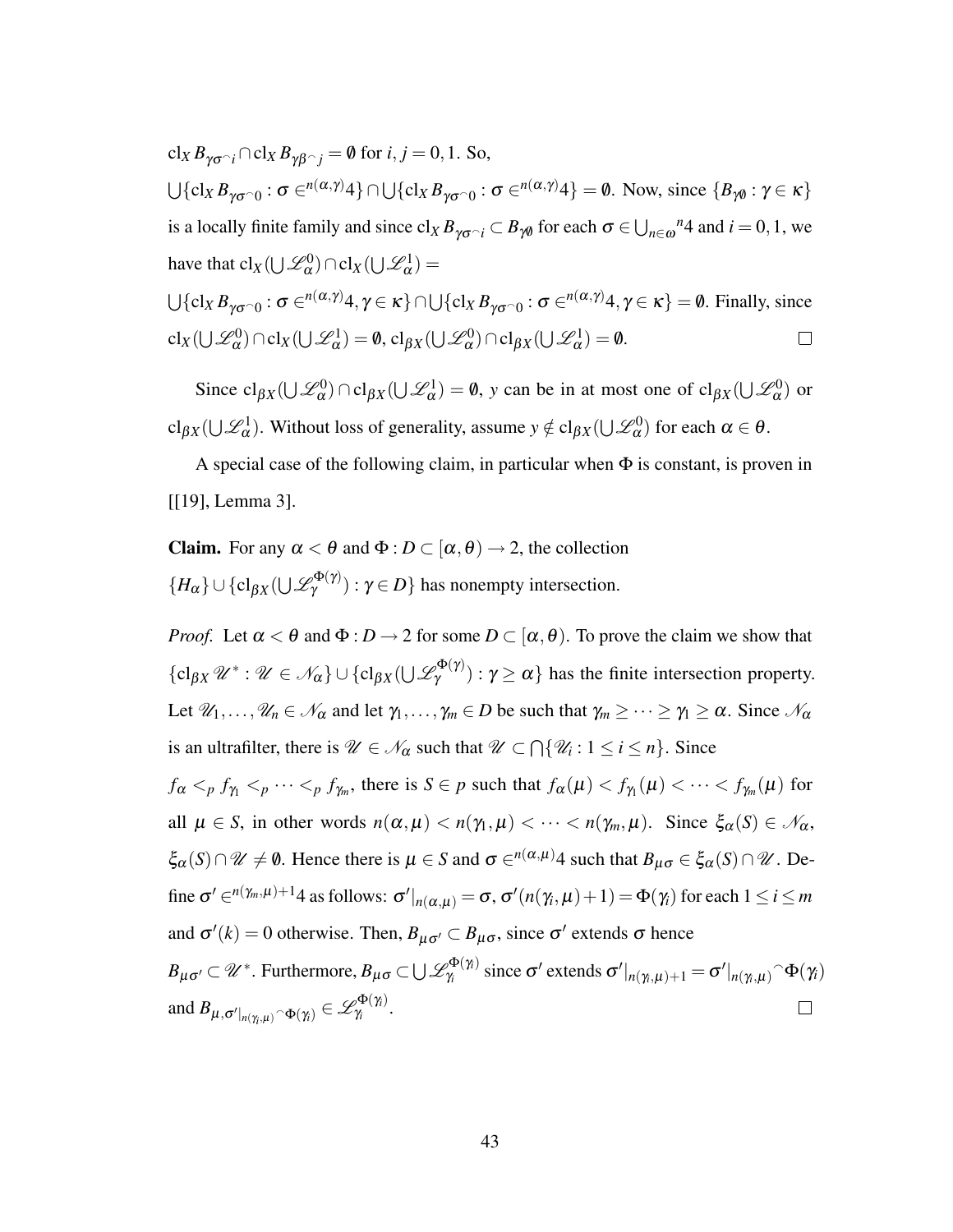$\mathrm{cl}_X B_{\gamma\sigma^\frown i} \cap \mathrm{cl}_X B_{\gamma\beta^\frown j} = \emptyset$ for $i, j = 0, 1$. So,

$\bigcup\{\mathrm{cl}_X B_{\gamma\sigma^\frown 0} : \sigma \in {}^{n(\alpha,\gamma)}4\} \cap \bigcup\{\mathrm{cl}_X B_{\gamma\sigma^\frown 0} : \sigma \in {}^{n(\alpha,\gamma)}4\} = \emptyset$. Now, since $\{B_{\gamma\emptyset} : \gamma \in \kappa\}$ is a locally finite family and since $\mathrm{cl}_X B_{\gamma\sigma^\frown i} \subset B_{\gamma\emptyset}$ for each $\sigma \in \bigcup_{n\in\omega} {}^n 4$ and $i = 0, 1$, we have that $\mathrm{cl}_X(\bigcup \mathscr{L}^0_\alpha) \cap \mathrm{cl}_X(\bigcup \mathscr{L}^1_\alpha) =$

$\bigcup\{\mathrm{cl}_X B_{\gamma\sigma^\frown 0} : \sigma \in {}^{n(\alpha,\gamma)}4, \gamma \in \kappa\} \cap \bigcup\{\mathrm{cl}_X B_{\gamma\sigma^\frown 0} : \sigma \in {}^{n(\alpha,\gamma)}4, \gamma \in \kappa\} = \emptyset$. Finally, since $\mathrm{cl}_X(\bigcup \mathscr{L}^0_\alpha) \cap \mathrm{cl}_X(\bigcup \mathscr{L}^1_\alpha) = \emptyset$, $\mathrm{cl}_{\beta X}(\bigcup \mathscr{L}^0_\alpha) \cap \mathrm{cl}_{\beta X}(\bigcup \mathscr{L}^1_\alpha) = \emptyset$. □

Since $\mathrm{cl}_{\beta X}(\bigcup \mathscr{L}^0_\alpha) \cap \mathrm{cl}_{\beta X}(\bigcup \mathscr{L}^1_\alpha) = \emptyset$, $y$ can be in at most one of $\mathrm{cl}_{\beta X}(\bigcup \mathscr{L}^0_\alpha)$ or $\mathrm{cl}_{\beta X}(\bigcup \mathscr{L}^1_\alpha)$. Without loss of generality, assume $y \notin \mathrm{cl}_{\beta X}(\bigcup \mathscr{L}^0_\alpha)$ for each $\alpha \in \theta$.

A special case of the following claim, in particular when $\Phi$ is constant, is proven in [[19], Lemma 3].

**Claim.** For any $\alpha < \theta$ and $\Phi : D \subset [\alpha, \theta) \to 2$, the collection $\{H_\alpha\} \cup \{\mathrm{cl}_{\beta X}(\bigcup \mathscr{L}^{\Phi(\gamma)}_\gamma) : \gamma \in D\}$ has nonempty intersection.

*Proof.* Let $\alpha < \theta$ and $\Phi : D \to 2$ for some $D \subset [\alpha, \theta)$. To prove the claim we show that $\{\mathrm{cl}_{\beta X} \mathscr{U}^* : \mathscr{U} \in \mathscr{N}_\alpha\} \cup \{\mathrm{cl}_{\beta X}(\bigcup \mathscr{L}^{\Phi(\gamma)}_\gamma) : \gamma \geq \alpha\}$ has the finite intersection property. Let $\mathscr{U}_1, \ldots, \mathscr{U}_n \in \mathscr{N}_\alpha$ and let $\gamma_1, \ldots, \gamma_m \in D$ be such that $\gamma_m \geq \cdots \geq \gamma_1 \geq \alpha$. Since $\mathscr{N}_\alpha$ is an ultrafilter, there is $\mathscr{U} \in \mathscr{N}_\alpha$ such that $\mathscr{U} \subset \bigcap\{\mathscr{U}_i : 1 \leq i \leq n\}$. Since $f_\alpha <_p f_{\gamma_1} <_p \cdots <_p f_{\gamma_m}$, there is $S \in p$ such that $f_\alpha(\mu) < f_{\gamma_1}(\mu) < \cdots < f_{\gamma_m}(\mu)$ for all $\mu \in S$, in other words $n(\alpha, \mu) < n(\gamma_1, \mu) < \cdots < n(\gamma_m, \mu)$. Since $\xi_\alpha(S) \in \mathscr{N}_\alpha$, $\xi_\alpha(S) \cap \mathscr{U} \neq \emptyset$. Hence there is $\mu \in S$ and $\sigma \in {}^{n(\alpha,\mu)}4$ such that $B_{\mu\sigma} \in \xi_\alpha(S) \cap \mathscr{U}$. Define $\sigma' \in {}^{n(\gamma_m,\mu)+1}4$ as follows: $\sigma'|_{n(\alpha,\mu)} = \sigma$, $\sigma'(n(\gamma_i, \mu) + 1) = \Phi(\gamma_i)$ for each $1 \leq i \leq m$ and $\sigma'(k) = 0$ otherwise. Then, $B_{\mu\sigma'} \subset B_{\mu\sigma}$, since $\sigma'$ extends $\sigma$ hence $B_{\mu\sigma'} \subset \mathscr{U}^*$. Furthermore, $B_{\mu\sigma} \subset \bigcup \mathscr{L}^{\Phi(\gamma_i)}_{\gamma_i}$ since $\sigma'$ extends $\sigma'|_{n(\gamma_i,\mu)+1} = \sigma'|_{n(\gamma_i,\mu)}{}^\frown \Phi(\gamma_i)$ and $B_{\mu, \sigma'|_{n(\gamma_i,\mu)}{}^\frown \Phi(\gamma_i)} \in \mathscr{L}^{\Phi(\gamma_i)}_{\gamma_i}$. □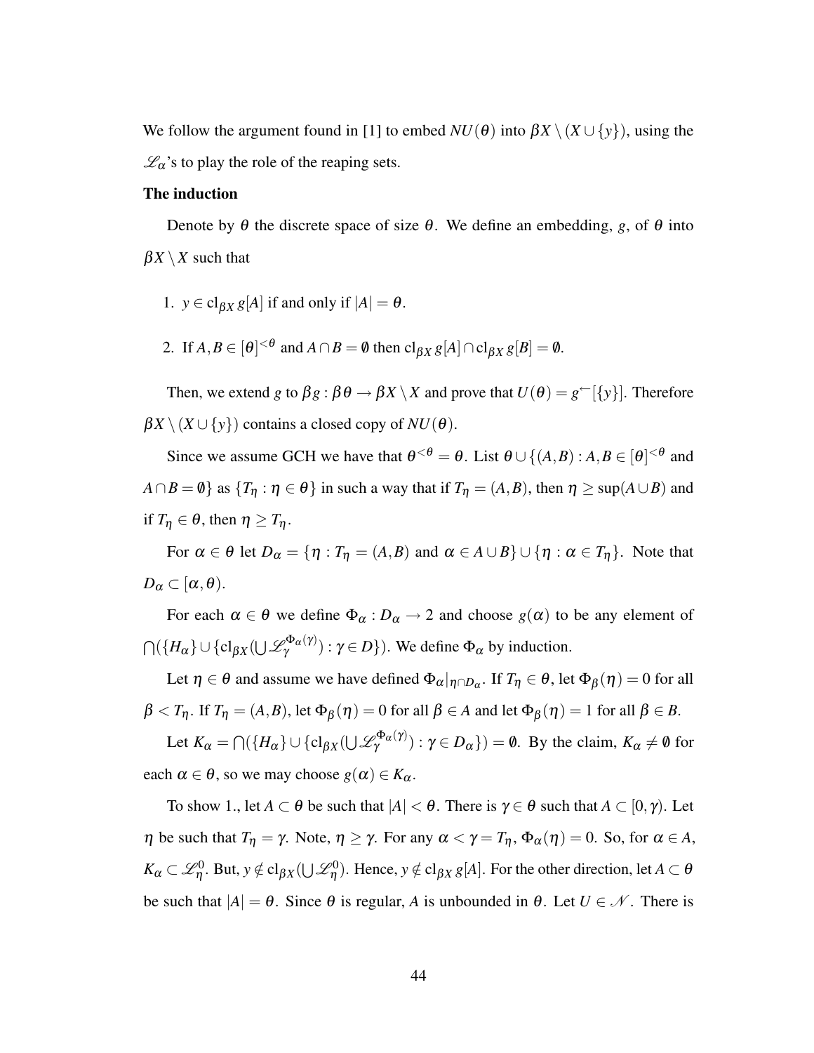We follow the argument found in [1] to embed $NU(\theta)$ into $\beta X \setminus (X \cup \{y\})$, using the $\mathscr{L}_\alpha$'s to play the role of the reaping sets.

**The induction**

Denote by $\theta$ the discrete space of size $\theta$. We define an embedding, $g$, of $\theta$ into $\beta X \setminus X$ such that

1. $y \in \mathrm{cl}_{\beta X}\, g[A]$ if and only if $|A| = \theta$.

2. If $A, B \in [\theta]^{<\theta}$ and $A \cap B = \emptyset$ then $\mathrm{cl}_{\beta X}\, g[A] \cap \mathrm{cl}_{\beta X}\, g[B] = \emptyset$.

Then, we extend $g$ to $\beta g : \beta\theta \to \beta X \setminus X$ and prove that $U(\theta) = g^{\leftarrow}[\{y\}]$. Therefore $\beta X \setminus (X \cup \{y\})$ contains a closed copy of $NU(\theta)$.

Since we assume GCH we have that $\theta^{<\theta} = \theta$. List $\theta \cup \{(A,B) : A, B \in [\theta]^{<\theta}$ and $A \cap B = \emptyset\}$ as $\{T_\eta : \eta \in \theta\}$ in such a way that if $T_\eta = (A,B)$, then $\eta \geq \sup(A \cup B)$ and if $T_\eta \in \theta$, then $\eta \geq T_\eta$.

For $\alpha \in \theta$ let $D_\alpha = \{\eta : T_\eta = (A,B)$ and $\alpha \in A \cup B\} \cup \{\eta : \alpha \in T_\eta\}$. Note that $D_\alpha \subset [\alpha, \theta)$.

For each $\alpha \in \theta$ we define $\Phi_\alpha : D_\alpha \to 2$ and choose $g(\alpha)$ to be any element of $\bigcap(\{H_\alpha\} \cup \{\mathrm{cl}_{\beta X}(\bigcup \mathscr{L}_\gamma^{\Phi_\alpha(\gamma)}) : \gamma \in D\})$. We define $\Phi_\alpha$ by induction.

Let $\eta \in \theta$ and assume we have defined $\Phi_\alpha|_{\eta \cap D_\alpha}$. If $T_\eta \in \theta$, let $\Phi_\beta(\eta) = 0$ for all $\beta < T_\eta$. If $T_\eta = (A,B)$, let $\Phi_\beta(\eta) = 0$ for all $\beta \in A$ and let $\Phi_\beta(\eta) = 1$ for all $\beta \in B$.

Let $K_\alpha = \bigcap(\{H_\alpha\} \cup \{\mathrm{cl}_{\beta X}(\bigcup \mathscr{L}_\gamma^{\Phi_\alpha(\gamma)}) : \gamma \in D_\alpha\}) = \emptyset$. By the claim, $K_\alpha \neq \emptyset$ for each $\alpha \in \theta$, so we may choose $g(\alpha) \in K_\alpha$.

To show 1., let $A \subset \theta$ be such that $|A| < \theta$. There is $\gamma \in \theta$ such that $A \subset [0, \gamma)$. Let $\eta$ be such that $T_\eta = \gamma$. Note, $\eta \geq \gamma$. For any $\alpha < \gamma = T_\eta$, $\Phi_\alpha(\eta) = 0$. So, for $\alpha \in A$, $K_\alpha \subset \mathscr{L}_\eta^0$. But, $y \notin \mathrm{cl}_{\beta X}(\bigcup \mathscr{L}_\eta^0)$. Hence, $y \notin \mathrm{cl}_{\beta X}\, g[A]$. For the other direction, let $A \subset \theta$ be such that $|A| = \theta$. Since $\theta$ is regular, $A$ is unbounded in $\theta$. Let $U \in \mathscr{N}$. There is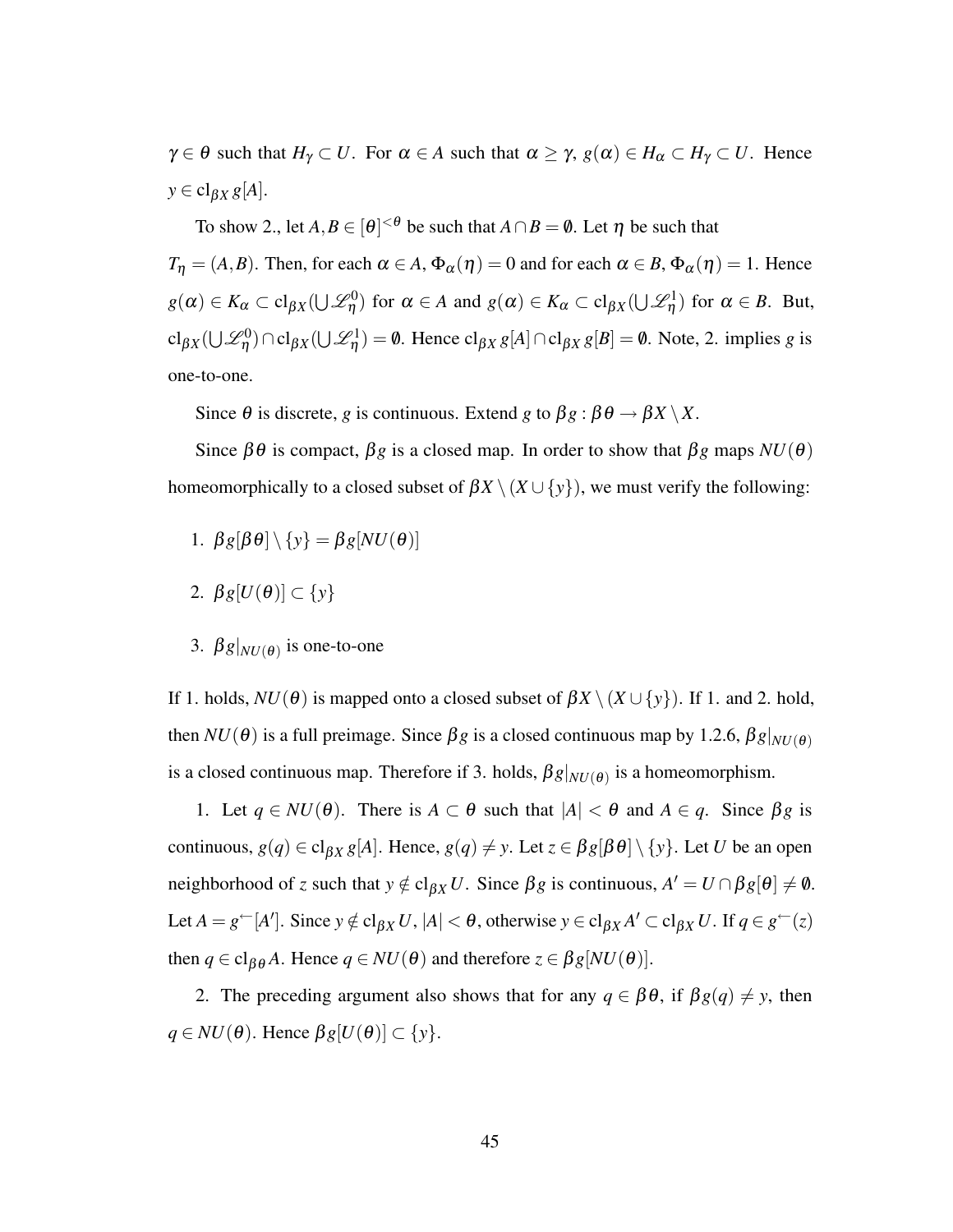$\gamma \in \theta$ such that $H_\gamma \subset U$. For $\alpha \in A$ such that $\alpha \geq \gamma$, $g(\alpha) \in H_\alpha \subset H_\gamma \subset U$. Hence $y \in \mathrm{cl}_{\beta X}\, g[A]$.

To show 2., let $A, B \in [\theta]^{<\theta}$ be such that $A \cap B = \emptyset$. Let $\eta$ be such that $T_\eta = (A, B)$. Then, for each $\alpha \in A$, $\Phi_\alpha(\eta) = 0$ and for each $\alpha \in B$, $\Phi_\alpha(\eta) = 1$. Hence $g(\alpha) \in K_\alpha \subset \mathrm{cl}_{\beta X}(\bigcup \mathscr{L}^0_\eta)$ for $\alpha \in A$ and $g(\alpha) \in K_\alpha \subset \mathrm{cl}_{\beta X}(\bigcup \mathscr{L}^1_\eta)$ for $\alpha \in B$. But, $\mathrm{cl}_{\beta X}(\bigcup \mathscr{L}^0_\eta) \cap \mathrm{cl}_{\beta X}(\bigcup \mathscr{L}^1_\eta) = \emptyset$. Hence $\mathrm{cl}_{\beta X}\, g[A] \cap \mathrm{cl}_{\beta X}\, g[B] = \emptyset$. Note, 2. implies $g$ is one-to-one.

Since $\theta$ is discrete, $g$ is continuous. Extend $g$ to $\beta g : \beta\theta \to \beta X \setminus X$.

Since $\beta\theta$ is compact, $\beta g$ is a closed map. In order to show that $\beta g$ maps $NU(\theta)$ homeomorphically to a closed subset of $\beta X \setminus (X \cup \{y\})$, we must verify the following:

1. $\beta g[\beta\theta] \setminus \{y\} = \beta g[NU(\theta)]$

2. $\beta g[U(\theta)] \subset \{y\}$

3. $\beta g|_{NU(\theta)}$ is one-to-one

If 1. holds, $NU(\theta)$ is mapped onto a closed subset of $\beta X \setminus (X \cup \{y\})$. If 1. and 2. hold, then $NU(\theta)$ is a full preimage. Since $\beta g$ is a closed continuous map by 1.2.6, $\beta g|_{NU(\theta)}$ is a closed continuous map. Therefore if 3. holds, $\beta g|_{NU(\theta)}$ is a homeomorphism.

1. Let $q \in NU(\theta)$. There is $A \subset \theta$ such that $|A| < \theta$ and $A \in q$. Since $\beta g$ is continuous, $g(q) \in \mathrm{cl}_{\beta X}\, g[A]$. Hence, $g(q) \neq y$. Let $z \in \beta g[\beta\theta] \setminus \{y\}$. Let $U$ be an open neighborhood of $z$ such that $y \notin \mathrm{cl}_{\beta X}\, U$. Since $\beta g$ is continuous, $A' = U \cap \beta g[\theta] \neq \emptyset$. Let $A = g^{\leftarrow}[A']$. Since $y \notin \mathrm{cl}_{\beta X}\, U$, $|A| < \theta$, otherwise $y \in \mathrm{cl}_{\beta X}\, A' \subset \mathrm{cl}_{\beta X}\, U$. If $q \in g^{\leftarrow}(z)$ then $q \in \mathrm{cl}_{\beta\theta}\, A$. Hence $q \in NU(\theta)$ and therefore $z \in \beta g[NU(\theta)]$.

2. The preceding argument also shows that for any $q \in \beta\theta$, if $\beta g(q) \neq y$, then $q \in NU(\theta)$. Hence $\beta g[U(\theta)] \subset \{y\}$.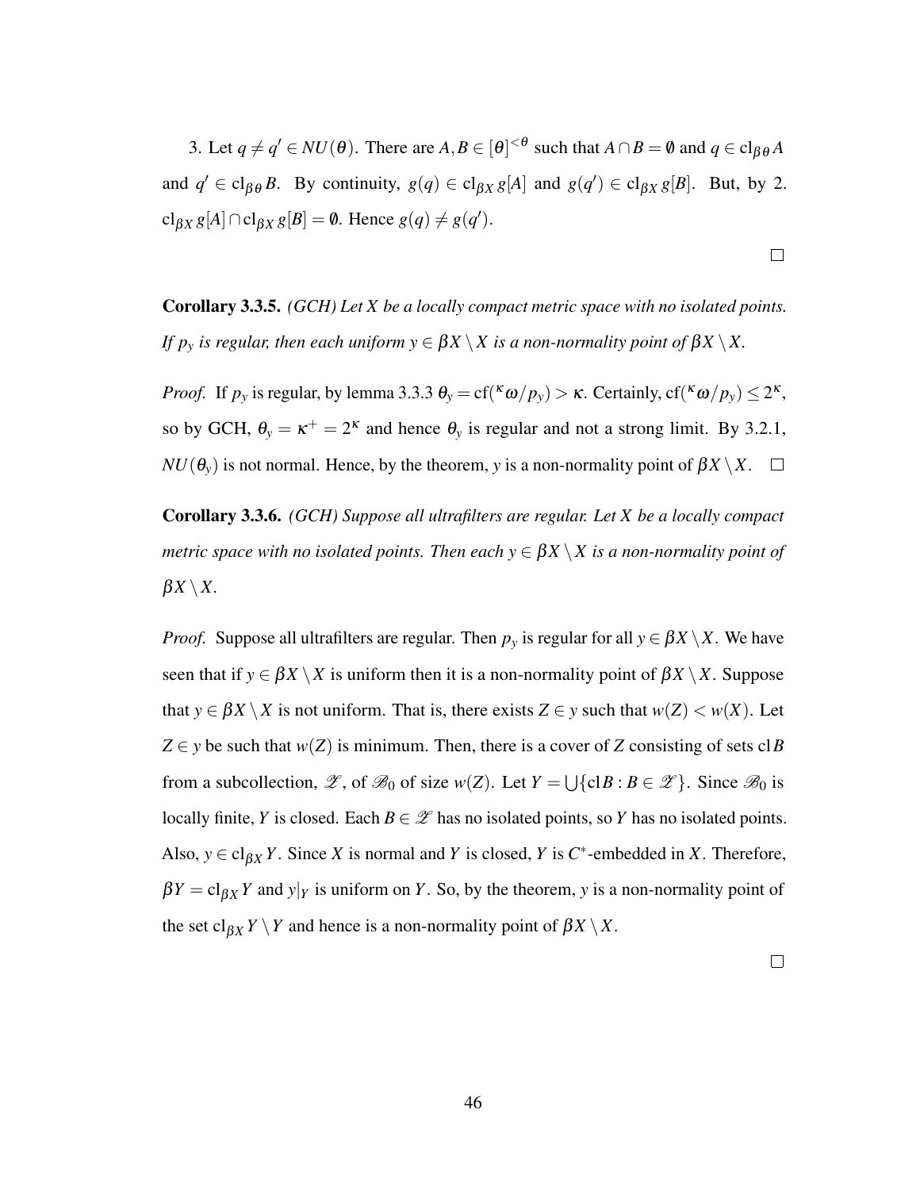3. Let $q \neq q' \in NU(\theta)$. There are $A, B \in [\theta]^{<\theta}$ such that $A \cap B = \emptyset$ and $q \in \mathrm{cl}_{\beta\theta} A$ and $q' \in \mathrm{cl}_{\beta\theta} B$. By continuity, $g(q) \in \mathrm{cl}_{\beta X} g[A]$ and $g(q') \in \mathrm{cl}_{\beta X} g[B]$. But, by 2. $\mathrm{cl}_{\beta X} g[A] \cap \mathrm{cl}_{\beta X} g[B] = \emptyset$. Hence $g(q) \neq g(q')$.

□

**Corollary 3.3.5.** *(GCH) Let $X$ be a locally compact metric space with no isolated points. If $p_y$ is regular, then each uniform $y \in \beta X \setminus X$ is a non-normality point of $\beta X \setminus X$.*

*Proof.* If $p_y$ is regular, by lemma 3.3.3 $\theta_y = \mathrm{cf}({}^{\kappa}\omega/p_y) > \kappa$. Certainly, $\mathrm{cf}({}^{\kappa}\omega/p_y) \leq 2^{\kappa}$, so by GCH, $\theta_y = \kappa^+ = 2^{\kappa}$ and hence $\theta_y$ is regular and not a strong limit. By 3.2.1, $NU(\theta_y)$ is not normal. Hence, by the theorem, $y$ is a non-normality point of $\beta X \setminus X$. □

**Corollary 3.3.6.** *(GCH) Suppose all ultrafilters are regular. Let $X$ be a locally compact metric space with no isolated points. Then each $y \in \beta X \setminus X$ is a non-normality point of $\beta X \setminus X$.*

*Proof.* Suppose all ultrafilters are regular. Then $p_y$ is regular for all $y \in \beta X \setminus X$. We have seen that if $y \in \beta X \setminus X$ is uniform then it is a non-normality point of $\beta X \setminus X$. Suppose that $y \in \beta X \setminus X$ is not uniform. That is, there exists $Z \in y$ such that $w(Z) < w(X)$. Let $Z \in y$ be such that $w(Z)$ is minimum. Then, there is a cover of $Z$ consisting of sets $\mathrm{cl} B$ from a subcollection, $\mathscr{Z}$, of $\mathscr{B}_0$ of size $w(Z)$. Let $Y = \bigcup\{\mathrm{cl} B : B \in \mathscr{Z}\}$. Since $\mathscr{B}_0$ is locally finite, $Y$ is closed. Each $B \in \mathscr{Z}$ has no isolated points, so $Y$ has no isolated points. Also, $y \in \mathrm{cl}_{\beta X} Y$. Since $X$ is normal and $Y$ is closed, $Y$ is $C^*$-embedded in $X$. Therefore, $\beta Y = \mathrm{cl}_{\beta X} Y$ and $y|_Y$ is uniform on $Y$. So, by the theorem, $y$ is a non-normality point of the set $\mathrm{cl}_{\beta X} Y \setminus Y$ and hence is a non-normality point of $\beta X \setminus X$.

□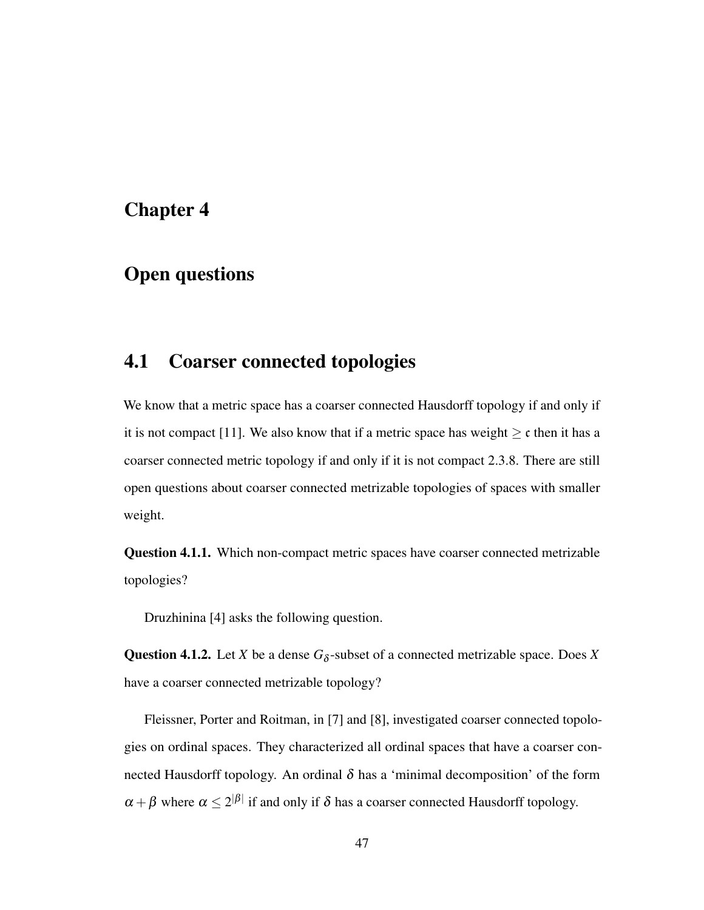# Chapter 4

# Open questions

## 4.1 Coarser connected topologies

We know that a metric space has a coarser connected Hausdorff topology if and only if it is not compact [11]. We also know that if a metric space has weight $\geq \mathfrak{c}$ then it has a coarser connected metric topology if and only if it is not compact 2.3.8. There are still open questions about coarser connected metrizable topologies of spaces with smaller weight.

**Question 4.1.1.** Which non-compact metric spaces have coarser connected metrizable topologies?

Druzhinina [4] asks the following question.

**Question 4.1.2.** Let $X$ be a dense $G_\delta$-subset of a connected metrizable space. Does $X$ have a coarser connected metrizable topology?

Fleissner, Porter and Roitman, in [7] and [8], investigated coarser connected topologies on ordinal spaces. They characterized all ordinal spaces that have a coarser connected Hausdorff topology. An ordinal $\delta$ has a 'minimal decomposition' of the form $\alpha + \beta$ where $\alpha \leq 2^{|\beta|}$ if and only if $\delta$ has a coarser connected Hausdorff topology.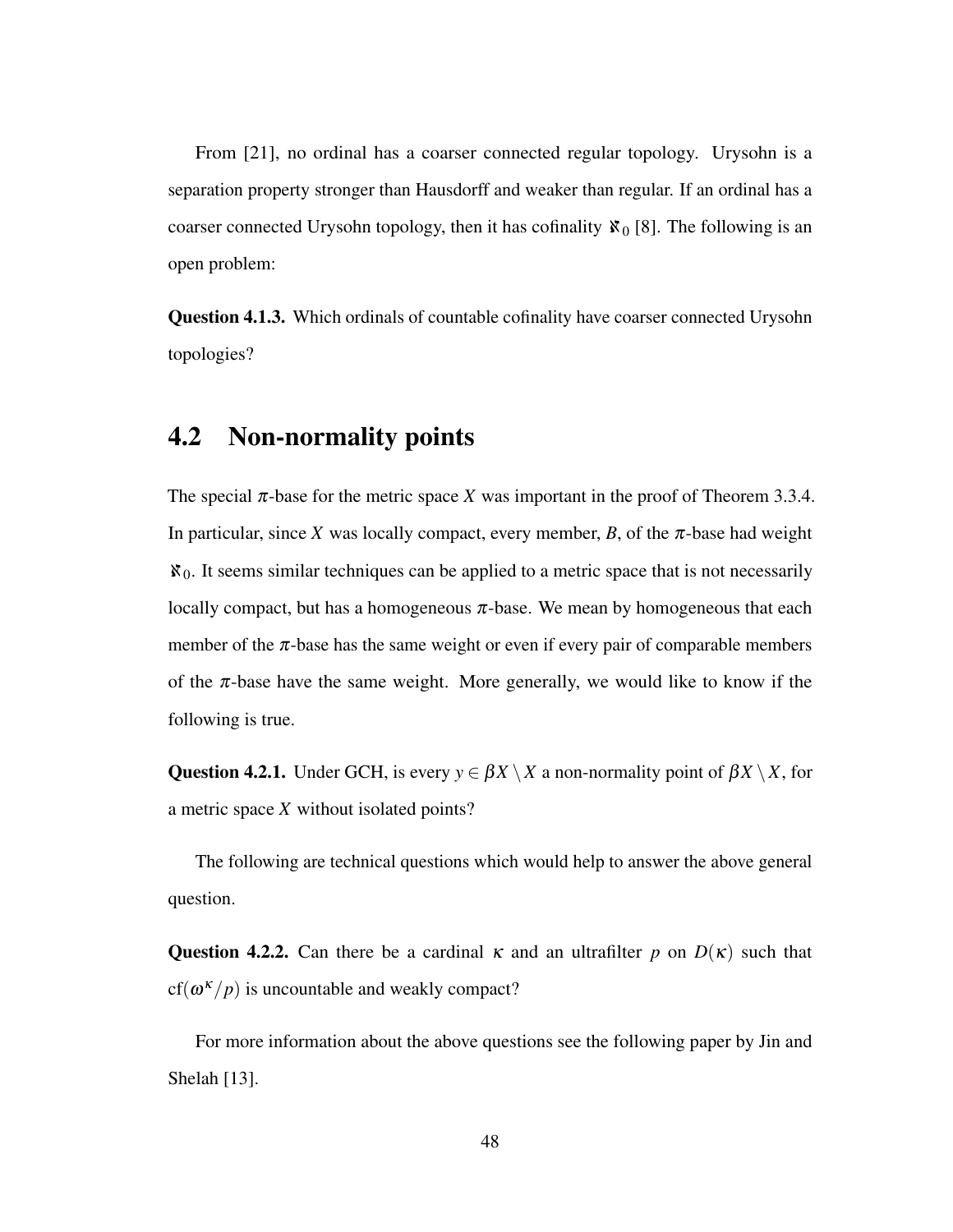From [21], no ordinal has a coarser connected regular topology. Urysohn is a separation property stronger than Hausdorff and weaker than regular. If an ordinal has a coarser connected Urysohn topology, then it has cofinality $\aleph_0$ [8]. The following is an open problem:

**Question 4.1.3.** Which ordinals of countable cofinality have coarser connected Urysohn topologies?

## 4.2 Non-normality points

The special $\pi$-base for the metric space $X$ was important in the proof of Theorem 3.3.4. In particular, since $X$ was locally compact, every member, $B$, of the $\pi$-base had weight $\aleph_0$. It seems similar techniques can be applied to a metric space that is not necessarily locally compact, but has a homogeneous $\pi$-base. We mean by homogeneous that each member of the $\pi$-base has the same weight or even if every pair of comparable members of the $\pi$-base have the same weight. More generally, we would like to know if the following is true.

**Question 4.2.1.** Under GCH, is every $y \in \beta X \setminus X$ a non-normality point of $\beta X \setminus X$, for a metric space $X$ without isolated points?

The following are technical questions which would help to answer the above general question.

**Question 4.2.2.** Can there be a cardinal $\kappa$ and an ultrafilter $p$ on $D(\kappa)$ such that $\mathrm{cf}(\omega^\kappa/p)$ is uncountable and weakly compact?

For more information about the above questions see the following paper by Jin and Shelah [13].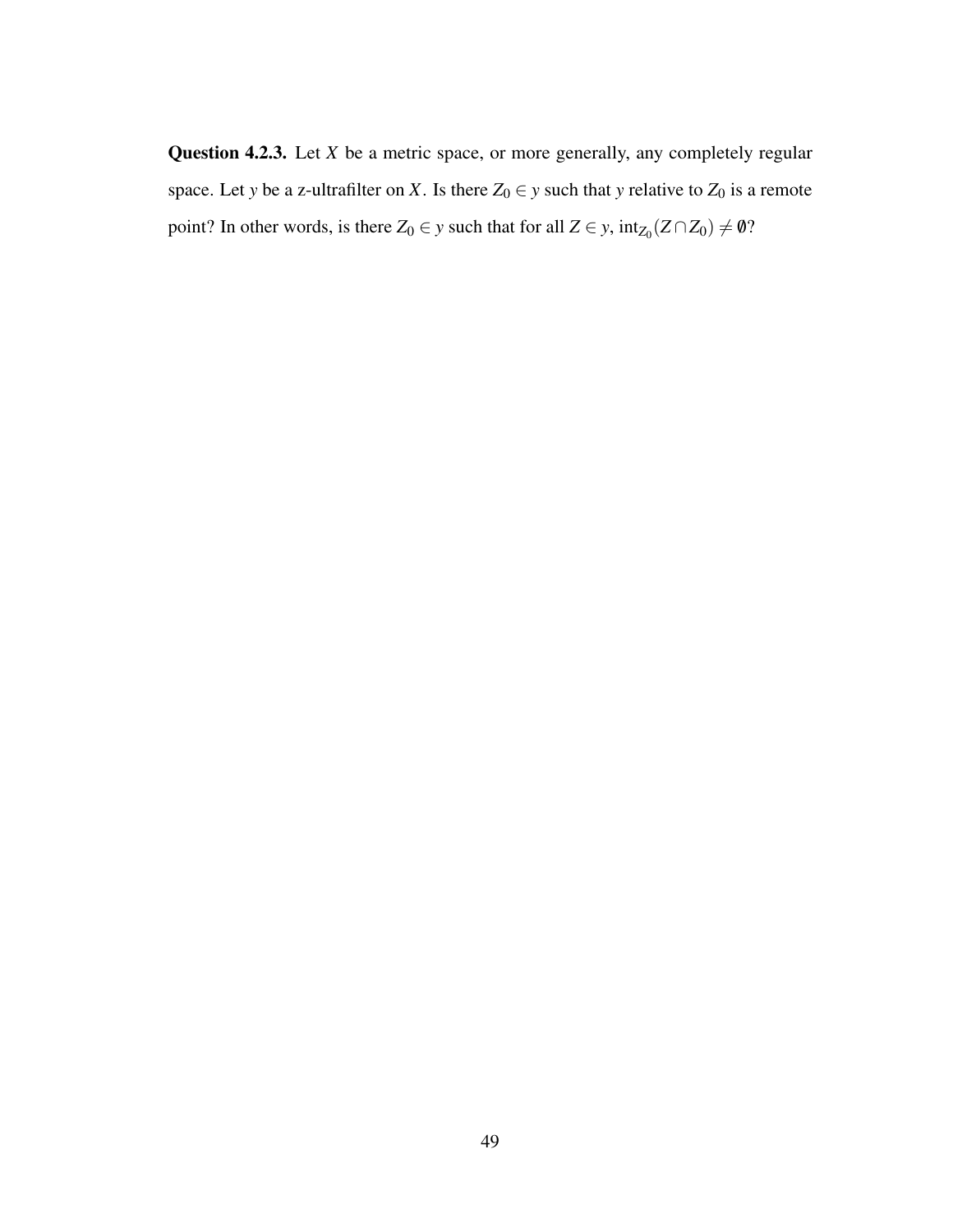**Question 4.2.3.** Let $X$ be a metric space, or more generally, any completely regular space. Let $y$ be a z-ultrafilter on $X$. Is there $Z_0 \in y$ such that $y$ relative to $Z_0$ is a remote point? In other words, is there $Z_0 \in y$ such that for all $Z \in y$, $\text{int}_{Z_0}(Z \cap Z_0) \neq \emptyset$?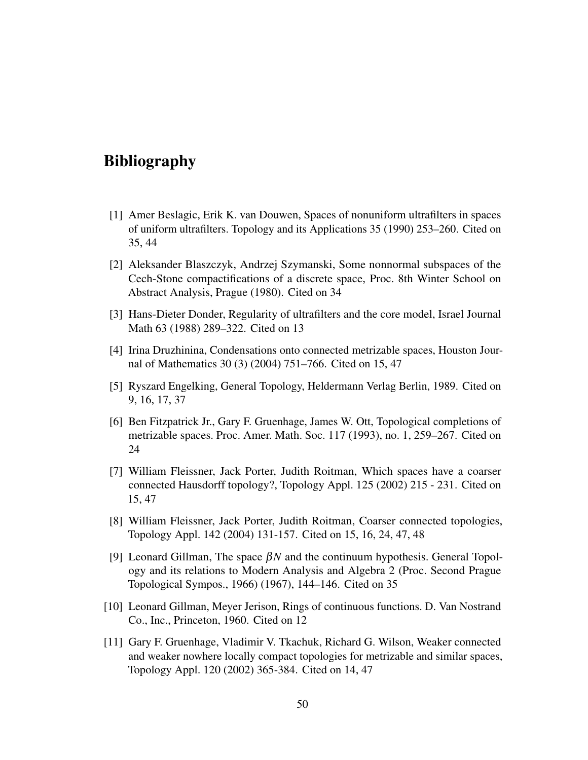# Bibliography

[1] Amer Beslagic, Erik K. van Douwen, Spaces of nonuniform ultrafilters in spaces of uniform ultrafilters. Topology and its Applications 35 (1990) 253–260. Cited on 35, 44

[2] Aleksander Blaszczyk, Andrzej Szymanski, Some nonnormal subspaces of the Cech-Stone compactifications of a discrete space, Proc. 8th Winter School on Abstract Analysis, Prague (1980). Cited on 34

[3] Hans-Dieter Donder, Regularity of ultrafilters and the core model, Israel Journal Math 63 (1988) 289–322. Cited on 13

[4] Irina Druzhinina, Condensations onto connected metrizable spaces, Houston Journal of Mathematics 30 (3) (2004) 751–766. Cited on 15, 47

[5] Ryszard Engelking, General Topology, Heldermann Verlag Berlin, 1989. Cited on 9, 16, 17, 37

[6] Ben Fitzpatrick Jr., Gary F. Gruenhage, James W. Ott, Topological completions of metrizable spaces. Proc. Amer. Math. Soc. 117 (1993), no. 1, 259–267. Cited on 24

[7] William Fleissner, Jack Porter, Judith Roitman, Which spaces have a coarser connected Hausdorff topology?, Topology Appl. 125 (2002) 215 - 231. Cited on 15, 47

[8] William Fleissner, Jack Porter, Judith Roitman, Coarser connected topologies, Topology Appl. 142 (2004) 131-157. Cited on 15, 16, 24, 47, 48

[9] Leonard Gillman, The space $\beta N$ and the continuum hypothesis. General Topology and its relations to Modern Analysis and Algebra 2 (Proc. Second Prague Topological Sympos., 1966) (1967), 144–146. Cited on 35

[10] Leonard Gillman, Meyer Jerison, Rings of continuous functions. D. Van Nostrand Co., Inc., Princeton, 1960. Cited on 12

[11] Gary F. Gruenhage, Vladimir V. Tkachuk, Richard G. Wilson, Weaker connected and weaker nowhere locally compact topologies for metrizable and similar spaces, Topology Appl. 120 (2002) 365-384. Cited on 14, 47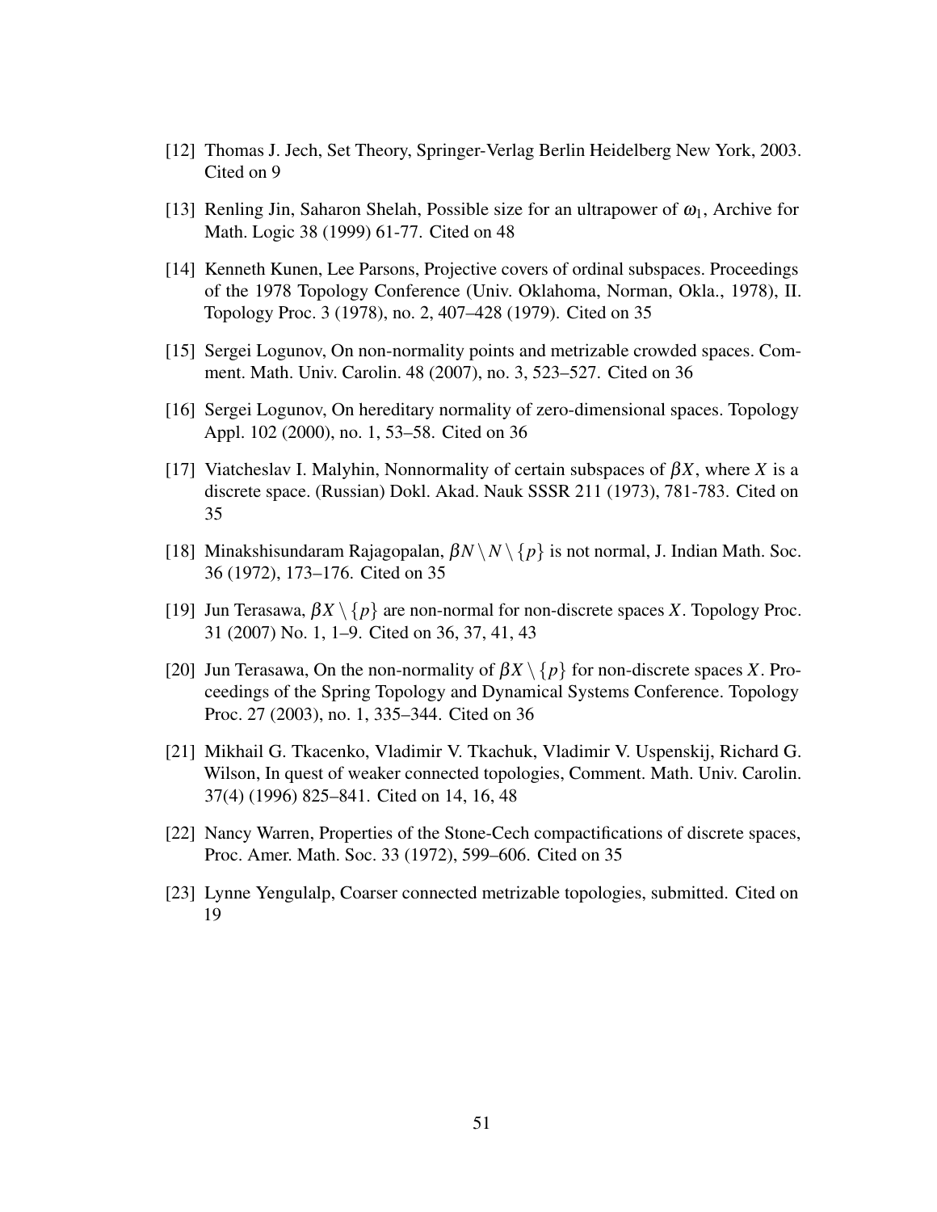[12] Thomas J. Jech, Set Theory, Springer-Verlag Berlin Heidelberg New York, 2003. Cited on 9

[13] Renling Jin, Saharon Shelah, Possible size for an ultrapower of $\omega_1$, Archive for Math. Logic 38 (1999) 61-77. Cited on 48

[14] Kenneth Kunen, Lee Parsons, Projective covers of ordinal subspaces. Proceedings of the 1978 Topology Conference (Univ. Oklahoma, Norman, Okla., 1978), II. Topology Proc. 3 (1978), no. 2, 407–428 (1979). Cited on 35

[15] Sergei Logunov, On non-normality points and metrizable crowded spaces. Comment. Math. Univ. Carolin. 48 (2007), no. 3, 523–527. Cited on 36

[16] Sergei Logunov, On hereditary normality of zero-dimensional spaces. Topology Appl. 102 (2000), no. 1, 53–58. Cited on 36

[17] Viatcheslav I. Malyhin, Nonnormality of certain subspaces of $\beta X$, where $X$ is a discrete space. (Russian) Dokl. Akad. Nauk SSSR 211 (1973), 781-783. Cited on 35

[18] Minakshisundaram Rajagopalan, $\beta N \setminus N \setminus \{p\}$ is not normal, J. Indian Math. Soc. 36 (1972), 173–176. Cited on 35

[19] Jun Terasawa, $\beta X \setminus \{p\}$ are non-normal for non-discrete spaces $X$. Topology Proc. 31 (2007) No. 1, 1–9. Cited on 36, 37, 41, 43

[20] Jun Terasawa, On the non-normality of $\beta X \setminus \{p\}$ for non-discrete spaces $X$. Proceedings of the Spring Topology and Dynamical Systems Conference. Topology Proc. 27 (2003), no. 1, 335–344. Cited on 36

[21] Mikhail G. Tkacenko, Vladimir V. Tkachuk, Vladimir V. Uspenskij, Richard G. Wilson, In quest of weaker connected topologies, Comment. Math. Univ. Carolin. 37(4) (1996) 825–841. Cited on 14, 16, 48

[22] Nancy Warren, Properties of the Stone-Cech compactifications of discrete spaces, Proc. Amer. Math. Soc. 33 (1972), 599–606. Cited on 35

[23] Lynne Yengulalp, Coarser connected metrizable topologies, submitted. Cited on 19